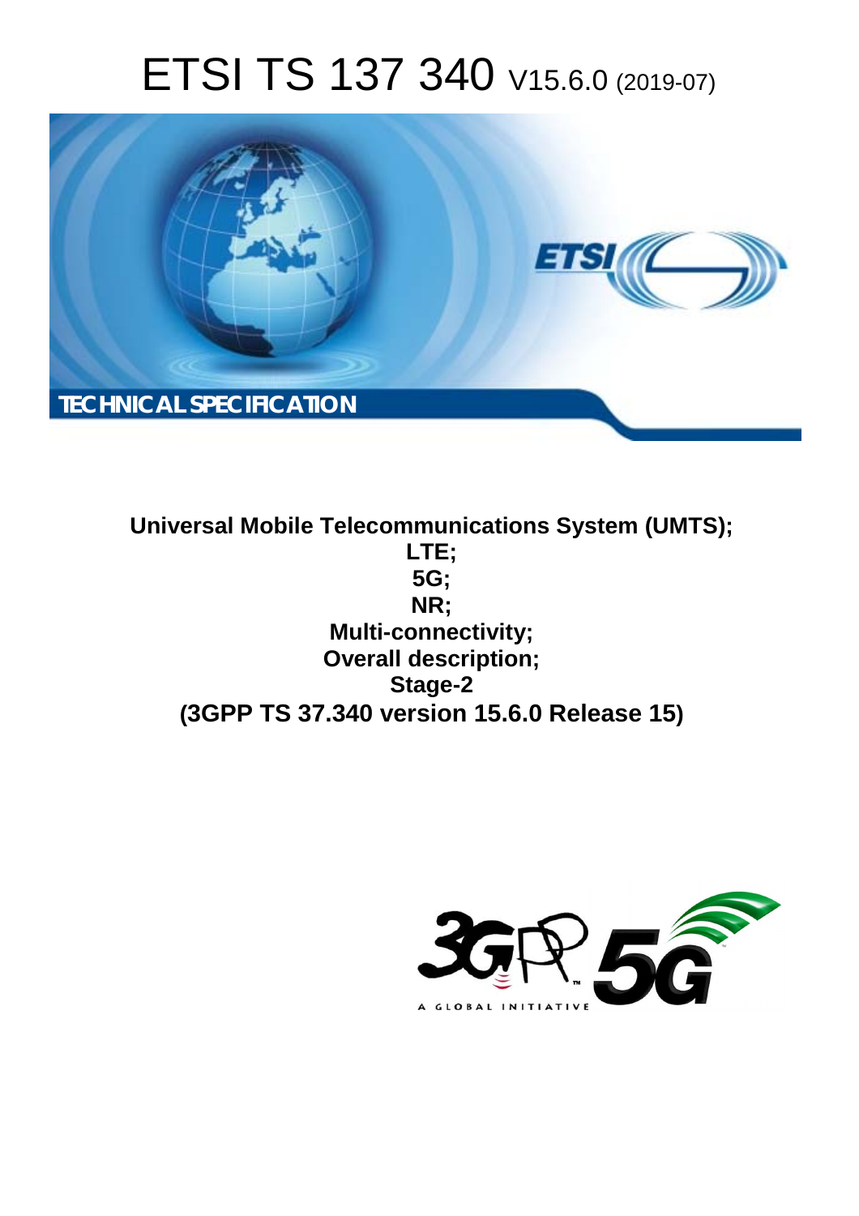# ETSI TS 137 340 V15.6.0 (2019-07)

**TECHNICAL SPECIFICATION**

**Universal Mobile Telecommunications System (UMTS); LTE; 5G; NR; Multi-connectivity; Overall description; Stage-2 (3GPP TS 37.340 version 15.6.0 Release 15)**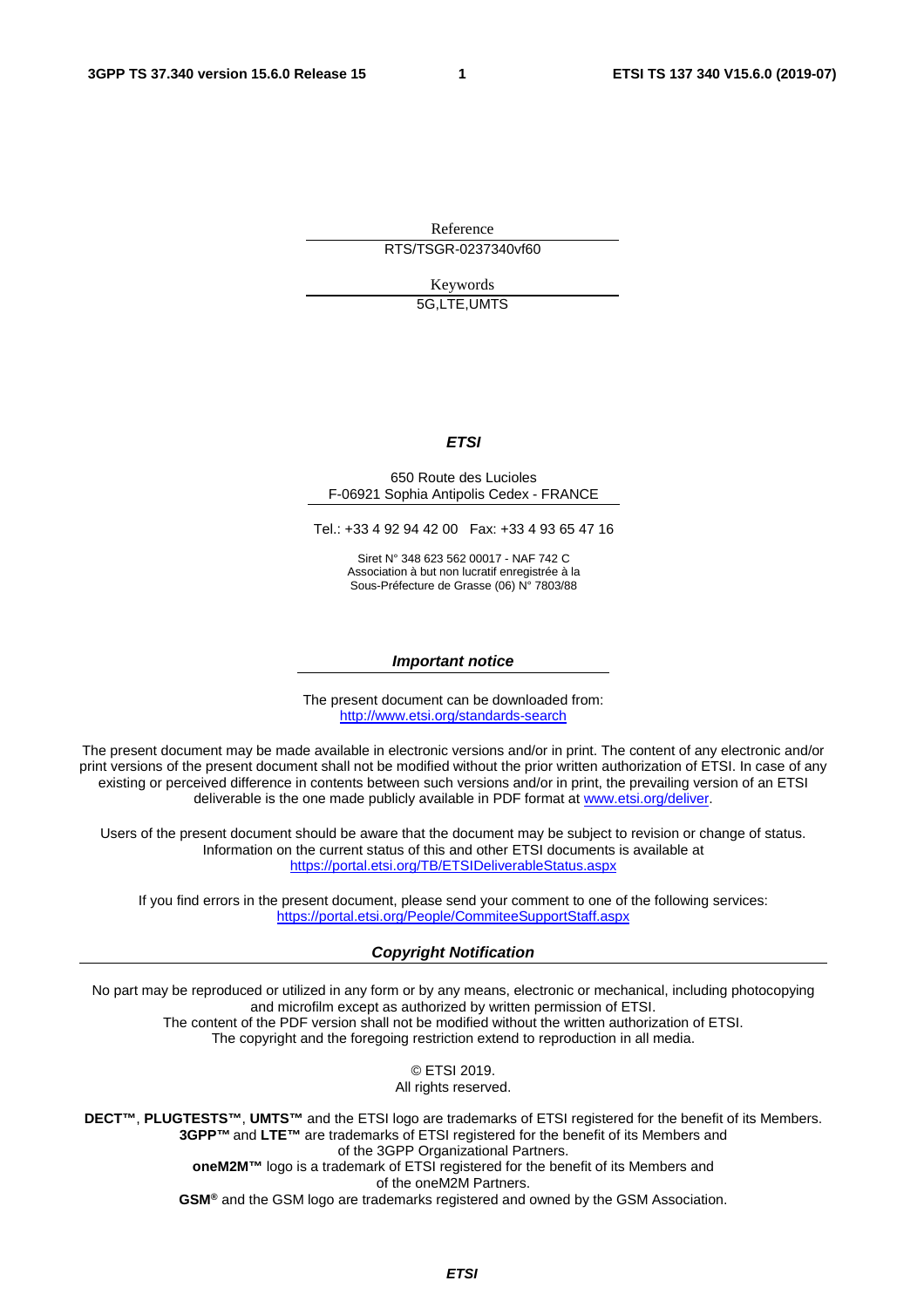Reference

RTS/TSGR-0237340vf60

Keywords

5G,LTE,UMTS

***ETSI***

650 Route des Lucioles
F-06921 Sophia Antipolis Cedex - FRANCE

Tel.: +33 4 92 94 42 00   Fax: +33 4 93 65 47 16

Siret N° 348 623 562 00017 - NAF 742 C
Association à but non lucratif enregistrée à la
Sous-Préfecture de Grasse (06) N° 7803/88

***Important notice***

The present document can be downloaded from:
http://www.etsi.org/standards-search

The present document may be made available in electronic versions and/or in print. The content of any electronic and/or print versions of the present document shall not be modified without the prior written authorization of ETSI. In case of any existing or perceived difference in contents between such versions and/or in print, the prevailing version of an ETSI deliverable is the one made publicly available in PDF format at www.etsi.org/deliver.

Users of the present document should be aware that the document may be subject to revision or change of status. Information on the current status of this and other ETSI documents is available at
https://portal.etsi.org/TB/ETSIDeliverableStatus.aspx

If you find errors in the present document, please send your comment to one of the following services:
https://portal.etsi.org/People/CommiteeSupportStaff.aspx

***Copyright Notification***

No part may be reproduced or utilized in any form or by any means, electronic or mechanical, including photocopying and microfilm except as authorized by written permission of ETSI.
The content of the PDF version shall not be modified without the written authorization of ETSI.
The copyright and the foregoing restriction extend to reproduction in all media.

© ETSI 2019.
All rights reserved.

**DECT™**, **PLUGTESTS™**, **UMTS™** and the ETSI logo are trademarks of ETSI registered for the benefit of its Members.
**3GPP™** and **LTE™** are trademarks of ETSI registered for the benefit of its Members and of the 3GPP Organizational Partners.
**oneM2M™** logo is a trademark of ETSI registered for the benefit of its Members and of the oneM2M Partners.
**GSM®** and the GSM logo are trademarks registered and owned by the GSM Association.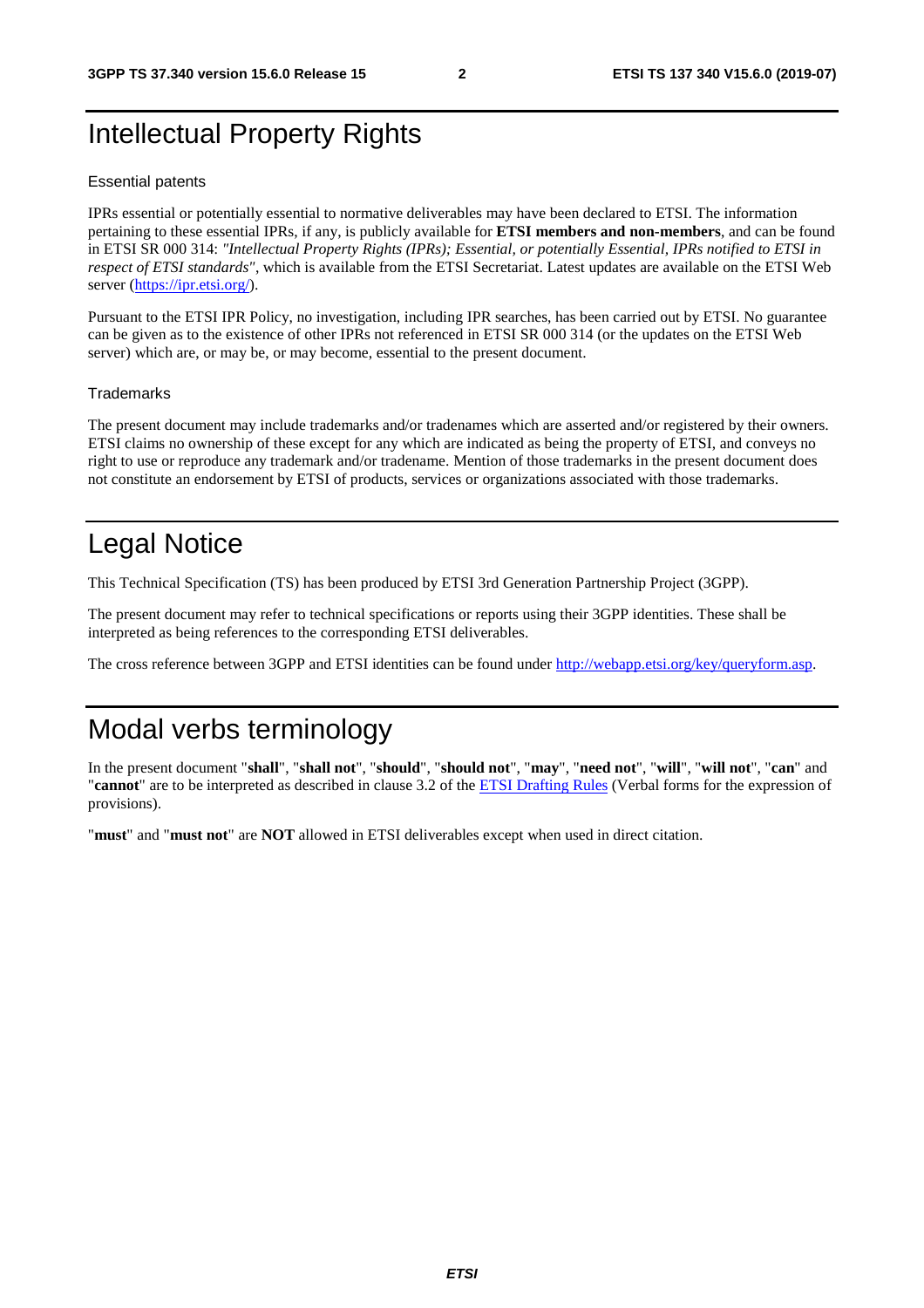# Intellectual Property Rights

## Essential patents

IPRs essential or potentially essential to normative deliverables may have been declared to ETSI. The information pertaining to these essential IPRs, if any, is publicly available for **ETSI members and non-members**, and can be found in ETSI SR 000 314: *"Intellectual Property Rights (IPRs); Essential, or potentially Essential, IPRs notified to ETSI in respect of ETSI standards"*, which is available from the ETSI Secretariat. Latest updates are available on the ETSI Web server (https://ipr.etsi.org/).

Pursuant to the ETSI IPR Policy, no investigation, including IPR searches, has been carried out by ETSI. No guarantee can be given as to the existence of other IPRs not referenced in ETSI SR 000 314 (or the updates on the ETSI Web server) which are, or may be, or may become, essential to the present document.

## Trademarks

The present document may include trademarks and/or tradenames which are asserted and/or registered by their owners. ETSI claims no ownership of these except for any which are indicated as being the property of ETSI, and conveys no right to use or reproduce any trademark and/or tradename. Mention of those trademarks in the present document does not constitute an endorsement by ETSI of products, services or organizations associated with those trademarks.

# Legal Notice

This Technical Specification (TS) has been produced by ETSI 3rd Generation Partnership Project (3GPP).

The present document may refer to technical specifications or reports using their 3GPP identities. These shall be interpreted as being references to the corresponding ETSI deliverables.

The cross reference between 3GPP and ETSI identities can be found under http://webapp.etsi.org/key/queryform.asp.

# Modal verbs terminology

In the present document "**shall**", "**shall not**", "**should**", "**should not**", "**may**", "**need not**", "**will**", "**will not**", "**can**" and "**cannot**" are to be interpreted as described in clause 3.2 of the ETSI Drafting Rules (Verbal forms for the expression of provisions).

"**must**" and "**must not**" are **NOT** allowed in ETSI deliverables except when used in direct citation.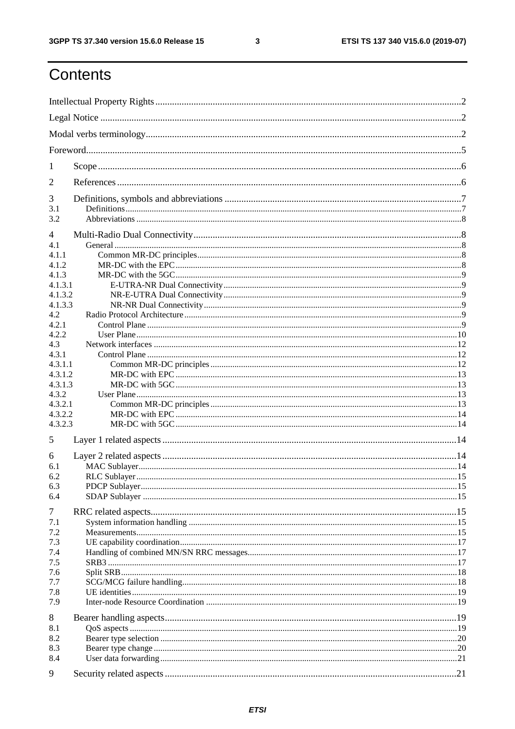# Contents

Intellectual Property Rights ..... 2

Legal Notice ..... 2

Modal verbs terminology ..... 2

Foreword ..... 5

1 Scope ..... 6

2 References ..... 6

3 Definitions, symbols and abbreviations ..... 7
- 3.1 Definitions ..... 7
- 3.2 Abbreviations ..... 8

4 Multi-Radio Dual Connectivity ..... 8
- 4.1 General ..... 8
- 4.1.1 Common MR-DC principles ..... 8
- 4.1.2 MR-DC with the EPC ..... 8
- 4.1.3 MR-DC with the 5GC ..... 9
- 4.1.3.1 E-UTRA-NR Dual Connectivity ..... 9
- 4.1.3.2 NR-E-UTRA Dual Connectivity ..... 9
- 4.1.3.3 NR-NR Dual Connectivity ..... 9
- 4.2 Radio Protocol Architecture ..... 9
- 4.2.1 Control Plane ..... 9
- 4.2.2 User Plane ..... 10
- 4.3 Network interfaces ..... 12
- 4.3.1 Control Plane ..... 12
- 4.3.1.1 Common MR-DC principles ..... 12
- 4.3.1.2 MR-DC with EPC ..... 13
- 4.3.1.3 MR-DC with 5GC ..... 13
- 4.3.2 User Plane ..... 13
- 4.3.2.1 Common MR-DC principles ..... 13
- 4.3.2.2 MR-DC with EPC ..... 14
- 4.3.2.3 MR-DC with 5GC ..... 14

5 Layer 1 related aspects ..... 14

6 Layer 2 related aspects ..... 14
- 6.1 MAC Sublayer ..... 14
- 6.2 RLC Sublayer ..... 15
- 6.3 PDCP Sublayer ..... 15
- 6.4 SDAP Sublayer ..... 15

7 RRC related aspects ..... 15
- 7.1 System information handling ..... 15
- 7.2 Measurements ..... 15
- 7.3 UE capability coordination ..... 17
- 7.4 Handling of combined MN/SN RRC messages ..... 17
- 7.5 SRB3 ..... 17
- 7.6 Split SRB ..... 18
- 7.7 SCG/MCG failure handling ..... 18
- 7.8 UE identities ..... 19
- 7.9 Inter-node Resource Coordination ..... 19

8 Bearer handling aspects ..... 19
- 8.1 QoS aspects ..... 19
- 8.2 Bearer type selection ..... 20
- 8.3 Bearer type change ..... 20
- 8.4 User data forwarding ..... 21

9 Security related aspects ..... 21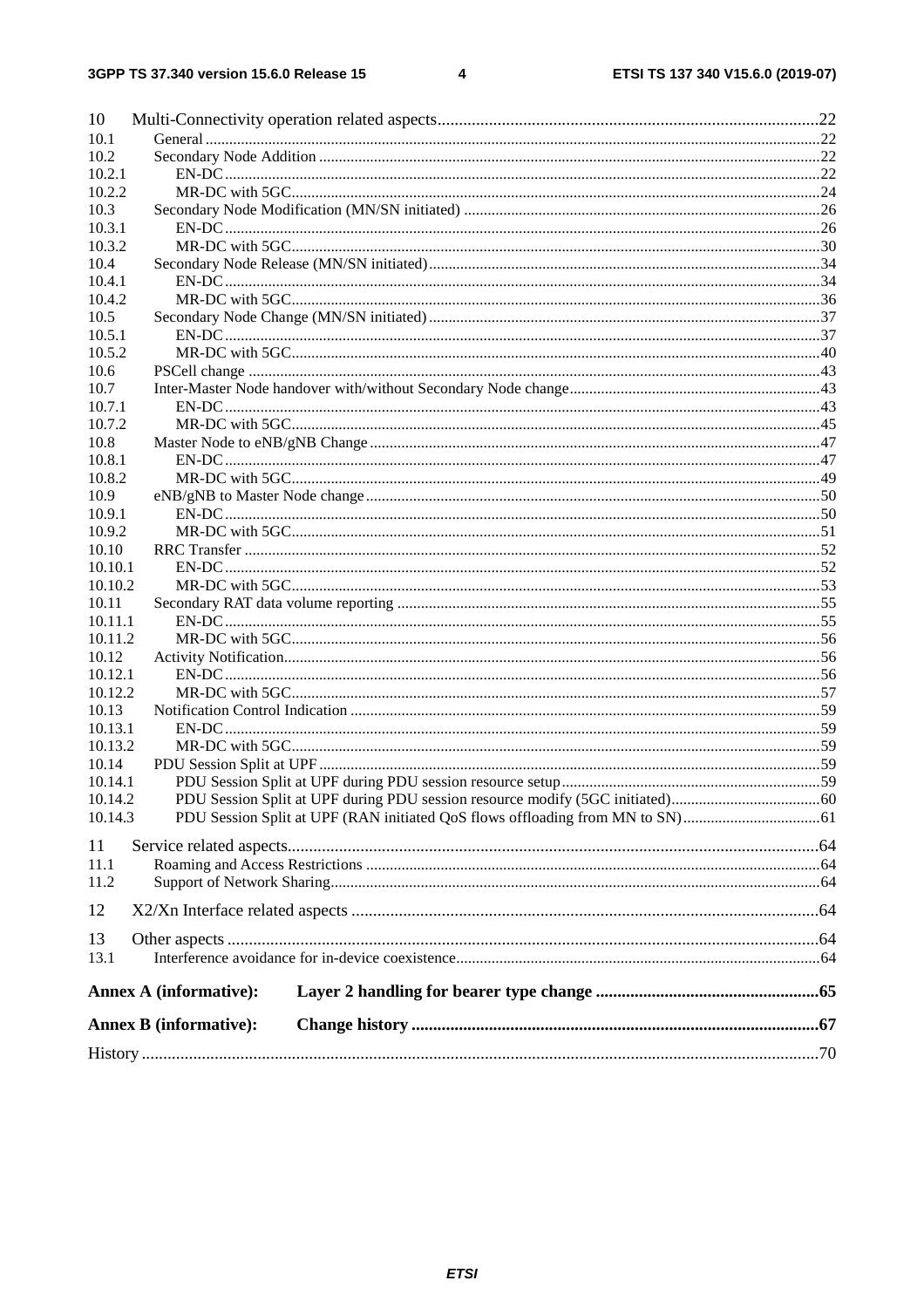10 Multi-Connectivity operation related aspects ..... 22
10.1 General ..... 22
10.2 Secondary Node Addition ..... 22
10.2.1 EN-DC ..... 22
10.2.2 MR-DC with 5GC ..... 24
10.3 Secondary Node Modification (MN/SN initiated) ..... 26
10.3.1 EN-DC ..... 26
10.3.2 MR-DC with 5GC ..... 30
10.4 Secondary Node Release (MN/SN initiated) ..... 34
10.4.1 EN-DC ..... 34
10.4.2 MR-DC with 5GC ..... 36
10.5 Secondary Node Change (MN/SN initiated) ..... 37
10.5.1 EN-DC ..... 37
10.5.2 MR-DC with 5GC ..... 40
10.6 PSCell change ..... 43
10.7 Inter-Master Node handover with/without Secondary Node change ..... 43
10.7.1 EN-DC ..... 43
10.7.2 MR-DC with 5GC ..... 45
10.8 Master Node to eNB/gNB Change ..... 47
10.8.1 EN-DC ..... 47
10.8.2 MR-DC with 5GC ..... 49
10.9 eNB/gNB to Master Node change ..... 50
10.9.1 EN-DC ..... 50
10.9.2 MR-DC with 5GC ..... 51
10.10 RRC Transfer ..... 52
10.10.1 EN-DC ..... 52
10.10.2 MR-DC with 5GC ..... 53
10.11 Secondary RAT data volume reporting ..... 55
10.11.1 EN-DC ..... 55
10.11.2 MR-DC with 5GC ..... 56
10.12 Activity Notification ..... 56
10.12.1 EN-DC ..... 56
10.12.2 MR-DC with 5GC ..... 57
10.13 Notification Control Indication ..... 59
10.13.1 EN-DC ..... 59
10.13.2 MR-DC with 5GC ..... 59
10.14 PDU Session Split at UPF ..... 59
10.14.1 PDU Session Split at UPF during PDU session resource setup ..... 59
10.14.2 PDU Session Split at UPF during PDU session resource modify (5GC initiated) ..... 60
10.14.3 PDU Session Split at UPF (RAN initiated QoS flows offloading from MN to SN) ..... 61

11 Service related aspects ..... 64
11.1 Roaming and Access Restrictions ..... 64
11.2 Support of Network Sharing ..... 64

12 X2/Xn Interface related aspects ..... 64

13 Other aspects ..... 64
13.1 Interference avoidance for in-device coexistence ..... 64

**Annex A (informative): Layer 2 handling for bearer type change** ..... 65

**Annex B (informative): Change history** ..... 67

History ..... 70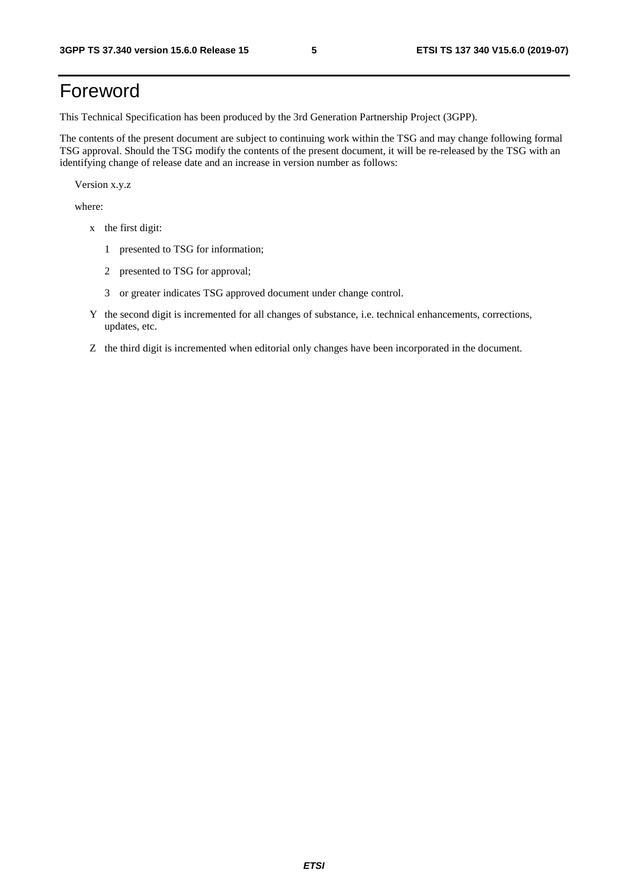# Foreword

This Technical Specification has been produced by the 3rd Generation Partnership Project (3GPP).

The contents of the present document are subject to continuing work within the TSG and may change following formal TSG approval. Should the TSG modify the contents of the present document, it will be re-released by the TSG with an identifying change of release date and an increase in version number as follows:

Version x.y.z

where:

- x the first digit:
  - 1 presented to TSG for information;
  - 2 presented to TSG for approval;
  - 3 or greater indicates TSG approved document under change control.
- Y the second digit is incremented for all changes of substance, i.e. technical enhancements, corrections, updates, etc.
- Z the third digit is incremented when editorial only changes have been incorporated in the document.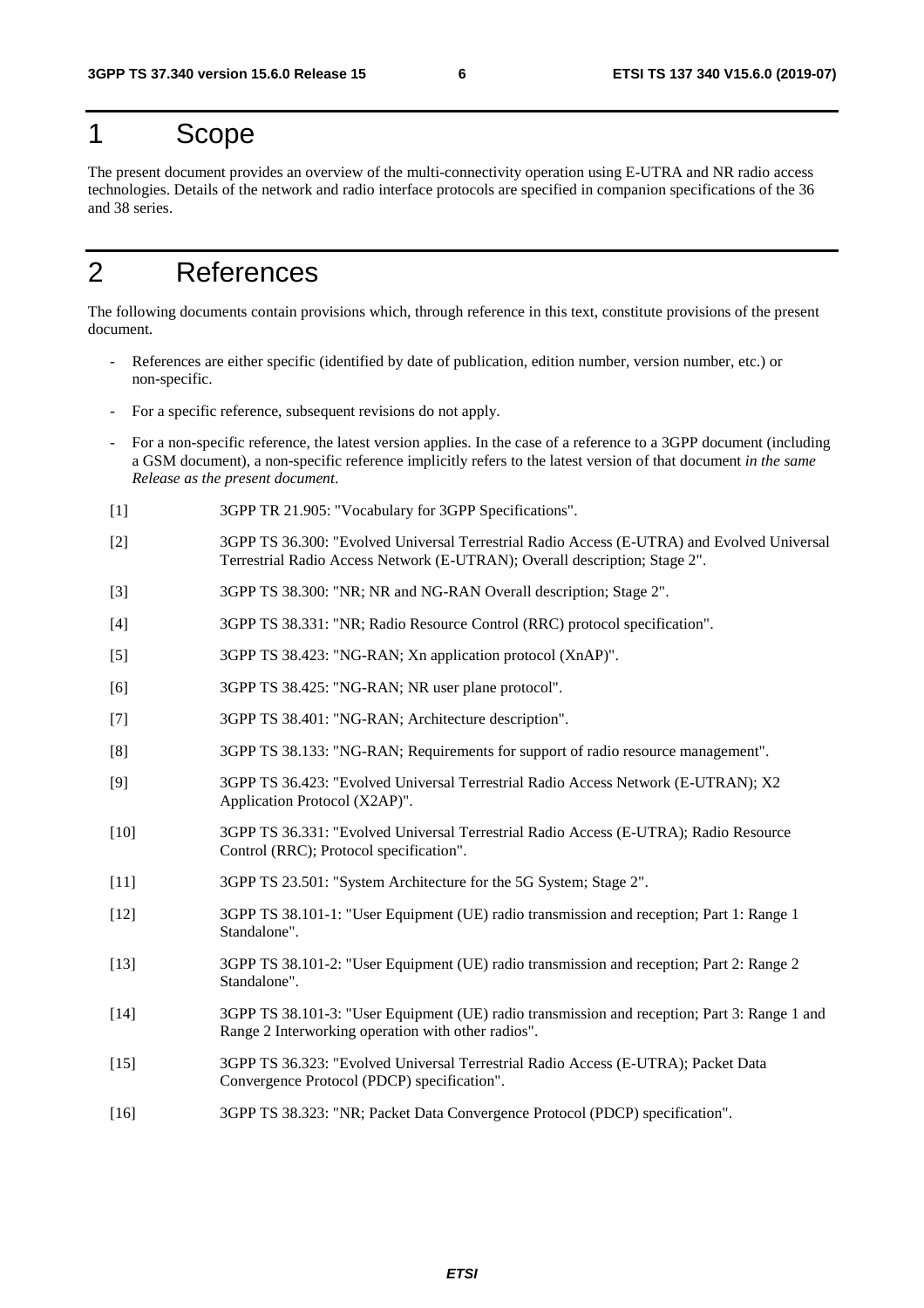# 1 Scope

The present document provides an overview of the multi-connectivity operation using E-UTRA and NR radio access technologies. Details of the network and radio interface protocols are specified in companion specifications of the 36 and 38 series.

# 2 References

The following documents contain provisions which, through reference in this text, constitute provisions of the present document.

- References are either specific (identified by date of publication, edition number, version number, etc.) or non-specific.
- For a specific reference, subsequent revisions do not apply.
- For a non-specific reference, the latest version applies. In the case of a reference to a 3GPP document (including a GSM document), a non-specific reference implicitly refers to the latest version of that document *in the same Release as the present document*.

[1] 3GPP TR 21.905: "Vocabulary for 3GPP Specifications".

[2] 3GPP TS 36.300: "Evolved Universal Terrestrial Radio Access (E-UTRA) and Evolved Universal Terrestrial Radio Access Network (E-UTRAN); Overall description; Stage 2".

[3] 3GPP TS 38.300: "NR; NR and NG-RAN Overall description; Stage 2".

[4] 3GPP TS 38.331: "NR; Radio Resource Control (RRC) protocol specification".

[5] 3GPP TS 38.423: "NG-RAN; Xn application protocol (XnAP)".

[6] 3GPP TS 38.425: "NG-RAN; NR user plane protocol".

[7] 3GPP TS 38.401: "NG-RAN; Architecture description".

[8] 3GPP TS 38.133: "NG-RAN; Requirements for support of radio resource management".

[9] 3GPP TS 36.423: "Evolved Universal Terrestrial Radio Access Network (E-UTRAN); X2 Application Protocol (X2AP)".

[10] 3GPP TS 36.331: "Evolved Universal Terrestrial Radio Access (E-UTRA); Radio Resource Control (RRC); Protocol specification".

[11] 3GPP TS 23.501: "System Architecture for the 5G System; Stage 2".

[12] 3GPP TS 38.101-1: "User Equipment (UE) radio transmission and reception; Part 1: Range 1 Standalone".

[13] 3GPP TS 38.101-2: "User Equipment (UE) radio transmission and reception; Part 2: Range 2 Standalone".

[14] 3GPP TS 38.101-3: "User Equipment (UE) radio transmission and reception; Part 3: Range 1 and Range 2 Interworking operation with other radios".

[15] 3GPP TS 36.323: "Evolved Universal Terrestrial Radio Access (E-UTRA); Packet Data Convergence Protocol (PDCP) specification".

[16] 3GPP TS 38.323: "NR; Packet Data Convergence Protocol (PDCP) specification".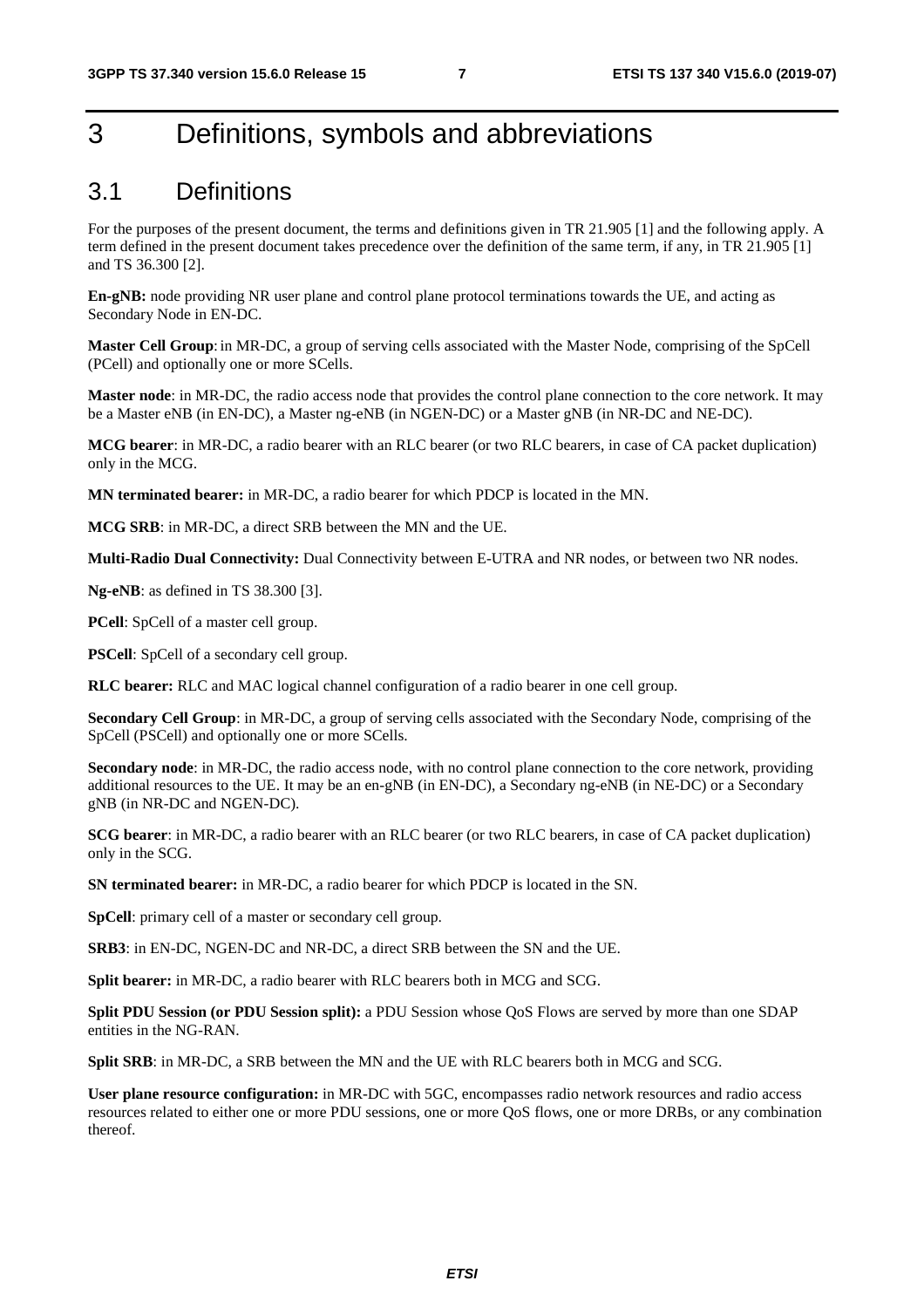# 3 Definitions, symbols and abbreviations

## 3.1 Definitions

For the purposes of the present document, the terms and definitions given in TR 21.905 [1] and the following apply. A term defined in the present document takes precedence over the definition of the same term, if any, in TR 21.905 [1] and TS 36.300 [2].

**En-gNB:** node providing NR user plane and control plane protocol terminations towards the UE, and acting as Secondary Node in EN-DC.

**Master Cell Group**: in MR-DC, a group of serving cells associated with the Master Node, comprising of the SpCell (PCell) and optionally one or more SCells.

**Master node**: in MR-DC, the radio access node that provides the control plane connection to the core network. It may be a Master eNB (in EN-DC), a Master ng-eNB (in NGEN-DC) or a Master gNB (in NR-DC and NE-DC).

**MCG bearer**: in MR-DC, a radio bearer with an RLC bearer (or two RLC bearers, in case of CA packet duplication) only in the MCG.

**MN terminated bearer:** in MR-DC, a radio bearer for which PDCP is located in the MN.

**MCG SRB**: in MR-DC, a direct SRB between the MN and the UE.

**Multi-Radio Dual Connectivity:** Dual Connectivity between E-UTRA and NR nodes, or between two NR nodes.

**Ng-eNB**: as defined in TS 38.300 [3].

**PCell**: SpCell of a master cell group.

**PSCell**: SpCell of a secondary cell group.

**RLC bearer:** RLC and MAC logical channel configuration of a radio bearer in one cell group.

**Secondary Cell Group**: in MR-DC, a group of serving cells associated with the Secondary Node, comprising of the SpCell (PSCell) and optionally one or more SCells.

**Secondary node**: in MR-DC, the radio access node, with no control plane connection to the core network, providing additional resources to the UE. It may be an en-gNB (in EN-DC), a Secondary ng-eNB (in NE-DC) or a Secondary gNB (in NR-DC and NGEN-DC).

**SCG bearer**: in MR-DC, a radio bearer with an RLC bearer (or two RLC bearers, in case of CA packet duplication) only in the SCG.

**SN terminated bearer:** in MR-DC, a radio bearer for which PDCP is located in the SN.

**SpCell**: primary cell of a master or secondary cell group.

**SRB3**: in EN-DC, NGEN-DC and NR-DC, a direct SRB between the SN and the UE.

**Split bearer:** in MR-DC, a radio bearer with RLC bearers both in MCG and SCG.

**Split PDU Session (or PDU Session split):** a PDU Session whose QoS Flows are served by more than one SDAP entities in the NG-RAN.

**Split SRB**: in MR-DC, a SRB between the MN and the UE with RLC bearers both in MCG and SCG.

**User plane resource configuration:** in MR-DC with 5GC, encompasses radio network resources and radio access resources related to either one or more PDU sessions, one or more QoS flows, one or more DRBs, or any combination thereof.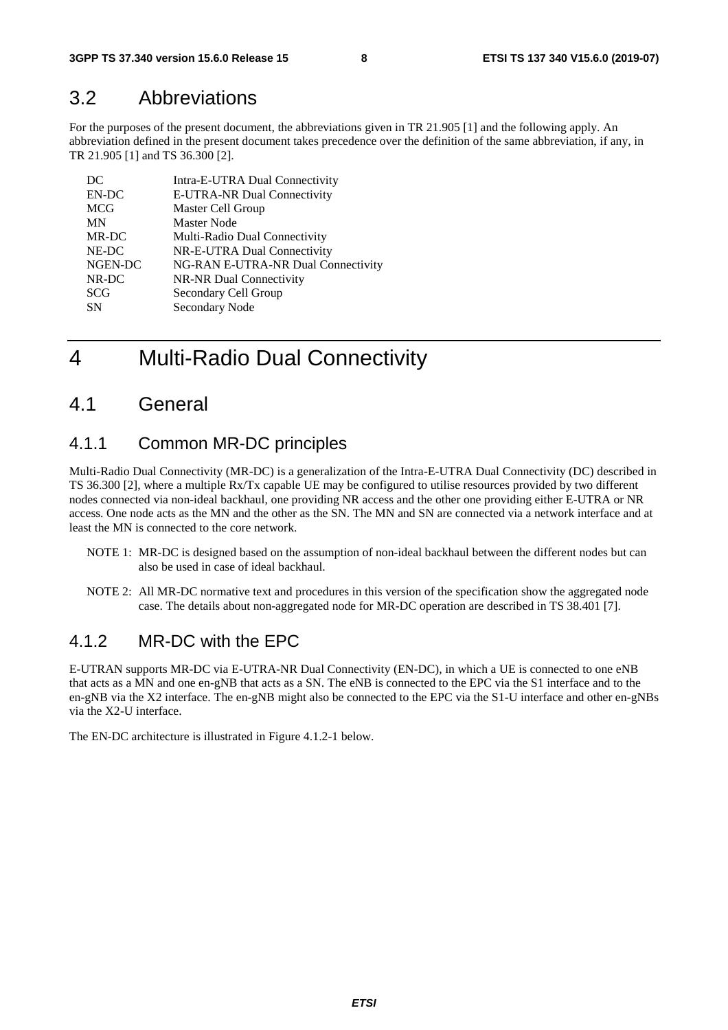## 3.2 Abbreviations

For the purposes of the present document, the abbreviations given in TR 21.905 [1] and the following apply. An abbreviation defined in the present document takes precedence over the definition of the same abbreviation, if any, in TR 21.905 [1] and TS 36.300 [2].

| | |
|---|---|
| DC | Intra-E-UTRA Dual Connectivity |
| EN-DC | E-UTRA-NR Dual Connectivity |
| MCG | Master Cell Group |
| MN | Master Node |
| MR-DC | Multi-Radio Dual Connectivity |
| NE-DC | NR-E-UTRA Dual Connectivity |
| NGEN-DC | NG-RAN E-UTRA-NR Dual Connectivity |
| NR-DC | NR-NR Dual Connectivity |
| SCG | Secondary Cell Group |
| SN | Secondary Node |

# 4 Multi-Radio Dual Connectivity

## 4.1 General

### 4.1.1 Common MR-DC principles

Multi-Radio Dual Connectivity (MR-DC) is a generalization of the Intra-E-UTRA Dual Connectivity (DC) described in TS 36.300 [2], where a multiple Rx/Tx capable UE may be configured to utilise resources provided by two different nodes connected via non-ideal backhaul, one providing NR access and the other one providing either E-UTRA or NR access. One node acts as the MN and the other as the SN. The MN and SN are connected via a network interface and at least the MN is connected to the core network.

NOTE 1: MR-DC is designed based on the assumption of non-ideal backhaul between the different nodes but can also be used in case of ideal backhaul.

NOTE 2: All MR-DC normative text and procedures in this version of the specification show the aggregated node case. The details about non-aggregated node for MR-DC operation are described in TS 38.401 [7].

### 4.1.2 MR-DC with the EPC

E-UTRAN supports MR-DC via E-UTRA-NR Dual Connectivity (EN-DC), in which a UE is connected to one eNB that acts as a MN and one en-gNB that acts as a SN. The eNB is connected to the EPC via the S1 interface and to the en-gNB via the X2 interface. The en-gNB might also be connected to the EPC via the S1-U interface and other en-gNBs via the X2-U interface.

The EN-DC architecture is illustrated in Figure 4.1.2-1 below.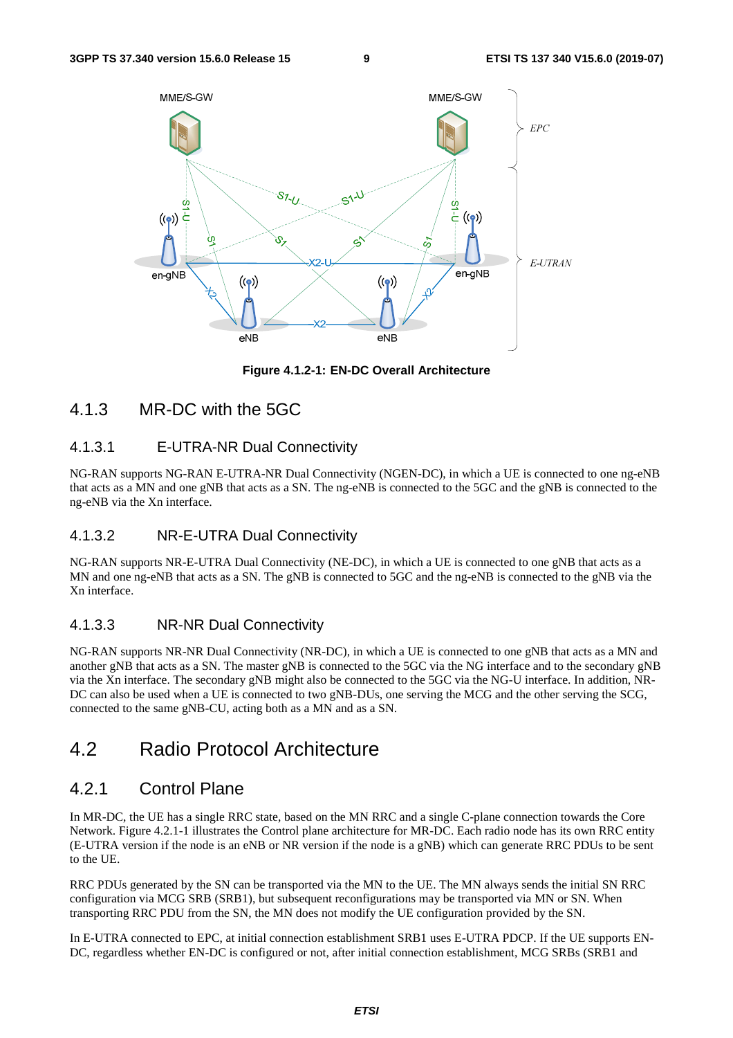Figure 4.1.2-1: EN-DC Overall Architecture

### 4.1.3 MR-DC with the 5GC

#### 4.1.3.1 E-UTRA-NR Dual Connectivity

NG-RAN supports NG-RAN E-UTRA-NR Dual Connectivity (NGEN-DC), in which a UE is connected to one ng-eNB that acts as a MN and one gNB that acts as a SN. The ng-eNB is connected to the 5GC and the gNB is connected to the ng-eNB via the Xn interface.

#### 4.1.3.2 NR-E-UTRA Dual Connectivity

NG-RAN supports NR-E-UTRA Dual Connectivity (NE-DC), in which a UE is connected to one gNB that acts as a MN and one ng-eNB that acts as a SN. The gNB is connected to 5GC and the ng-eNB is connected to the gNB via the Xn interface.

#### 4.1.3.3 NR-NR Dual Connectivity

NG-RAN supports NR-NR Dual Connectivity (NR-DC), in which a UE is connected to one gNB that acts as a MN and another gNB that acts as a SN. The master gNB is connected to the 5GC via the NG interface and to the secondary gNB via the Xn interface. The secondary gNB might also be connected to the 5GC via the NG-U interface. In addition, NR-DC can also be used when a UE is connected to two gNB-DUs, one serving the MCG and the other serving the SCG, connected to the same gNB-CU, acting both as a MN and as a SN.

## 4.2 Radio Protocol Architecture

### 4.2.1 Control Plane

In MR-DC, the UE has a single RRC state, based on the MN RRC and a single C-plane connection towards the Core Network. Figure 4.2.1-1 illustrates the Control plane architecture for MR-DC. Each radio node has its own RRC entity (E-UTRA version if the node is an eNB or NR version if the node is a gNB) which can generate RRC PDUs to be sent to the UE.

RRC PDUs generated by the SN can be transported via the MN to the UE. The MN always sends the initial SN RRC configuration via MCG SRB (SRB1), but subsequent reconfigurations may be transported via MN or SN. When transporting RRC PDU from the SN, the MN does not modify the UE configuration provided by the SN.

In E-UTRA connected to EPC, at initial connection establishment SRB1 uses E-UTRA PDCP. If the UE supports EN-DC, regardless whether EN-DC is configured or not, after initial connection establishment, MCG SRBs (SRB1 and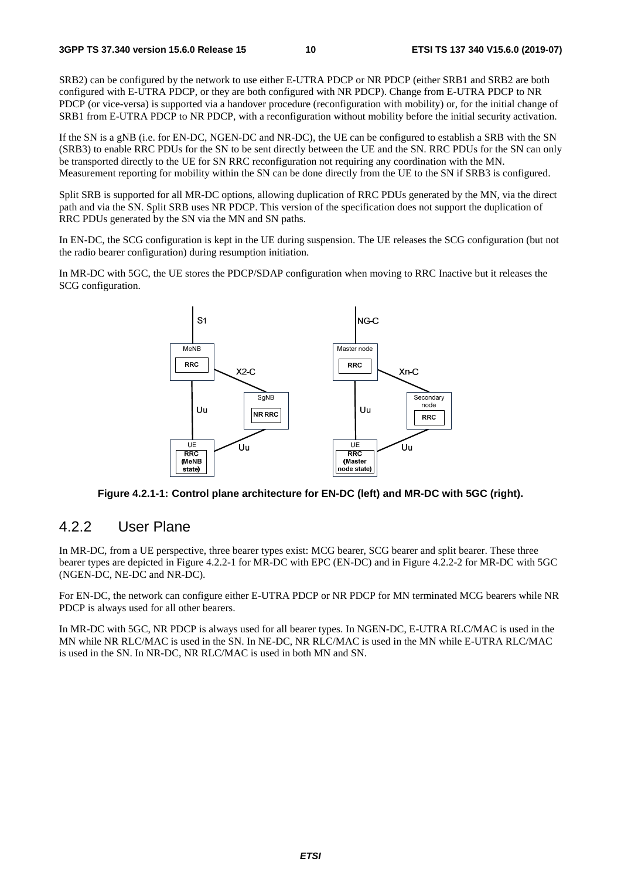SRB2) can be configured by the network to use either E-UTRA PDCP or NR PDCP (either SRB1 and SRB2 are both configured with E-UTRA PDCP, or they are both configured with NR PDCP). Change from E-UTRA PDCP to NR PDCP (or vice-versa) is supported via a handover procedure (reconfiguration with mobility) or, for the initial change of SRB1 from E-UTRA PDCP to NR PDCP, with a reconfiguration without mobility before the initial security activation.

If the SN is a gNB (i.e. for EN-DC, NGEN-DC and NR-DC), the UE can be configured to establish a SRB with the SN (SRB3) to enable RRC PDUs for the SN to be sent directly between the UE and the SN. RRC PDUs for the SN can only be transported directly to the UE for SN RRC reconfiguration not requiring any coordination with the MN. Measurement reporting for mobility within the SN can be done directly from the UE to the SN if SRB3 is configured.

Split SRB is supported for all MR-DC options, allowing duplication of RRC PDUs generated by the MN, via the direct path and via the SN. Split SRB uses NR PDCP. This version of the specification does not support the duplication of RRC PDUs generated by the SN via the MN and SN paths.

In EN-DC, the SCG configuration is kept in the UE during suspension. The UE releases the SCG configuration (but not the radio bearer configuration) during resumption initiation.

In MR-DC with 5GC, the UE stores the PDCP/SDAP configuration when moving to RRC Inactive but it releases the SCG configuration.

**Figure 4.2.1-1: Control plane architecture for EN-DC (left) and MR-DC with 5GC (right).**

## 4.2.2 User Plane

In MR-DC, from a UE perspective, three bearer types exist: MCG bearer, SCG bearer and split bearer. These three bearer types are depicted in Figure 4.2.2-1 for MR-DC with EPC (EN-DC) and in Figure 4.2.2-2 for MR-DC with 5GC (NGEN-DC, NE-DC and NR-DC).

For EN-DC, the network can configure either E-UTRA PDCP or NR PDCP for MN terminated MCG bearers while NR PDCP is always used for all other bearers.

In MR-DC with 5GC, NR PDCP is always used for all bearer types. In NGEN-DC, E-UTRA RLC/MAC is used in the MN while NR RLC/MAC is used in the SN. In NE-DC, NR RLC/MAC is used in the MN while E-UTRA RLC/MAC is used in the SN. In NR-DC, NR RLC/MAC is used in both MN and SN.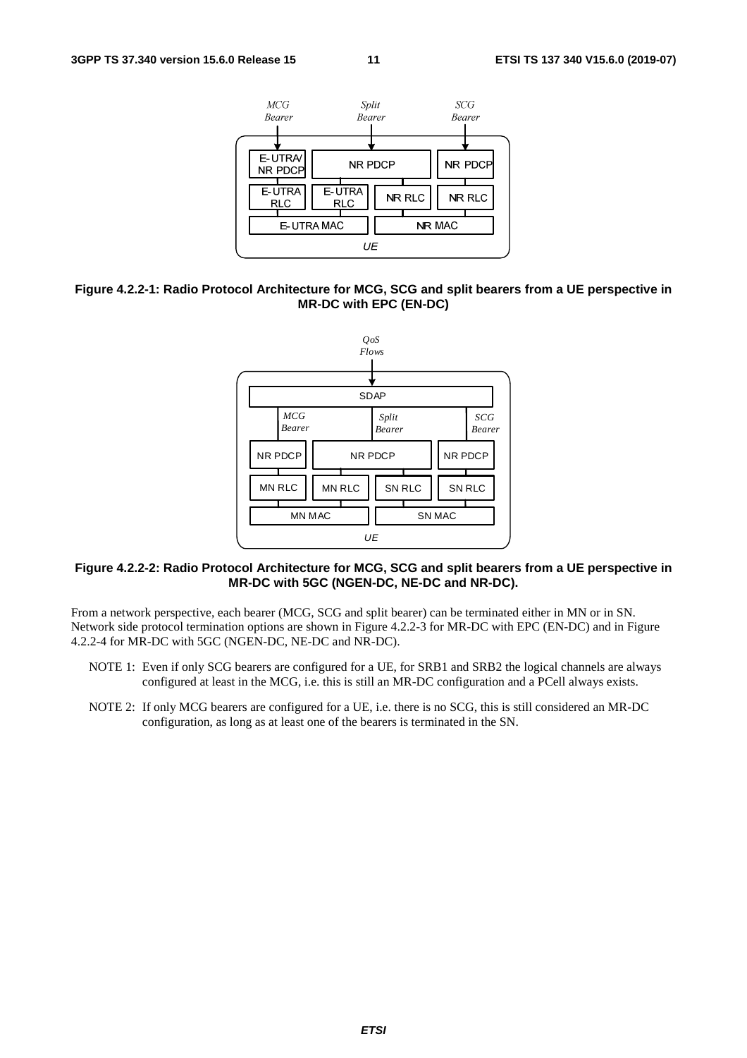**Figure 4.2.2-1: Radio Protocol Architecture for MCG, SCG and split bearers from a UE perspective in MR-DC with EPC (EN-DC)**

**Figure 4.2.2-2: Radio Protocol Architecture for MCG, SCG and split bearers from a UE perspective in MR-DC with 5GC (NGEN-DC, NE-DC and NR-DC).**

From a network perspective, each bearer (MCG, SCG and split bearer) can be terminated either in MN or in SN. Network side protocol termination options are shown in Figure 4.2.2-3 for MR-DC with EPC (EN-DC) and in Figure 4.2.2-4 for MR-DC with 5GC (NGEN-DC, NE-DC and NR-DC).

NOTE 1: Even if only SCG bearers are configured for a UE, for SRB1 and SRB2 the logical channels are always configured at least in the MCG, i.e. this is still an MR-DC configuration and a PCell always exists.

NOTE 2: If only MCG bearers are configured for a UE, i.e. there is no SCG, this is still considered an MR-DC configuration, as long as at least one of the bearers is terminated in the SN.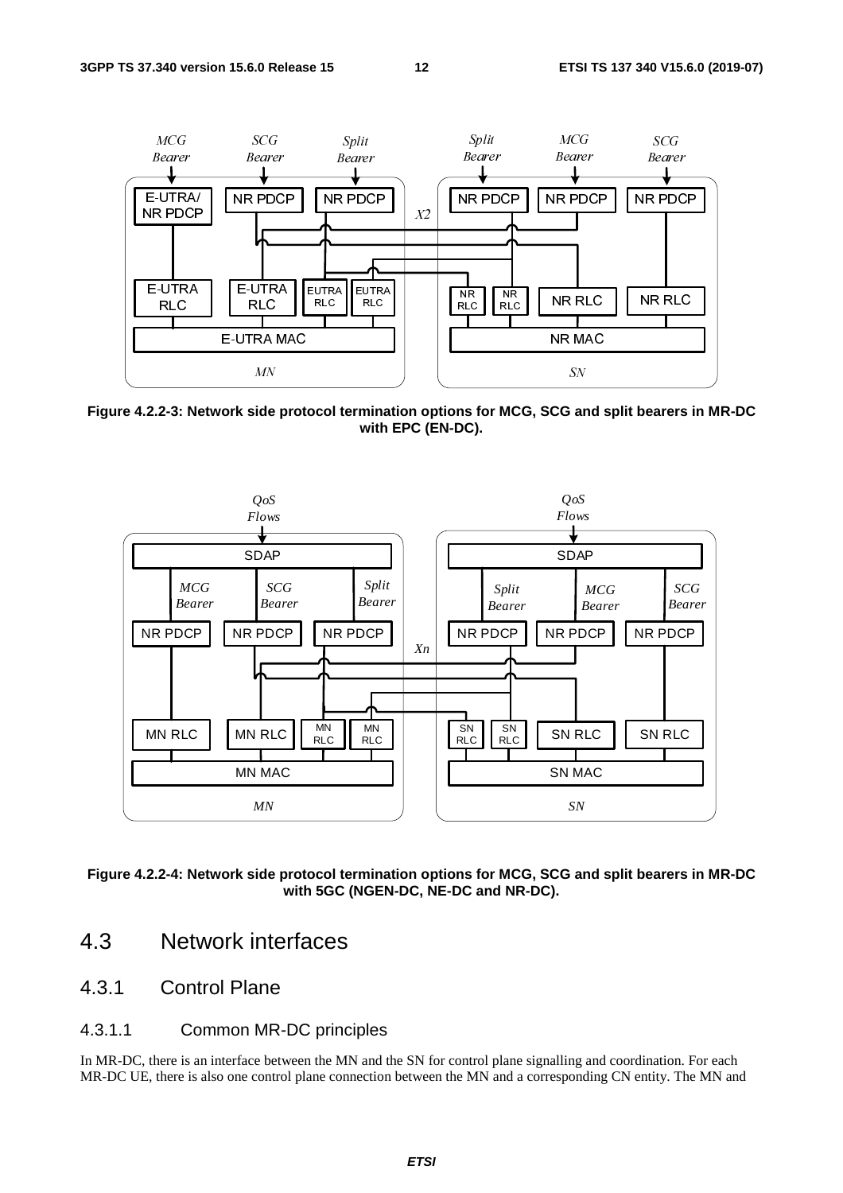Figure 4.2.2-3: Network side protocol termination options for MCG, SCG and split bearers in MR-DC with EPC (EN-DC).

Figure 4.2.2-4: Network side protocol termination options for MCG, SCG and split bearers in MR-DC with 5GC (NGEN-DC, NE-DC and NR-DC).

## 4.3 Network interfaces

### 4.3.1 Control Plane

#### 4.3.1.1 Common MR-DC principles

In MR-DC, there is an interface between the MN and the SN for control plane signalling and coordination. For each MR-DC UE, there is also one control plane connection between the MN and a corresponding CN entity. The MN and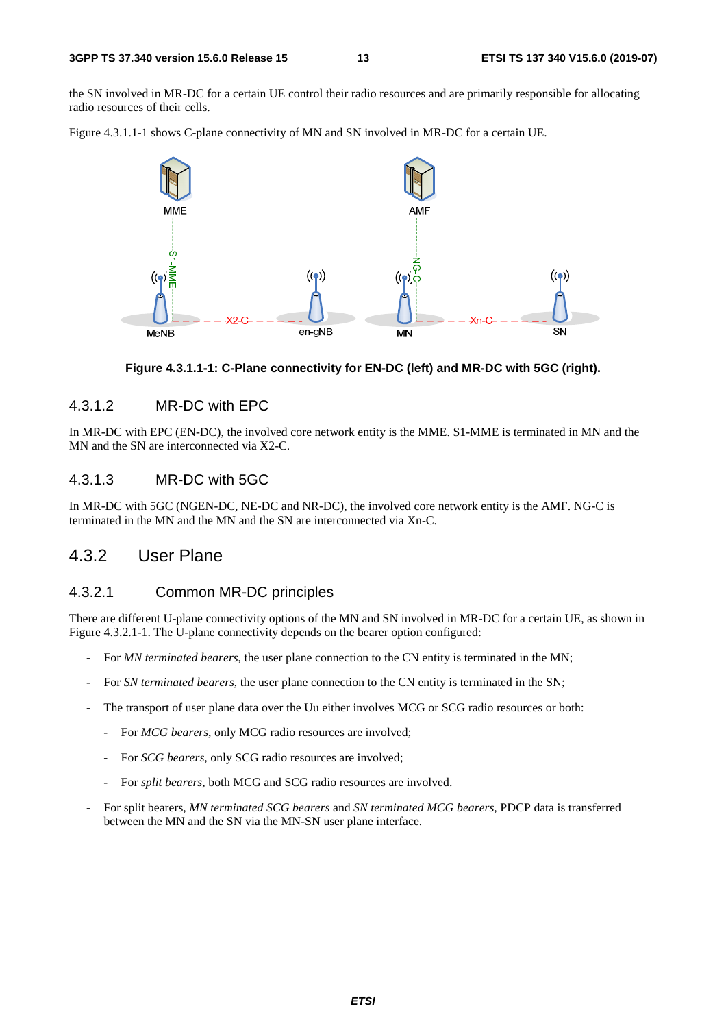the SN involved in MR-DC for a certain UE control their radio resources and are primarily responsible for allocating radio resources of their cells.

Figure 4.3.1.1-1 shows C-plane connectivity of MN and SN involved in MR-DC for a certain UE.

**Figure 4.3.1.1-1: C-Plane connectivity for EN-DC (left) and MR-DC with 5GC (right).**

#### 4.3.1.2 MR-DC with EPC

In MR-DC with EPC (EN-DC), the involved core network entity is the MME. S1-MME is terminated in MN and the MN and the SN are interconnected via X2-C.

#### 4.3.1.3 MR-DC with 5GC

In MR-DC with 5GC (NGEN-DC, NE-DC and NR-DC), the involved core network entity is the AMF. NG-C is terminated in the MN and the MN and the SN are interconnected via Xn-C.

### 4.3.2 User Plane

#### 4.3.2.1 Common MR-DC principles

There are different U-plane connectivity options of the MN and SN involved in MR-DC for a certain UE, as shown in Figure 4.3.2.1-1. The U-plane connectivity depends on the bearer option configured:

- For *MN terminated bearers*, the user plane connection to the CN entity is terminated in the MN;
- For *SN terminated bearers*, the user plane connection to the CN entity is terminated in the SN;
- The transport of user plane data over the Uu either involves MCG or SCG radio resources or both:
  - For *MCG bearers*, only MCG radio resources are involved;
  - For *SCG bearers*, only SCG radio resources are involved;
  - For *split bearers*, both MCG and SCG radio resources are involved.
- For split bearers, *MN terminated SCG bearers* and *SN terminated MCG bearers*, PDCP data is transferred between the MN and the SN via the MN-SN user plane interface.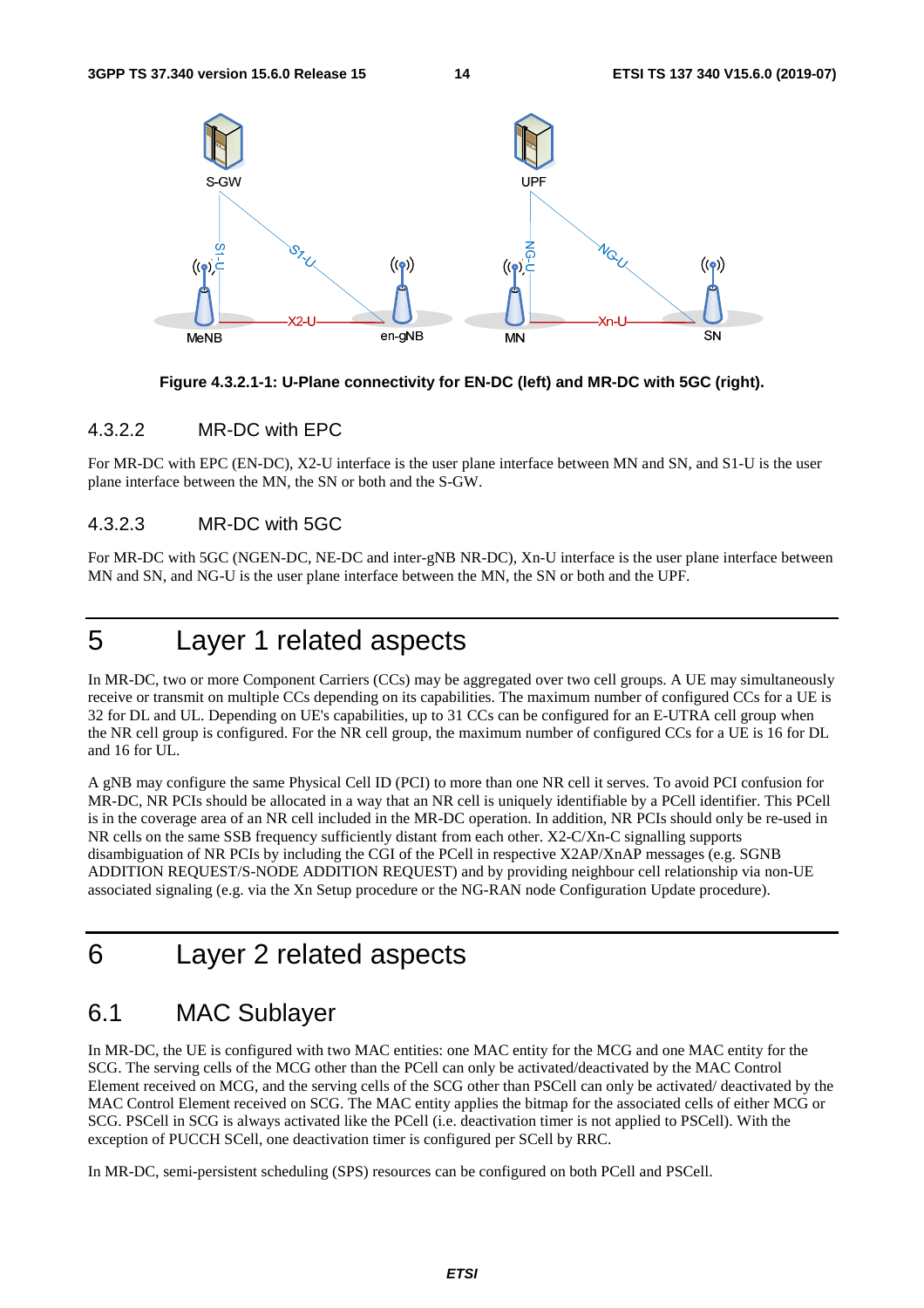Figure 4.3.2.1-1: U-Plane connectivity for EN-DC (left) and MR-DC with 5GC (right).

### 4.3.2.2 MR-DC with EPC

For MR-DC with EPC (EN-DC), X2-U interface is the user plane interface between MN and SN, and S1-U is the user plane interface between the MN, the SN or both and the S-GW.

### 4.3.2.3 MR-DC with 5GC

For MR-DC with 5GC (NGEN-DC, NE-DC and inter-gNB NR-DC), Xn-U interface is the user plane interface between MN and SN, and NG-U is the user plane interface between the MN, the SN or both and the UPF.

# 5 Layer 1 related aspects

In MR-DC, two or more Component Carriers (CCs) may be aggregated over two cell groups. A UE may simultaneously receive or transmit on multiple CCs depending on its capabilities. The maximum number of configured CCs for a UE is 32 for DL and UL. Depending on UE's capabilities, up to 31 CCs can be configured for an E-UTRA cell group when the NR cell group is configured. For the NR cell group, the maximum number of configured CCs for a UE is 16 for DL and 16 for UL.

A gNB may configure the same Physical Cell ID (PCI) to more than one NR cell it serves. To avoid PCI confusion for MR-DC, NR PCIs should be allocated in a way that an NR cell is uniquely identifiable by a PCell identifier. This PCell is in the coverage area of an NR cell included in the MR-DC operation. In addition, NR PCIs should only be re-used in NR cells on the same SSB frequency sufficiently distant from each other. X2-C/Xn-C signalling supports disambiguation of NR PCIs by including the CGI of the PCell in respective X2AP/XnAP messages (e.g. SGNB ADDITION REQUEST/S-NODE ADDITION REQUEST) and by providing neighbour cell relationship via non-UE associated signaling (e.g. via the Xn Setup procedure or the NG-RAN node Configuration Update procedure).

# 6 Layer 2 related aspects

## 6.1 MAC Sublayer

In MR-DC, the UE is configured with two MAC entities: one MAC entity for the MCG and one MAC entity for the SCG. The serving cells of the MCG other than the PCell can only be activated/deactivated by the MAC Control Element received on MCG, and the serving cells of the SCG other than PSCell can only be activated/ deactivated by the MAC Control Element received on SCG. The MAC entity applies the bitmap for the associated cells of either MCG or SCG. PSCell in SCG is always activated like the PCell (i.e. deactivation timer is not applied to PSCell). With the exception of PUCCH SCell, one deactivation timer is configured per SCell by RRC.

In MR-DC, semi-persistent scheduling (SPS) resources can be configured on both PCell and PSCell.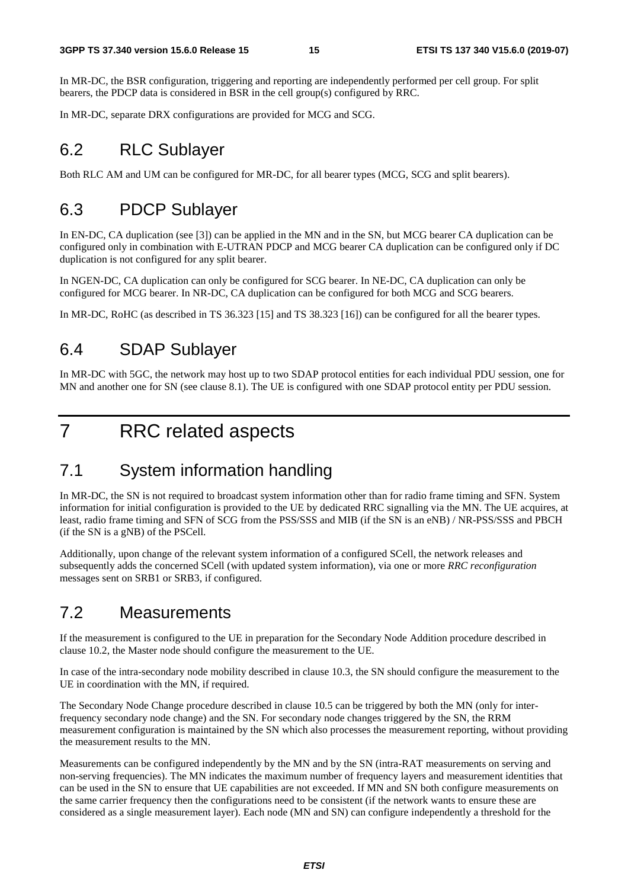In MR-DC, the BSR configuration, triggering and reporting are independently performed per cell group. For split bearers, the PDCP data is considered in BSR in the cell group(s) configured by RRC.

In MR-DC, separate DRX configurations are provided for MCG and SCG.

## 6.2 RLC Sublayer

Both RLC AM and UM can be configured for MR-DC, for all bearer types (MCG, SCG and split bearers).

## 6.3 PDCP Sublayer

In EN-DC, CA duplication (see [3]) can be applied in the MN and in the SN, but MCG bearer CA duplication can be configured only in combination with E-UTRAN PDCP and MCG bearer CA duplication can be configured only if DC duplication is not configured for any split bearer.

In NGEN-DC, CA duplication can only be configured for SCG bearer. In NE-DC, CA duplication can only be configured for MCG bearer. In NR-DC, CA duplication can be configured for both MCG and SCG bearers.

In MR-DC, RoHC (as described in TS 36.323 [15] and TS 38.323 [16]) can be configured for all the bearer types.

## 6.4 SDAP Sublayer

In MR-DC with 5GC, the network may host up to two SDAP protocol entities for each individual PDU session, one for MN and another one for SN (see clause 8.1). The UE is configured with one SDAP protocol entity per PDU session.

# 7 RRC related aspects

## 7.1 System information handling

In MR-DC, the SN is not required to broadcast system information other than for radio frame timing and SFN. System information for initial configuration is provided to the UE by dedicated RRC signalling via the MN. The UE acquires, at least, radio frame timing and SFN of SCG from the PSS/SSS and MIB (if the SN is an eNB) / NR-PSS/SSS and PBCH (if the SN is a gNB) of the PSCell.

Additionally, upon change of the relevant system information of a configured SCell, the network releases and subsequently adds the concerned SCell (with updated system information), via one or more *RRC reconfiguration* messages sent on SRB1 or SRB3, if configured.

## 7.2 Measurements

If the measurement is configured to the UE in preparation for the Secondary Node Addition procedure described in clause 10.2, the Master node should configure the measurement to the UE.

In case of the intra-secondary node mobility described in clause 10.3, the SN should configure the measurement to the UE in coordination with the MN, if required.

The Secondary Node Change procedure described in clause 10.5 can be triggered by both the MN (only for inter-frequency secondary node change) and the SN. For secondary node changes triggered by the SN, the RRM measurement configuration is maintained by the SN which also processes the measurement reporting, without providing the measurement results to the MN.

Measurements can be configured independently by the MN and by the SN (intra-RAT measurements on serving and non-serving frequencies). The MN indicates the maximum number of frequency layers and measurement identities that can be used in the SN to ensure that UE capabilities are not exceeded. If MN and SN both configure measurements on the same carrier frequency then the configurations need to be consistent (if the network wants to ensure these are considered as a single measurement layer). Each node (MN and SN) can configure independently a threshold for the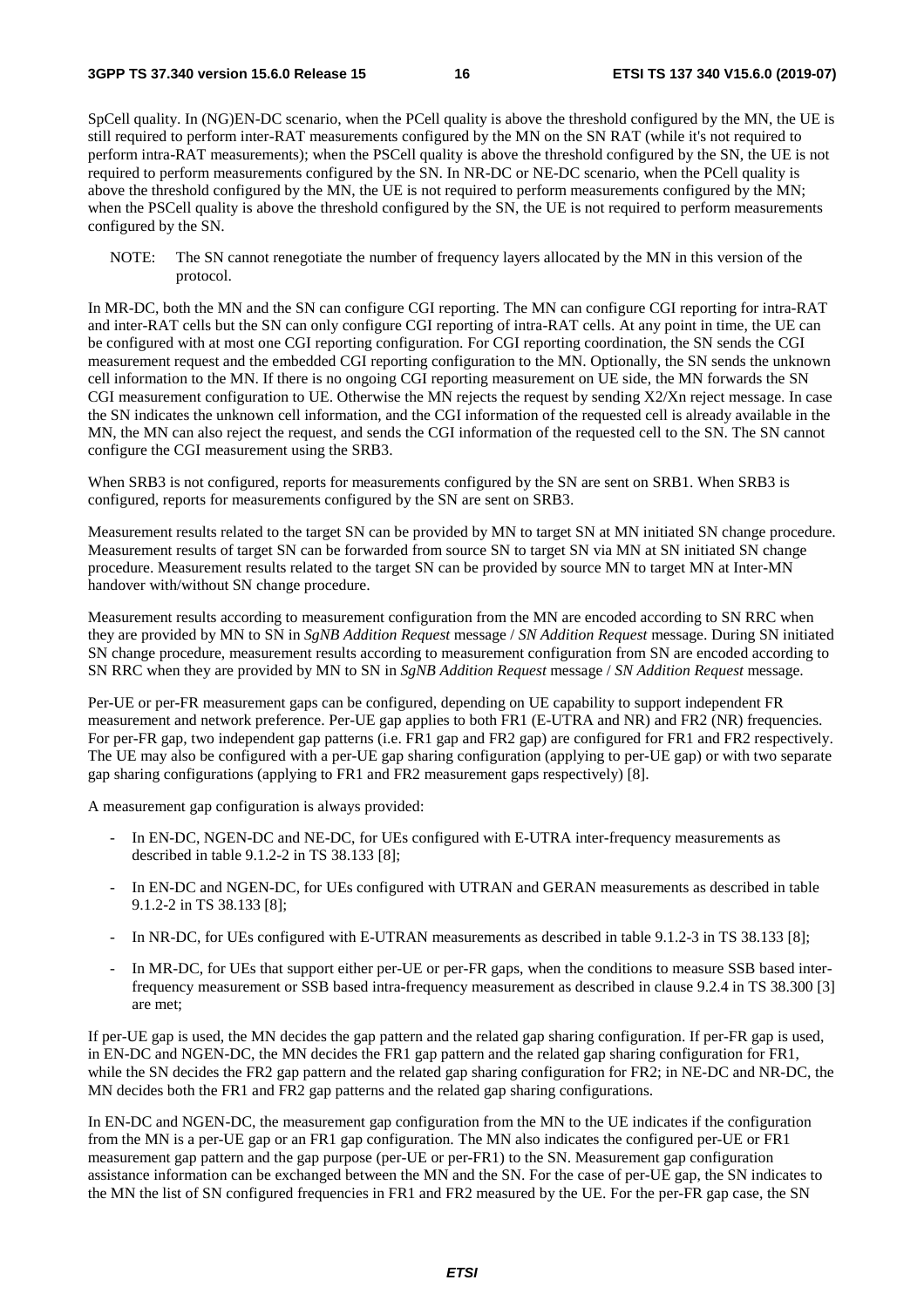SpCell quality. In (NG)EN-DC scenario, when the PCell quality is above the threshold configured by the MN, the UE is still required to perform inter-RAT measurements configured by the MN on the SN RAT (while it's not required to perform intra-RAT measurements); when the PSCell quality is above the threshold configured by the SN, the UE is not required to perform measurements configured by the SN. In NR-DC or NE-DC scenario, when the PCell quality is above the threshold configured by the MN, the UE is not required to perform measurements configured by the MN; when the PSCell quality is above the threshold configured by the SN, the UE is not required to perform measurements configured by the SN.

NOTE: The SN cannot renegotiate the number of frequency layers allocated by the MN in this version of the protocol.

In MR-DC, both the MN and the SN can configure CGI reporting. The MN can configure CGI reporting for intra-RAT and inter-RAT cells but the SN can only configure CGI reporting of intra-RAT cells. At any point in time, the UE can be configured with at most one CGI reporting configuration. For CGI reporting coordination, the SN sends the CGI measurement request and the embedded CGI reporting configuration to the MN. Optionally, the SN sends the unknown cell information to the MN. If there is no ongoing CGI reporting measurement on UE side, the MN forwards the SN CGI measurement configuration to UE. Otherwise the MN rejects the request by sending X2/Xn reject message. In case the SN indicates the unknown cell information, and the CGI information of the requested cell is already available in the MN, the MN can also reject the request, and sends the CGI information of the requested cell to the SN. The SN cannot configure the CGI measurement using the SRB3.

When SRB3 is not configured, reports for measurements configured by the SN are sent on SRB1. When SRB3 is configured, reports for measurements configured by the SN are sent on SRB3.

Measurement results related to the target SN can be provided by MN to target SN at MN initiated SN change procedure. Measurement results of target SN can be forwarded from source SN to target SN via MN at SN initiated SN change procedure. Measurement results related to the target SN can be provided by source MN to target MN at Inter-MN handover with/without SN change procedure.

Measurement results according to measurement configuration from the MN are encoded according to SN RRC when they are provided by MN to SN in *SgNB Addition Request* message / *SN Addition Request* message. During SN initiated SN change procedure, measurement results according to measurement configuration from SN are encoded according to SN RRC when they are provided by MN to SN in *SgNB Addition Request* message / *SN Addition Request* message.

Per-UE or per-FR measurement gaps can be configured, depending on UE capability to support independent FR measurement and network preference. Per-UE gap applies to both FR1 (E-UTRA and NR) and FR2 (NR) frequencies. For per-FR gap, two independent gap patterns (i.e. FR1 gap and FR2 gap) are configured for FR1 and FR2 respectively. The UE may also be configured with a per-UE gap sharing configuration (applying to per-UE gap) or with two separate gap sharing configurations (applying to FR1 and FR2 measurement gaps respectively) [8].

A measurement gap configuration is always provided:

- In EN-DC, NGEN-DC and NE-DC, for UEs configured with E-UTRA inter-frequency measurements as described in table 9.1.2-2 in TS 38.133 [8];
- In EN-DC and NGEN-DC, for UEs configured with UTRAN and GERAN measurements as described in table 9.1.2-2 in TS 38.133 [8];
- In NR-DC, for UEs configured with E-UTRAN measurements as described in table 9.1.2-3 in TS 38.133 [8];
- In MR-DC, for UEs that support either per-UE or per-FR gaps, when the conditions to measure SSB based inter-frequency measurement or SSB based intra-frequency measurement as described in clause 9.2.4 in TS 38.300 [3] are met;

If per-UE gap is used, the MN decides the gap pattern and the related gap sharing configuration. If per-FR gap is used, in EN-DC and NGEN-DC, the MN decides the FR1 gap pattern and the related gap sharing configuration for FR1, while the SN decides the FR2 gap pattern and the related gap sharing configuration for FR2; in NE-DC and NR-DC, the MN decides both the FR1 and FR2 gap patterns and the related gap sharing configurations.

In EN-DC and NGEN-DC, the measurement gap configuration from the MN to the UE indicates if the configuration from the MN is a per-UE gap or an FR1 gap configuration. The MN also indicates the configured per-UE or FR1 measurement gap pattern and the gap purpose (per-UE or per-FR1) to the SN. Measurement gap configuration assistance information can be exchanged between the MN and the SN. For the case of per-UE gap, the SN indicates to the MN the list of SN configured frequencies in FR1 and FR2 measured by the UE. For the per-FR gap case, the SN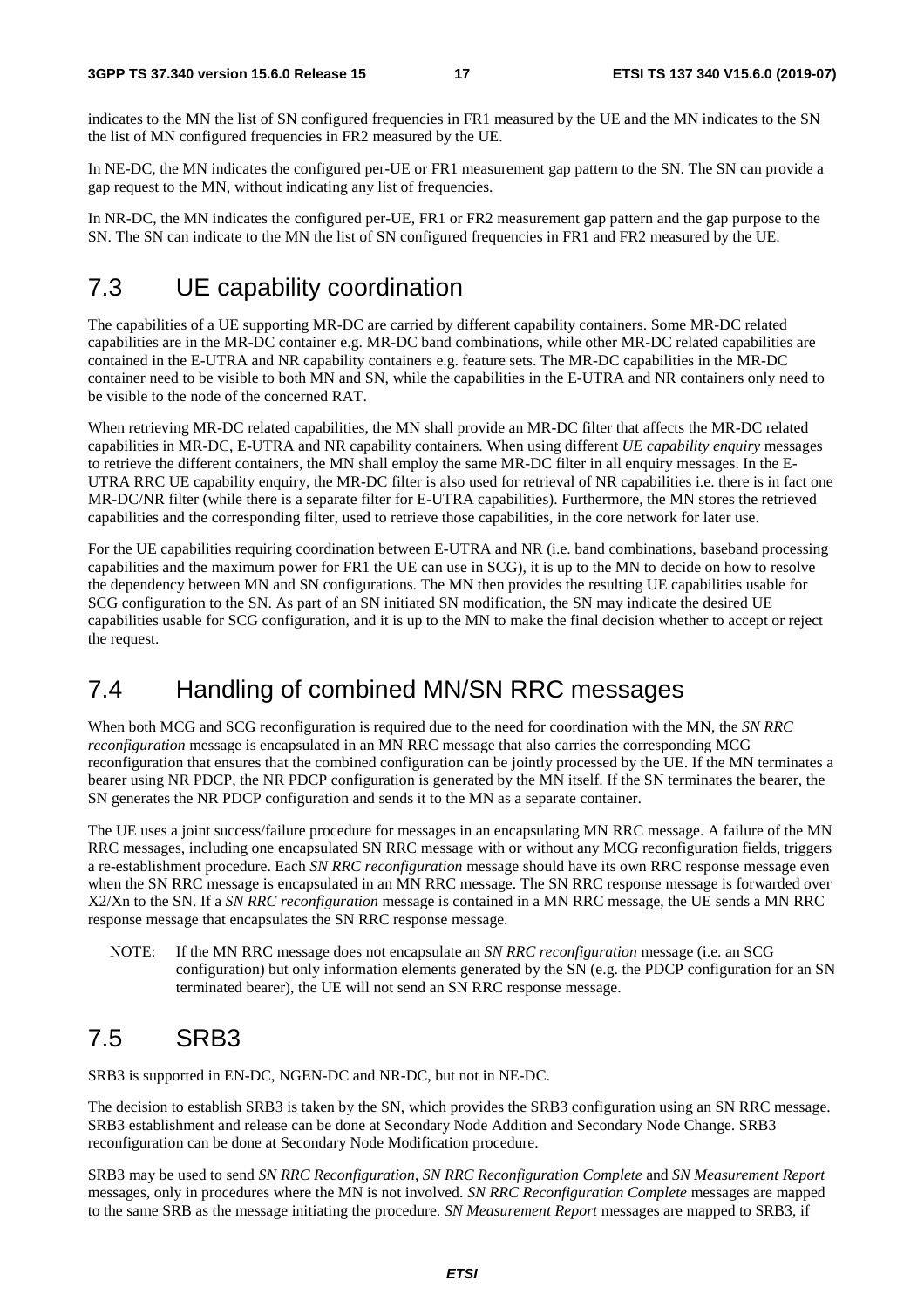indicates to the MN the list of SN configured frequencies in FR1 measured by the UE and the MN indicates to the SN the list of MN configured frequencies in FR2 measured by the UE.

In NE-DC, the MN indicates the configured per-UE or FR1 measurement gap pattern to the SN. The SN can provide a gap request to the MN, without indicating any list of frequencies.

In NR-DC, the MN indicates the configured per-UE, FR1 or FR2 measurement gap pattern and the gap purpose to the SN. The SN can indicate to the MN the list of SN configured frequencies in FR1 and FR2 measured by the UE.

## 7.3 UE capability coordination

The capabilities of a UE supporting MR-DC are carried by different capability containers. Some MR-DC related capabilities are in the MR-DC container e.g. MR-DC band combinations, while other MR-DC related capabilities are contained in the E-UTRA and NR capability containers e.g. feature sets. The MR-DC capabilities in the MR-DC container need to be visible to both MN and SN, while the capabilities in the E-UTRA and NR containers only need to be visible to the node of the concerned RAT.

When retrieving MR-DC related capabilities, the MN shall provide an MR-DC filter that affects the MR-DC related capabilities in MR-DC, E-UTRA and NR capability containers. When using different *UE capability enquiry* messages to retrieve the different containers, the MN shall employ the same MR-DC filter in all enquiry messages. In the E-UTRA RRC UE capability enquiry, the MR-DC filter is also used for retrieval of NR capabilities i.e. there is in fact one MR-DC/NR filter (while there is a separate filter for E-UTRA capabilities). Furthermore, the MN stores the retrieved capabilities and the corresponding filter, used to retrieve those capabilities, in the core network for later use.

For the UE capabilities requiring coordination between E-UTRA and NR (i.e. band combinations, baseband processing capabilities and the maximum power for FR1 the UE can use in SCG), it is up to the MN to decide on how to resolve the dependency between MN and SN configurations. The MN then provides the resulting UE capabilities usable for SCG configuration to the SN. As part of an SN initiated SN modification, the SN may indicate the desired UE capabilities usable for SCG configuration, and it is up to the MN to make the final decision whether to accept or reject the request.

## 7.4 Handling of combined MN/SN RRC messages

When both MCG and SCG reconfiguration is required due to the need for coordination with the MN, the *SN RRC reconfiguration* message is encapsulated in an MN RRC message that also carries the corresponding MCG reconfiguration that ensures that the combined configuration can be jointly processed by the UE. If the MN terminates a bearer using NR PDCP, the NR PDCP configuration is generated by the MN itself. If the SN terminates the bearer, the SN generates the NR PDCP configuration and sends it to the MN as a separate container.

The UE uses a joint success/failure procedure for messages in an encapsulating MN RRC message. A failure of the MN RRC messages, including one encapsulated SN RRC message with or without any MCG reconfiguration fields, triggers a re-establishment procedure. Each *SN RRC reconfiguration* message should have its own RRC response message even when the SN RRC message is encapsulated in an MN RRC message. The SN RRC response message is forwarded over X2/Xn to the SN. If a *SN RRC reconfiguration* message is contained in a MN RRC message, the UE sends a MN RRC response message that encapsulates the SN RRC response message.

NOTE: If the MN RRC message does not encapsulate an *SN RRC reconfiguration* message (i.e. an SCG configuration) but only information elements generated by the SN (e.g. the PDCP configuration for an SN terminated bearer), the UE will not send an SN RRC response message.

## 7.5 SRB3

SRB3 is supported in EN-DC, NGEN-DC and NR-DC, but not in NE-DC.

The decision to establish SRB3 is taken by the SN, which provides the SRB3 configuration using an SN RRC message. SRB3 establishment and release can be done at Secondary Node Addition and Secondary Node Change. SRB3 reconfiguration can be done at Secondary Node Modification procedure.

SRB3 may be used to send *SN RRC Reconfiguration*, *SN RRC Reconfiguration Complete* and *SN Measurement Report* messages, only in procedures where the MN is not involved. *SN RRC Reconfiguration Complete* messages are mapped to the same SRB as the message initiating the procedure. *SN Measurement Report* messages are mapped to SRB3, if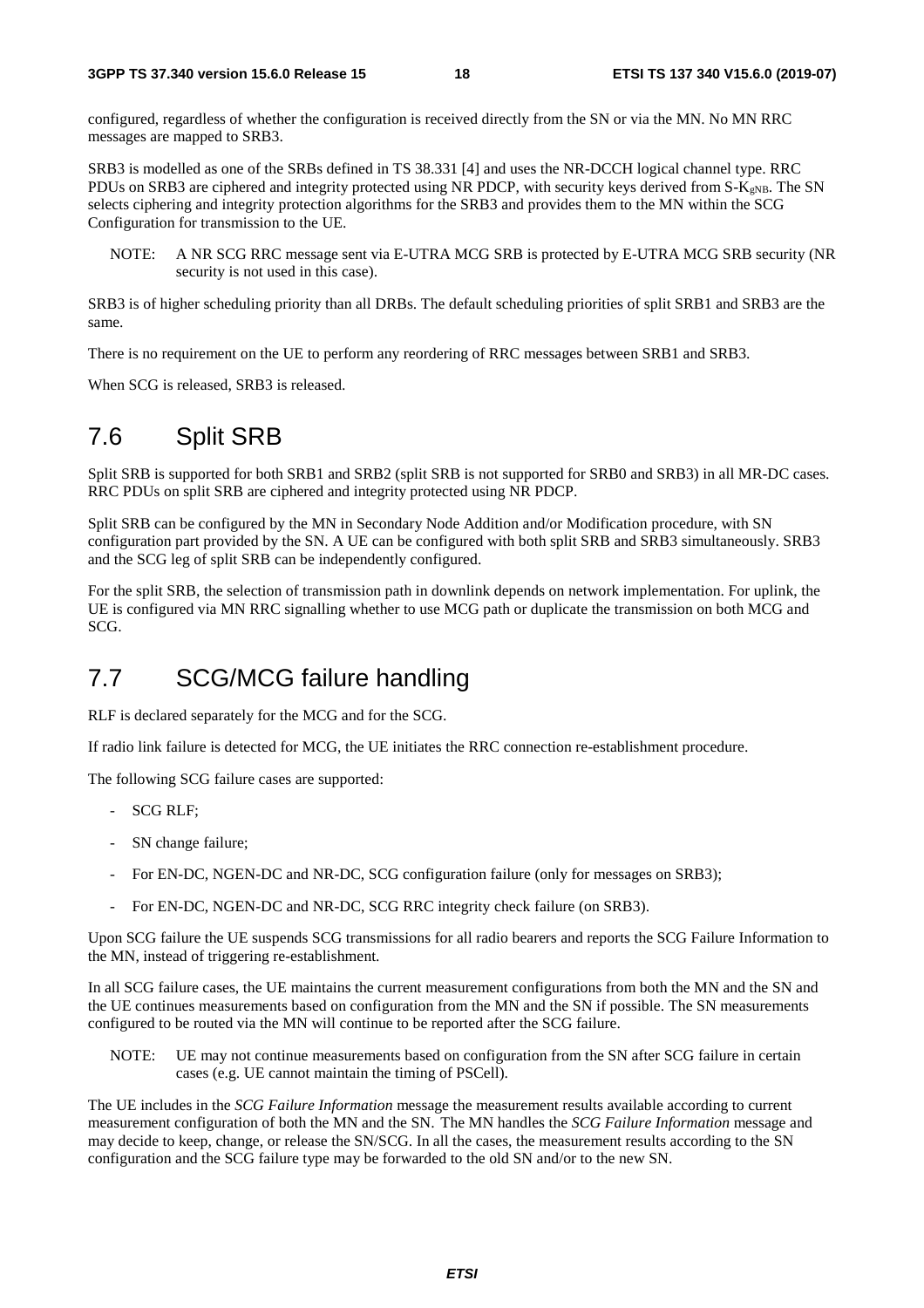configured, regardless of whether the configuration is received directly from the SN or via the MN. No MN RRC messages are mapped to SRB3.

SRB3 is modelled as one of the SRBs defined in TS 38.331 [4] and uses the NR-DCCH logical channel type. RRC PDUs on SRB3 are ciphered and integrity protected using NR PDCP, with security keys derived from S-$K_{gNB}$. The SN selects ciphering and integrity protection algorithms for the SRB3 and provides them to the MN within the SCG Configuration for transmission to the UE.

NOTE: A NR SCG RRC message sent via E-UTRA MCG SRB is protected by E-UTRA MCG SRB security (NR security is not used in this case).

SRB3 is of higher scheduling priority than all DRBs. The default scheduling priorities of split SRB1 and SRB3 are the same.

There is no requirement on the UE to perform any reordering of RRC messages between SRB1 and SRB3.

When SCG is released, SRB3 is released.

## 7.6 Split SRB

Split SRB is supported for both SRB1 and SRB2 (split SRB is not supported for SRB0 and SRB3) in all MR-DC cases. RRC PDUs on split SRB are ciphered and integrity protected using NR PDCP.

Split SRB can be configured by the MN in Secondary Node Addition and/or Modification procedure, with SN configuration part provided by the SN. A UE can be configured with both split SRB and SRB3 simultaneously. SRB3 and the SCG leg of split SRB can be independently configured.

For the split SRB, the selection of transmission path in downlink depends on network implementation. For uplink, the UE is configured via MN RRC signalling whether to use MCG path or duplicate the transmission on both MCG and SCG.

## 7.7 SCG/MCG failure handling

RLF is declared separately for the MCG and for the SCG.

If radio link failure is detected for MCG, the UE initiates the RRC connection re-establishment procedure.

The following SCG failure cases are supported:

- SCG RLF;
- SN change failure;
- For EN-DC, NGEN-DC and NR-DC, SCG configuration failure (only for messages on SRB3);
- For EN-DC, NGEN-DC and NR-DC, SCG RRC integrity check failure (on SRB3).

Upon SCG failure the UE suspends SCG transmissions for all radio bearers and reports the SCG Failure Information to the MN, instead of triggering re-establishment.

In all SCG failure cases, the UE maintains the current measurement configurations from both the MN and the SN and the UE continues measurements based on configuration from the MN and the SN if possible. The SN measurements configured to be routed via the MN will continue to be reported after the SCG failure.

NOTE: UE may not continue measurements based on configuration from the SN after SCG failure in certain cases (e.g. UE cannot maintain the timing of PSCell).

The UE includes in the *SCG Failure Information* message the measurement results available according to current measurement configuration of both the MN and the SN. The MN handles the *SCG Failure Information* message and may decide to keep, change, or release the SN/SCG. In all the cases, the measurement results according to the SN configuration and the SCG failure type may be forwarded to the old SN and/or to the new SN.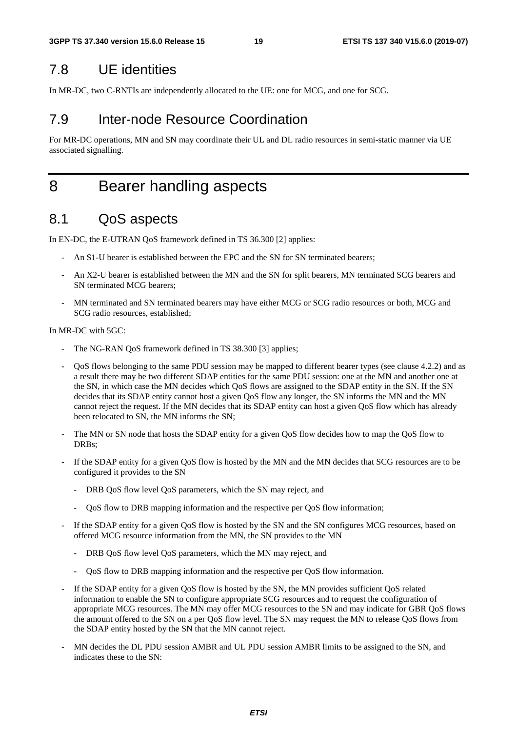## 7.8 UE identities

In MR-DC, two C-RNTIs are independently allocated to the UE: one for MCG, and one for SCG.

## 7.9 Inter-node Resource Coordination

For MR-DC operations, MN and SN may coordinate their UL and DL radio resources in semi-static manner via UE associated signalling.

# 8 Bearer handling aspects

## 8.1 QoS aspects

In EN-DC, the E-UTRAN QoS framework defined in TS 36.300 [2] applies:

- An S1-U bearer is established between the EPC and the SN for SN terminated bearers;
- An X2-U bearer is established between the MN and the SN for split bearers, MN terminated SCG bearers and SN terminated MCG bearers;
- MN terminated and SN terminated bearers may have either MCG or SCG radio resources or both, MCG and SCG radio resources, established;

In MR-DC with 5GC:

- The NG-RAN QoS framework defined in TS 38.300 [3] applies;
- QoS flows belonging to the same PDU session may be mapped to different bearer types (see clause 4.2.2) and as a result there may be two different SDAP entities for the same PDU session: one at the MN and another one at the SN, in which case the MN decides which QoS flows are assigned to the SDAP entity in the SN. If the SN decides that its SDAP entity cannot host a given QoS flow any longer, the SN informs the MN and the MN cannot reject the request. If the MN decides that its SDAP entity can host a given QoS flow which has already been relocated to SN, the MN informs the SN;
- The MN or SN node that hosts the SDAP entity for a given QoS flow decides how to map the QoS flow to DRBs;
- If the SDAP entity for a given QoS flow is hosted by the MN and the MN decides that SCG resources are to be configured it provides to the SN
  - DRB QoS flow level QoS parameters, which the SN may reject, and
  - QoS flow to DRB mapping information and the respective per QoS flow information;
- If the SDAP entity for a given QoS flow is hosted by the SN and the SN configures MCG resources, based on offered MCG resource information from the MN, the SN provides to the MN
  - DRB QoS flow level QoS parameters, which the MN may reject, and
  - QoS flow to DRB mapping information and the respective per QoS flow information.
- If the SDAP entity for a given QoS flow is hosted by the SN, the MN provides sufficient QoS related information to enable the SN to configure appropriate SCG resources and to request the configuration of appropriate MCG resources. The MN may offer MCG resources to the SN and may indicate for GBR QoS flows the amount offered to the SN on a per QoS flow level. The SN may request the MN to release QoS flows from the SDAP entity hosted by the SN that the MN cannot reject.
- MN decides the DL PDU session AMBR and UL PDU session AMBR limits to be assigned to the SN, and indicates these to the SN: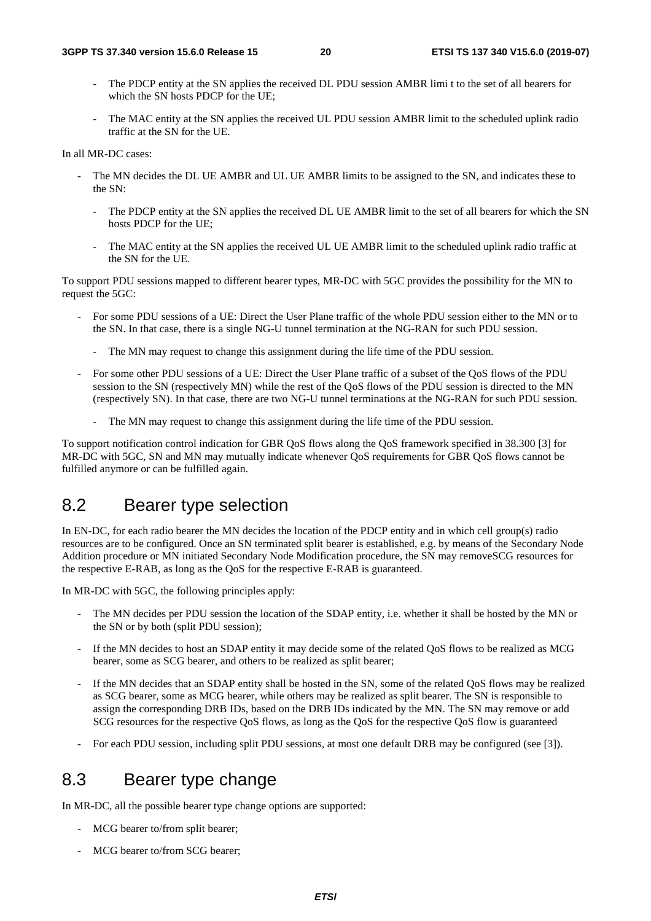- The PDCP entity at the SN applies the received DL PDU session AMBR limi t to the set of all bearers for which the SN hosts PDCP for the UE;

- The MAC entity at the SN applies the received UL PDU session AMBR limit to the scheduled uplink radio traffic at the SN for the UE.

In all MR-DC cases:

- The MN decides the DL UE AMBR and UL UE AMBR limits to be assigned to the SN, and indicates these to the SN:
  - The PDCP entity at the SN applies the received DL UE AMBR limit to the set of all bearers for which the SN hosts PDCP for the UE;
  - The MAC entity at the SN applies the received UL UE AMBR limit to the scheduled uplink radio traffic at the SN for the UE.

To support PDU sessions mapped to different bearer types, MR-DC with 5GC provides the possibility for the MN to request the 5GC:

- For some PDU sessions of a UE: Direct the User Plane traffic of the whole PDU session either to the MN or to the SN. In that case, there is a single NG-U tunnel termination at the NG-RAN for such PDU session.
  - The MN may request to change this assignment during the life time of the PDU session.
- For some other PDU sessions of a UE: Direct the User Plane traffic of a subset of the QoS flows of the PDU session to the SN (respectively MN) while the rest of the QoS flows of the PDU session is directed to the MN (respectively SN). In that case, there are two NG-U tunnel terminations at the NG-RAN for such PDU session.
  - The MN may request to change this assignment during the life time of the PDU session.

To support notification control indication for GBR QoS flows along the QoS framework specified in 38.300 [3] for MR-DC with 5GC, SN and MN may mutually indicate whenever QoS requirements for GBR QoS flows cannot be fulfilled anymore or can be fulfilled again.

## 8.2 Bearer type selection

In EN-DC, for each radio bearer the MN decides the location of the PDCP entity and in which cell group(s) radio resources are to be configured. Once an SN terminated split bearer is established, e.g. by means of the Secondary Node Addition procedure or MN initiated Secondary Node Modification procedure, the SN may removeSCG resources for the respective E-RAB, as long as the QoS for the respective E-RAB is guaranteed.

In MR-DC with 5GC, the following principles apply:

- The MN decides per PDU session the location of the SDAP entity, i.e. whether it shall be hosted by the MN or the SN or by both (split PDU session);
- If the MN decides to host an SDAP entity it may decide some of the related QoS flows to be realized as MCG bearer, some as SCG bearer, and others to be realized as split bearer;
- If the MN decides that an SDAP entity shall be hosted in the SN, some of the related QoS flows may be realized as SCG bearer, some as MCG bearer, while others may be realized as split bearer. The SN is responsible to assign the corresponding DRB IDs, based on the DRB IDs indicated by the MN. The SN may remove or add SCG resources for the respective QoS flows, as long as the QoS for the respective QoS flow is guaranteed
- For each PDU session, including split PDU sessions, at most one default DRB may be configured (see [3]).

## 8.3 Bearer type change

In MR-DC, all the possible bearer type change options are supported:

- MCG bearer to/from split bearer;
- MCG bearer to/from SCG bearer;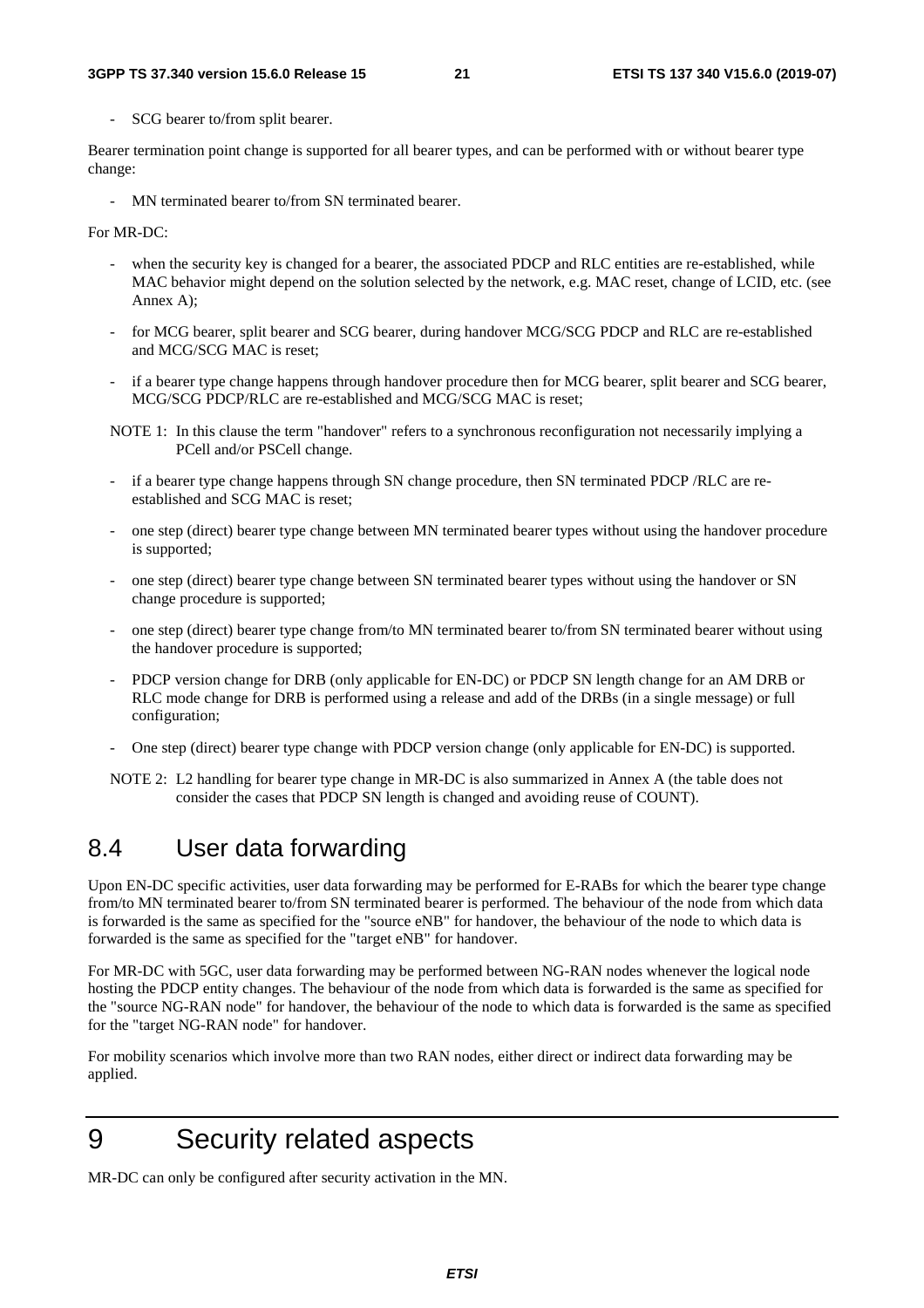- SCG bearer to/from split bearer.

Bearer termination point change is supported for all bearer types, and can be performed with or without bearer type change:

- MN terminated bearer to/from SN terminated bearer.

For MR-DC:

- when the security key is changed for a bearer, the associated PDCP and RLC entities are re-established, while MAC behavior might depend on the solution selected by the network, e.g. MAC reset, change of LCID, etc. (see Annex A);
- for MCG bearer, split bearer and SCG bearer, during handover MCG/SCG PDCP and RLC are re-established and MCG/SCG MAC is reset;
- if a bearer type change happens through handover procedure then for MCG bearer, split bearer and SCG bearer, MCG/SCG PDCP/RLC are re-established and MCG/SCG MAC is reset;

NOTE 1: In this clause the term "handover" refers to a synchronous reconfiguration not necessarily implying a PCell and/or PSCell change.

- if a bearer type change happens through SN change procedure, then SN terminated PDCP /RLC are re-established and SCG MAC is reset;
- one step (direct) bearer type change between MN terminated bearer types without using the handover procedure is supported;
- one step (direct) bearer type change between SN terminated bearer types without using the handover or SN change procedure is supported;
- one step (direct) bearer type change from/to MN terminated bearer to/from SN terminated bearer without using the handover procedure is supported;
- PDCP version change for DRB (only applicable for EN-DC) or PDCP SN length change for an AM DRB or RLC mode change for DRB is performed using a release and add of the DRBs (in a single message) or full configuration;
- One step (direct) bearer type change with PDCP version change (only applicable for EN-DC) is supported.

NOTE 2: L2 handling for bearer type change in MR-DC is also summarized in Annex A (the table does not consider the cases that PDCP SN length is changed and avoiding reuse of COUNT).

## 8.4 User data forwarding

Upon EN-DC specific activities, user data forwarding may be performed for E-RABs for which the bearer type change from/to MN terminated bearer to/from SN terminated bearer is performed. The behaviour of the node from which data is forwarded is the same as specified for the "source eNB" for handover, the behaviour of the node to which data is forwarded is the same as specified for the "target eNB" for handover.

For MR-DC with 5GC, user data forwarding may be performed between NG-RAN nodes whenever the logical node hosting the PDCP entity changes. The behaviour of the node from which data is forwarded is the same as specified for the "source NG-RAN node" for handover, the behaviour of the node to which data is forwarded is the same as specified for the "target NG-RAN node" for handover.

For mobility scenarios which involve more than two RAN nodes, either direct or indirect data forwarding may be applied.

# 9 Security related aspects

MR-DC can only be configured after security activation in the MN.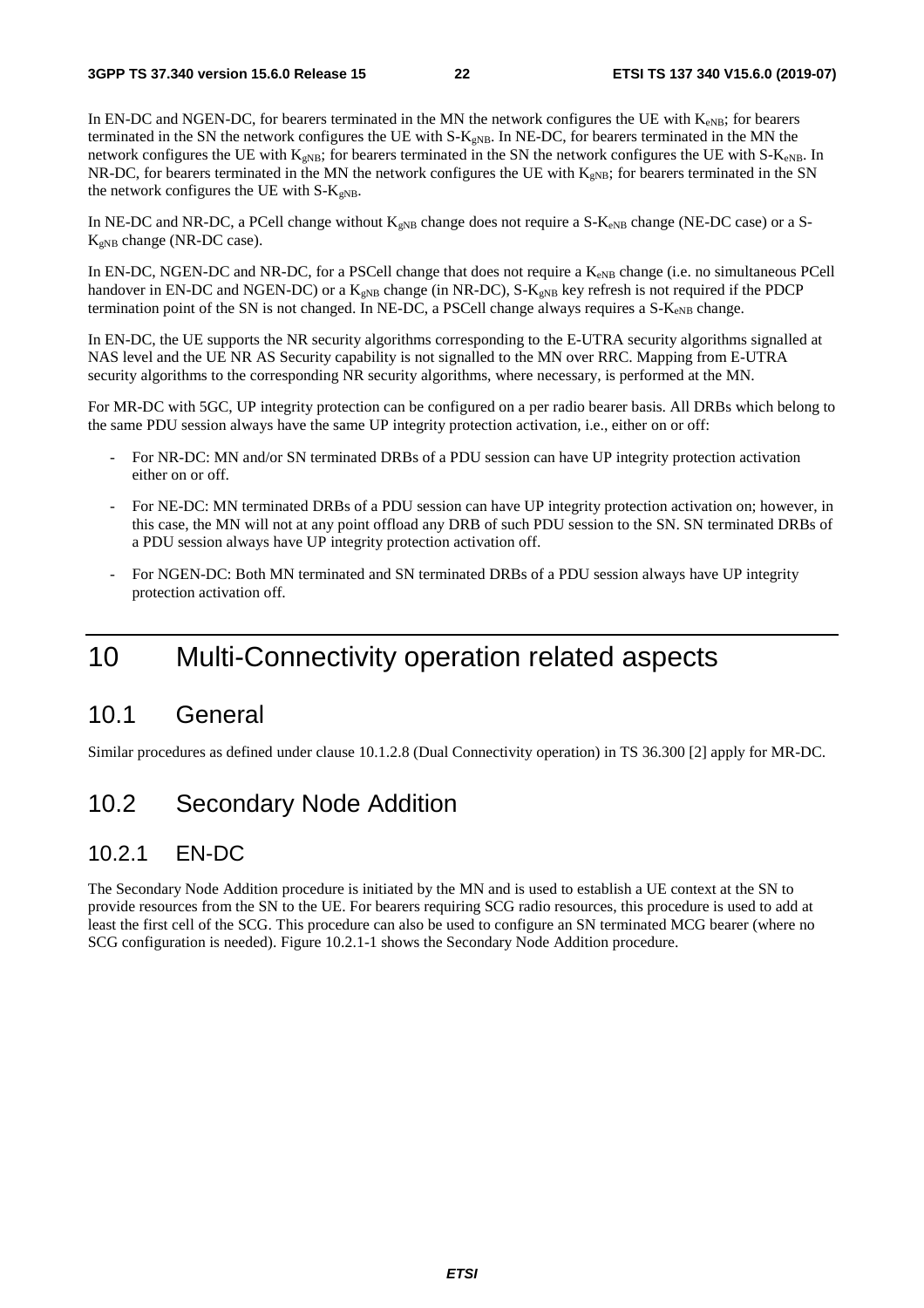In EN-DC and NGEN-DC, for bearers terminated in the MN the network configures the UE with $K_{eNB}$; for bearers terminated in the SN the network configures the UE with S-$K_{gNB}$. In NE-DC, for bearers terminated in the MN the network configures the UE with $K_{gNB}$; for bearers terminated in the SN the network configures the UE with S-$K_{eNB}$. In NR-DC, for bearers terminated in the MN the network configures the UE with $K_{gNB}$; for bearers terminated in the SN the network configures the UE with S-$K_{gNB}$.

In NE-DC and NR-DC, a PCell change without $K_{gNB}$ change does not require a S-$K_{eNB}$ change (NE-DC case) or a S-$K_{gNB}$ change (NR-DC case).

In EN-DC, NGEN-DC and NR-DC, for a PSCell change that does not require a $K_{eNB}$ change (i.e. no simultaneous PCell handover in EN-DC and NGEN-DC) or a $K_{gNB}$ change (in NR-DC), S-$K_{gNB}$ key refresh is not required if the PDCP termination point of the SN is not changed. In NE-DC, a PSCell change always requires a S-$K_{eNB}$ change.

In EN-DC, the UE supports the NR security algorithms corresponding to the E-UTRA security algorithms signalled at NAS level and the UE NR AS Security capability is not signalled to the MN over RRC. Mapping from E-UTRA security algorithms to the corresponding NR security algorithms, where necessary, is performed at the MN.

For MR-DC with 5GC, UP integrity protection can be configured on a per radio bearer basis. All DRBs which belong to the same PDU session always have the same UP integrity protection activation, i.e., either on or off:

- For NR-DC: MN and/or SN terminated DRBs of a PDU session can have UP integrity protection activation either on or off.
- For NE-DC: MN terminated DRBs of a PDU session can have UP integrity protection activation on; however, in this case, the MN will not at any point offload any DRB of such PDU session to the SN. SN terminated DRBs of a PDU session always have UP integrity protection activation off.
- For NGEN-DC: Both MN terminated and SN terminated DRBs of a PDU session always have UP integrity protection activation off.

# 10 Multi-Connectivity operation related aspects

## 10.1 General

Similar procedures as defined under clause 10.1.2.8 (Dual Connectivity operation) in TS 36.300 [2] apply for MR-DC.

## 10.2 Secondary Node Addition

### 10.2.1 EN-DC

The Secondary Node Addition procedure is initiated by the MN and is used to establish a UE context at the SN to provide resources from the SN to the UE. For bearers requiring SCG radio resources, this procedure is used to add at least the first cell of the SCG. This procedure can also be used to configure an SN terminated MCG bearer (where no SCG configuration is needed). Figure 10.2.1-1 shows the Secondary Node Addition procedure.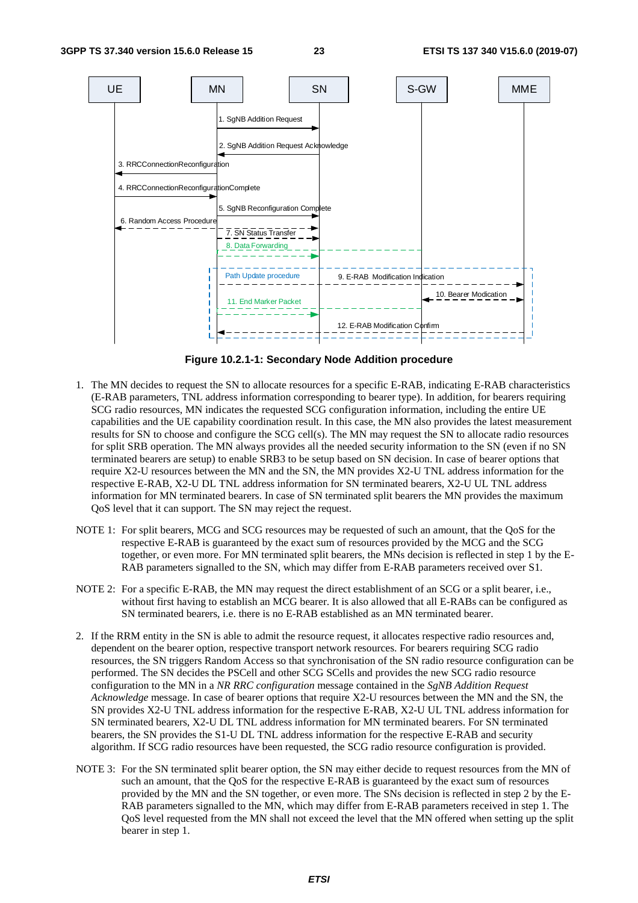Figure 10.2.1-1: Secondary Node Addition procedure

1. The MN decides to request the SN to allocate resources for a specific E-RAB, indicating E-RAB characteristics (E-RAB parameters, TNL address information corresponding to bearer type). In addition, for bearers requiring SCG radio resources, MN indicates the requested SCG configuration information, including the entire UE capabilities and the UE capability coordination result. In this case, the MN also provides the latest measurement results for SN to choose and configure the SCG cell(s). The MN may request the SN to allocate radio resources for split SRB operation. The MN always provides all the needed security information to the SN (even if no SN terminated bearers are setup) to enable SRB3 to be setup based on SN decision. In case of bearer options that require X2-U resources between the MN and the SN, the MN provides X2-U TNL address information for the respective E-RAB, X2-U DL TNL address information for SN terminated bearers, X2-U UL TNL address information for MN terminated bearers. In case of SN terminated split bearers the MN provides the maximum QoS level that it can support. The SN may reject the request.

NOTE 1: For split bearers, MCG and SCG resources may be requested of such an amount, that the QoS for the respective E-RAB is guaranteed by the exact sum of resources provided by the MCG and the SCG together, or even more. For MN terminated split bearers, the MNs decision is reflected in step 1 by the E-RAB parameters signalled to the SN, which may differ from E-RAB parameters received over S1.

NOTE 2: For a specific E-RAB, the MN may request the direct establishment of an SCG or a split bearer, i.e., without first having to establish an MCG bearer. It is also allowed that all E-RABs can be configured as SN terminated bearers, i.e. there is no E-RAB established as an MN terminated bearer.

2. If the RRM entity in the SN is able to admit the resource request, it allocates respective radio resources and, dependent on the bearer option, respective transport network resources. For bearers requiring SCG radio resources, the SN triggers Random Access so that synchronisation of the SN radio resource configuration can be performed. The SN decides the PSCell and other SCG SCells and provides the new SCG radio resource configuration to the MN in a *NR RRC configuration* message contained in the *SgNB Addition Request Acknowledge* message. In case of bearer options that require X2-U resources between the MN and the SN, the SN provides X2-U TNL address information for the respective E-RAB, X2-U UL TNL address information for SN terminated bearers, X2-U DL TNL address information for MN terminated bearers. For SN terminated bearers, the SN provides the S1-U DL TNL address information for the respective E-RAB and security algorithm. If SCG radio resources have been requested, the SCG radio resource configuration is provided.

NOTE 3: For the SN terminated split bearer option, the SN may either decide to request resources from the MN of such an amount, that the QoS for the respective E-RAB is guaranteed by the exact sum of resources provided by the MN and the SN together, or even more. The SNs decision is reflected in step 2 by the E-RAB parameters signalled to the MN, which may differ from E-RAB parameters received in step 1. The QoS level requested from the MN shall not exceed the level that the MN offered when setting up the split bearer in step 1.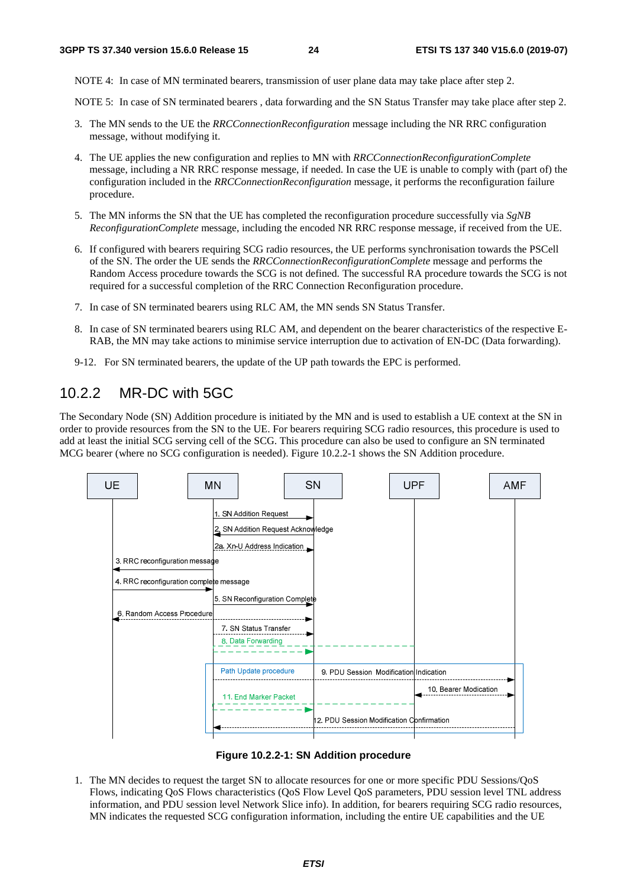NOTE 4: In case of MN terminated bearers, transmission of user plane data may take place after step 2.

NOTE 5: In case of SN terminated bearers , data forwarding and the SN Status Transfer may take place after step 2.

3. The MN sends to the UE the *RRCConnectionReconfiguration* message including the NR RRC configuration message, without modifying it.

4. The UE applies the new configuration and replies to MN with *RRCConnectionReconfigurationComplete* message, including a NR RRC response message, if needed. In case the UE is unable to comply with (part of) the configuration included in the *RRCConnectionReconfiguration* message, it performs the reconfiguration failure procedure.

5. The MN informs the SN that the UE has completed the reconfiguration procedure successfully via *SgNB ReconfigurationComplete* message, including the encoded NR RRC response message, if received from the UE.

6. If configured with bearers requiring SCG radio resources, the UE performs synchronisation towards the PSCell of the SN. The order the UE sends the *RRCConnectionReconfigurationComplete* message and performs the Random Access procedure towards the SCG is not defined. The successful RA procedure towards the SCG is not required for a successful completion of the RRC Connection Reconfiguration procedure.

7. In case of SN terminated bearers using RLC AM, the MN sends SN Status Transfer.

8. In case of SN terminated bearers using RLC AM, and dependent on the bearer characteristics of the respective E-RAB, the MN may take actions to minimise service interruption due to activation of EN-DC (Data forwarding).

9-12. For SN terminated bearers, the update of the UP path towards the EPC is performed.

## 10.2.2 MR-DC with 5GC

The Secondary Node (SN) Addition procedure is initiated by the MN and is used to establish a UE context at the SN in order to provide resources from the SN to the UE. For bearers requiring SCG radio resources, this procedure is used to add at least the initial SCG serving cell of the SCG. This procedure can also be used to configure an SN terminated MCG bearer (where no SCG configuration is needed). Figure 10.2.2-1 shows the SN Addition procedure.

UE | MN | SN | UPF | AMF

1. SN Addition Request
2. SN Addition Request Acknowledge
2a. Xn-U Address Indication
3. RRC reconfiguration message
4. RRC reconfiguration complete message
5. SN Reconfiguration Complete
6. Random Access Procedure
7. SN Status Transfer
8. Data Forwarding
Path Update procedure
9. PDU Session Modification Indication
10. Bearer Modication
11. End Marker Packet
12. PDU Session Modification Confirmation

**Figure 10.2.2-1: SN Addition procedure**

1. The MN decides to request the target SN to allocate resources for one or more specific PDU Sessions/QoS Flows, indicating QoS Flows characteristics (QoS Flow Level QoS parameters, PDU session level TNL address information, and PDU session level Network Slice info). In addition, for bearers requiring SCG radio resources, MN indicates the requested SCG configuration information, including the entire UE capabilities and the UE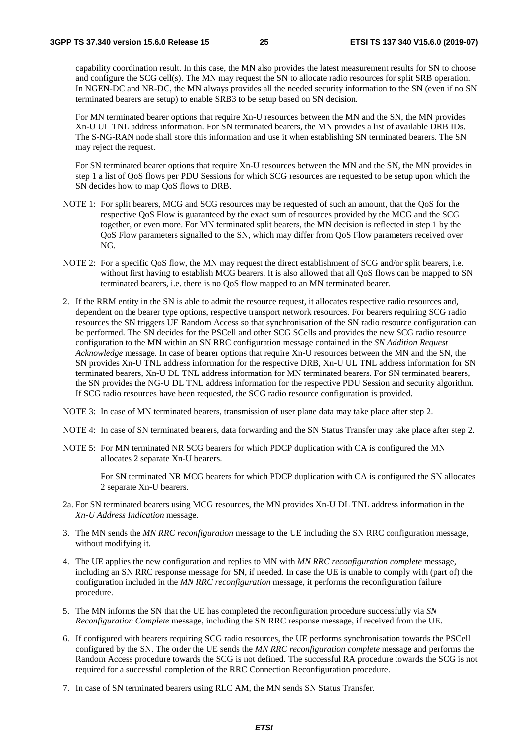capability coordination result. In this case, the MN also provides the latest measurement results for SN to choose and configure the SCG cell(s). The MN may request the SN to allocate radio resources for split SRB operation. In NGEN-DC and NR-DC, the MN always provides all the needed security information to the SN (even if no SN terminated bearers are setup) to enable SRB3 to be setup based on SN decision.

For MN terminated bearer options that require Xn-U resources between the MN and the SN, the MN provides Xn-U UL TNL address information. For SN terminated bearers, the MN provides a list of available DRB IDs. The S-NG-RAN node shall store this information and use it when establishing SN terminated bearers. The SN may reject the request.

For SN terminated bearer options that require Xn-U resources between the MN and the SN, the MN provides in step 1 a list of QoS flows per PDU Sessions for which SCG resources are requested to be setup upon which the SN decides how to map QoS flows to DRB.

NOTE 1: For split bearers, MCG and SCG resources may be requested of such an amount, that the QoS for the respective QoS Flow is guaranteed by the exact sum of resources provided by the MCG and the SCG together, or even more. For MN terminated split bearers, the MN decision is reflected in step 1 by the QoS Flow parameters signalled to the SN, which may differ from QoS Flow parameters received over NG.

NOTE 2: For a specific QoS flow, the MN may request the direct establishment of SCG and/or split bearers, i.e. without first having to establish MCG bearers. It is also allowed that all QoS flows can be mapped to SN terminated bearers, i.e. there is no QoS flow mapped to an MN terminated bearer.

2. If the RRM entity in the SN is able to admit the resource request, it allocates respective radio resources and, dependent on the bearer type options, respective transport network resources. For bearers requiring SCG radio resources the SN triggers UE Random Access so that synchronisation of the SN radio resource configuration can be performed. The SN decides for the PSCell and other SCG SCells and provides the new SCG radio resource configuration to the MN within an SN RRC configuration message contained in the *SN Addition Request Acknowledge* message. In case of bearer options that require Xn-U resources between the MN and the SN, the SN provides Xn-U TNL address information for the respective DRB, Xn-U UL TNL address information for SN terminated bearers, Xn-U DL TNL address information for MN terminated bearers. For SN terminated bearers, the SN provides the NG-U DL TNL address information for the respective PDU Session and security algorithm. If SCG radio resources have been requested, the SCG radio resource configuration is provided.

NOTE 3: In case of MN terminated bearers, transmission of user plane data may take place after step 2.

NOTE 4: In case of SN terminated bearers, data forwarding and the SN Status Transfer may take place after step 2.

NOTE 5: For MN terminated NR SCG bearers for which PDCP duplication with CA is configured the MN allocates 2 separate Xn-U bearers.

For SN terminated NR MCG bearers for which PDCP duplication with CA is configured the SN allocates 2 separate Xn-U bearers.

2a. For SN terminated bearers using MCG resources, the MN provides Xn-U DL TNL address information in the *Xn-U Address Indication* message.

3. The MN sends the *MN RRC reconfiguration* message to the UE including the SN RRC configuration message, without modifying it.

4. The UE applies the new configuration and replies to MN with *MN RRC reconfiguration complete* message, including an SN RRC response message for SN, if needed. In case the UE is unable to comply with (part of) the configuration included in the *MN RRC reconfiguration* message, it performs the reconfiguration failure procedure.

5. The MN informs the SN that the UE has completed the reconfiguration procedure successfully via *SN Reconfiguration Complete* message, including the SN RRC response message, if received from the UE.

6. If configured with bearers requiring SCG radio resources, the UE performs synchronisation towards the PSCell configured by the SN. The order the UE sends the *MN RRC reconfiguration complete* message and performs the Random Access procedure towards the SCG is not defined. The successful RA procedure towards the SCG is not required for a successful completion of the RRC Connection Reconfiguration procedure.

7. In case of SN terminated bearers using RLC AM, the MN sends SN Status Transfer.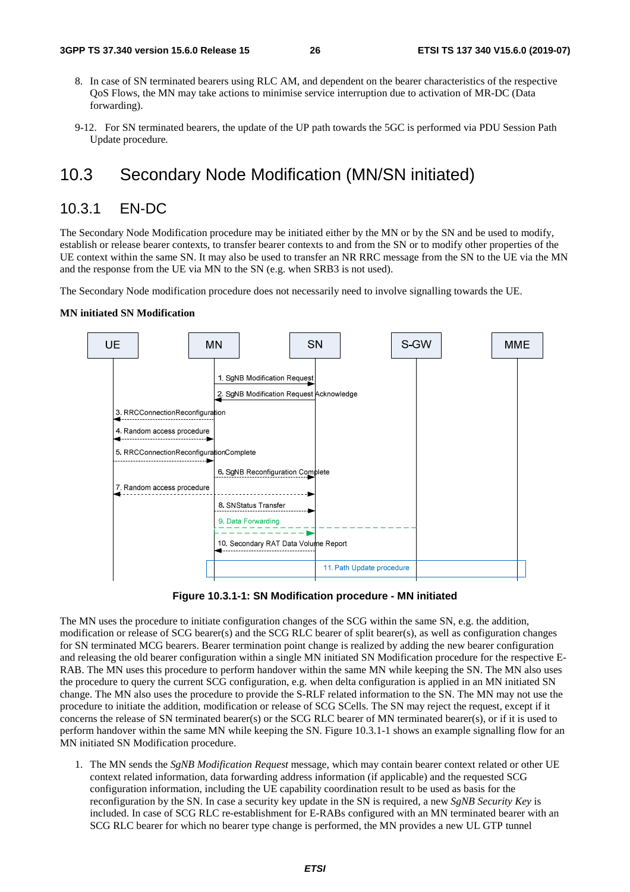8. In case of SN terminated bearers using RLC AM, and dependent on the bearer characteristics of the respective QoS Flows, the MN may take actions to minimise service interruption due to activation of MR-DC (Data forwarding).

9-12. For SN terminated bearers, the update of the UP path towards the 5GC is performed via PDU Session Path Update procedure.

# 10.3 Secondary Node Modification (MN/SN initiated)

## 10.3.1 EN-DC

The Secondary Node Modification procedure may be initiated either by the MN or by the SN and be used to modify, establish or release bearer contexts, to transfer bearer contexts to and from the SN or to modify other properties of the UE context within the same SN. It may also be used to transfer an NR RRC message from the SN to the UE via the MN and the response from the UE via MN to the SN (e.g. when SRB3 is not used).

The Secondary Node modification procedure does not necessarily need to involve signalling towards the UE.

**MN initiated SN Modification**

UE | MN | SN | S-GW | MME

1. SgNB Modification Request
2. SgNB Modification Request Acknowledge
3. RRCConnectionReconfiguration
4. Random access procedure
5. RRCConnectionReconfigurationComplete
6. SgNB Reconfiguration Complete
7. Random access procedure
8. SNStatus Transfer
9. Data Forwarding
10. Secondary RAT Data Volume Report
11. Path Update procedure

**Figure 10.3.1-1: SN Modification procedure - MN initiated**

The MN uses the procedure to initiate configuration changes of the SCG within the same SN, e.g. the addition, modification or release of SCG bearer(s) and the SCG RLC bearer of split bearer(s), as well as configuration changes for SN terminated MCG bearers. Bearer termination point change is realized by adding the new bearer configuration and releasing the old bearer configuration within a single MN initiated SN Modification procedure for the respective E-RAB. The MN uses this procedure to perform handover within the same MN while keeping the SN. The MN also uses the procedure to query the current SCG configuration, e.g. when delta configuration is applied in an MN initiated SN change. The MN also uses the procedure to provide the S-RLF related information to the SN. The MN may not use the procedure to initiate the addition, modification or release of SCG SCells. The SN may reject the request, except if it concerns the release of SN terminated bearer(s) or the SCG RLC bearer of MN terminated bearer(s), or if it is used to perform handover within the same MN while keeping the SN. Figure 10.3.1-1 shows an example signalling flow for an MN initiated SN Modification procedure.

1. The MN sends the *SgNB Modification Request* message, which may contain bearer context related or other UE context related information, data forwarding address information (if applicable) and the requested SCG configuration information, including the UE capability coordination result to be used as basis for the reconfiguration by the SN. In case a security key update in the SN is required, a new *SgNB Security Key* is included. In case of SCG RLC re-establishment for E-RABs configured with an MN terminated bearer with an SCG RLC bearer for which no bearer type change is performed, the MN provides a new UL GTP tunnel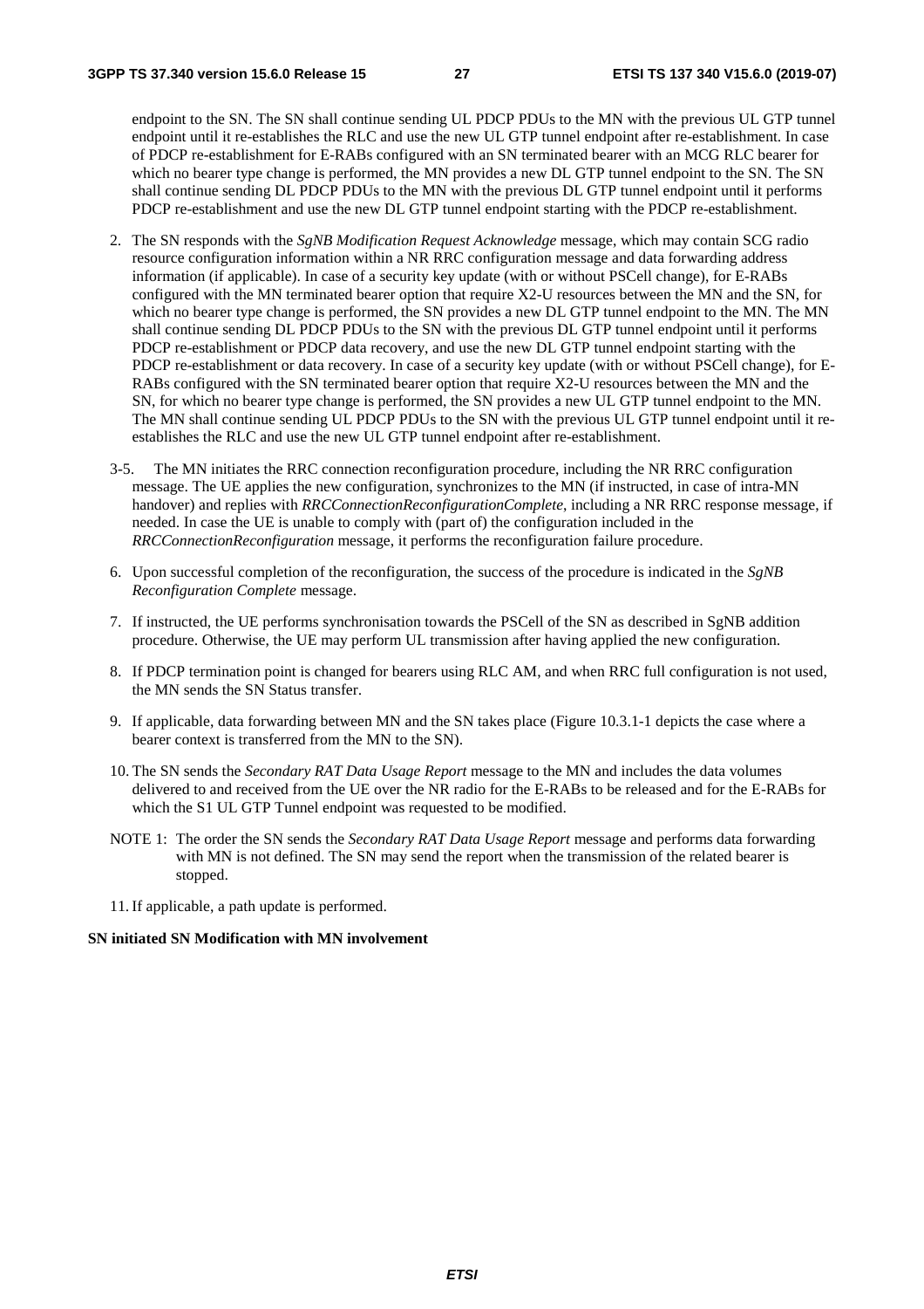endpoint to the SN. The SN shall continue sending UL PDCP PDUs to the MN with the previous UL GTP tunnel endpoint until it re-establishes the RLC and use the new UL GTP tunnel endpoint after re-establishment. In case of PDCP re-establishment for E-RABs configured with an SN terminated bearer with an MCG RLC bearer for which no bearer type change is performed, the MN provides a new DL GTP tunnel endpoint to the SN. The SN shall continue sending DL PDCP PDUs to the MN with the previous DL GTP tunnel endpoint until it performs PDCP re-establishment and use the new DL GTP tunnel endpoint starting with the PDCP re-establishment.

2. The SN responds with the *SgNB Modification Request Acknowledge* message, which may contain SCG radio resource configuration information within a NR RRC configuration message and data forwarding address information (if applicable). In case of a security key update (with or without PSCell change), for E-RABs configured with the MN terminated bearer option that require X2-U resources between the MN and the SN, for which no bearer type change is performed, the SN provides a new DL GTP tunnel endpoint to the MN. The MN shall continue sending DL PDCP PDUs to the SN with the previous DL GTP tunnel endpoint until it performs PDCP re-establishment or PDCP data recovery, and use the new DL GTP tunnel endpoint starting with the PDCP re-establishment or data recovery. In case of a security key update (with or without PSCell change), for E-RABs configured with the SN terminated bearer option that require X2-U resources between the MN and the SN, for which no bearer type change is performed, the SN provides a new UL GTP tunnel endpoint to the MN. The MN shall continue sending UL PDCP PDUs to the SN with the previous UL GTP tunnel endpoint until it re-establishes the RLC and use the new UL GTP tunnel endpoint after re-establishment.

3-5. The MN initiates the RRC connection reconfiguration procedure, including the NR RRC configuration message. The UE applies the new configuration, synchronizes to the MN (if instructed, in case of intra-MN handover) and replies with *RRCConnectionReconfigurationComplete*, including a NR RRC response message, if needed. In case the UE is unable to comply with (part of) the configuration included in the *RRCConnectionReconfiguration* message, it performs the reconfiguration failure procedure.

6. Upon successful completion of the reconfiguration, the success of the procedure is indicated in the *SgNB Reconfiguration Complete* message.

7. If instructed, the UE performs synchronisation towards the PSCell of the SN as described in SgNB addition procedure. Otherwise, the UE may perform UL transmission after having applied the new configuration.

8. If PDCP termination point is changed for bearers using RLC AM, and when RRC full configuration is not used, the MN sends the SN Status transfer.

9. If applicable, data forwarding between MN and the SN takes place (Figure 10.3.1-1 depicts the case where a bearer context is transferred from the MN to the SN).

10. The SN sends the *Secondary RAT Data Usage Report* message to the MN and includes the data volumes delivered to and received from the UE over the NR radio for the E-RABs to be released and for the E-RABs for which the S1 UL GTP Tunnel endpoint was requested to be modified.

NOTE 1: The order the SN sends the *Secondary RAT Data Usage Report* message and performs data forwarding with MN is not defined. The SN may send the report when the transmission of the related bearer is stopped.

11. If applicable, a path update is performed.

**SN initiated SN Modification with MN involvement**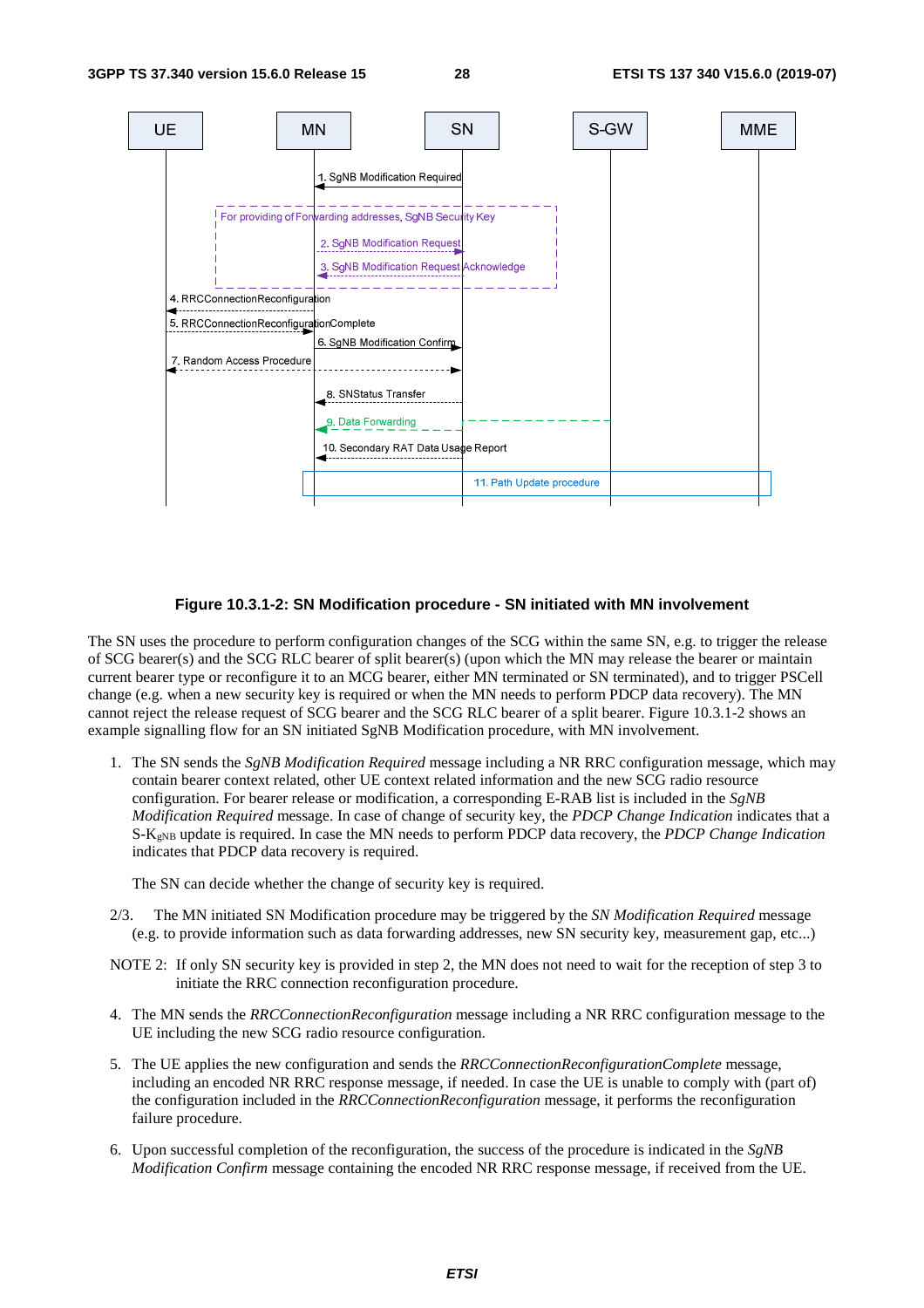**Figure 10.3.1-2: SN Modification procedure - SN initiated with MN involvement**

The SN uses the procedure to perform configuration changes of the SCG within the same SN, e.g. to trigger the release of SCG bearer(s) and the SCG RLC bearer of split bearer(s) (upon which the MN may release the bearer or maintain current bearer type or reconfigure it to an MCG bearer, either MN terminated or SN terminated), and to trigger PSCell change (e.g. when a new security key is required or when the MN needs to perform PDCP data recovery). The MN cannot reject the release request of SCG bearer and the SCG RLC bearer of a split bearer. Figure 10.3.1-2 shows an example signalling flow for an SN initiated SgNB Modification procedure, with MN involvement.

1. The SN sends the *SgNB Modification Required* message including a NR RRC configuration message, which may contain bearer context related, other UE context related information and the new SCG radio resource configuration. For bearer release or modification, a corresponding E-RAB list is included in the *SgNB Modification Required* message. In case of change of security key, the *PDCP Change Indication* indicates that a S-$K_{gNB}$ update is required. In case the MN needs to perform PDCP data recovery, the *PDCP Change Indication* indicates that PDCP data recovery is required.

   The SN can decide whether the change of security key is required.

2/3. The MN initiated SN Modification procedure may be triggered by the *SN Modification Required* message (e.g. to provide information such as data forwarding addresses, new SN security key, measurement gap, etc...)

NOTE 2: If only SN security key is provided in step 2, the MN does not need to wait for the reception of step 3 to initiate the RRC connection reconfiguration procedure.

4. The MN sends the *RRCConnectionReconfiguration* message including a NR RRC configuration message to the UE including the new SCG radio resource configuration.

5. The UE applies the new configuration and sends the *RRCConnectionReconfigurationComplete* message, including an encoded NR RRC response message, if needed. In case the UE is unable to comply with (part of) the configuration included in the *RRCConnectionReconfiguration* message, it performs the reconfiguration failure procedure.

6. Upon successful completion of the reconfiguration, the success of the procedure is indicated in the *SgNB Modification Confirm* message containing the encoded NR RRC response message, if received from the UE.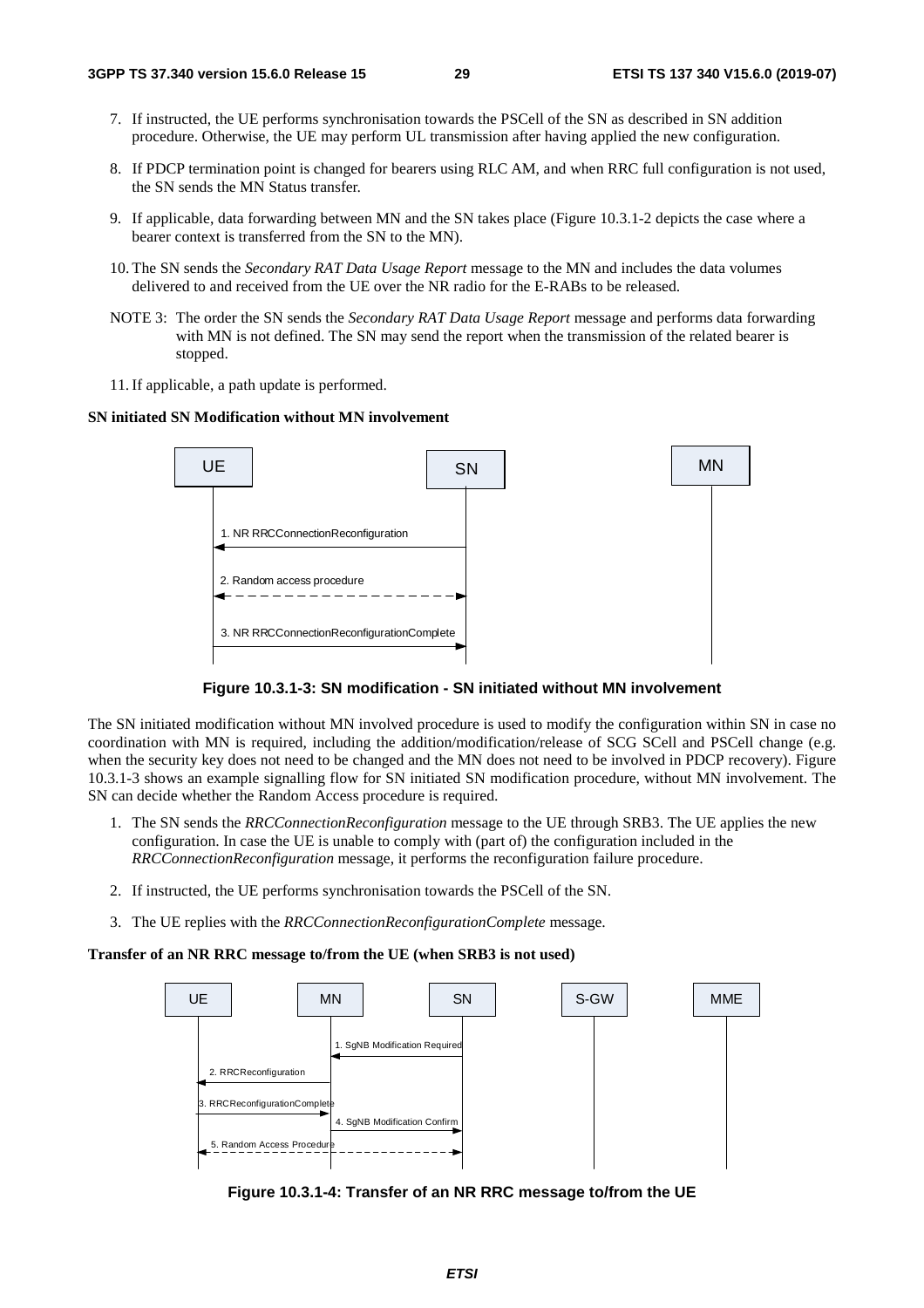7. If instructed, the UE performs synchronisation towards the PSCell of the SN as described in SN addition procedure. Otherwise, the UE may perform UL transmission after having applied the new configuration.

8. If PDCP termination point is changed for bearers using RLC AM, and when RRC full configuration is not used, the SN sends the MN Status transfer.

9. If applicable, data forwarding between MN and the SN takes place (Figure 10.3.1-2 depicts the case where a bearer context is transferred from the SN to the MN).

10. The SN sends the *Secondary RAT Data Usage Report* message to the MN and includes the data volumes delivered to and received from the UE over the NR radio for the E-RABs to be released.

NOTE 3: The order the SN sends the *Secondary RAT Data Usage Report* message and performs data forwarding with MN is not defined. The SN may send the report when the transmission of the related bearer is stopped.

11. If applicable, a path update is performed.

**SN initiated SN Modification without MN involvement**

**Figure 10.3.1-3: SN modification - SN initiated without MN involvement**

The SN initiated modification without MN involved procedure is used to modify the configuration within SN in case no coordination with MN is required, including the addition/modification/release of SCG SCell and PSCell change (e.g. when the security key does not need to be changed and the MN does not need to be involved in PDCP recovery). Figure 10.3.1-3 shows an example signalling flow for SN initiated SN modification procedure, without MN involvement. The SN can decide whether the Random Access procedure is required.

1. The SN sends the *RRCConnectionReconfiguration* message to the UE through SRB3. The UE applies the new configuration. In case the UE is unable to comply with (part of) the configuration included in the *RRCConnectionReconfiguration* message, it performs the reconfiguration failure procedure.

2. If instructed, the UE performs synchronisation towards the PSCell of the SN.

3. The UE replies with the *RRCConnectionReconfigurationComplete* message.

**Transfer of an NR RRC message to/from the UE (when SRB3 is not used)**

**Figure 10.3.1-4: Transfer of an NR RRC message to/from the UE**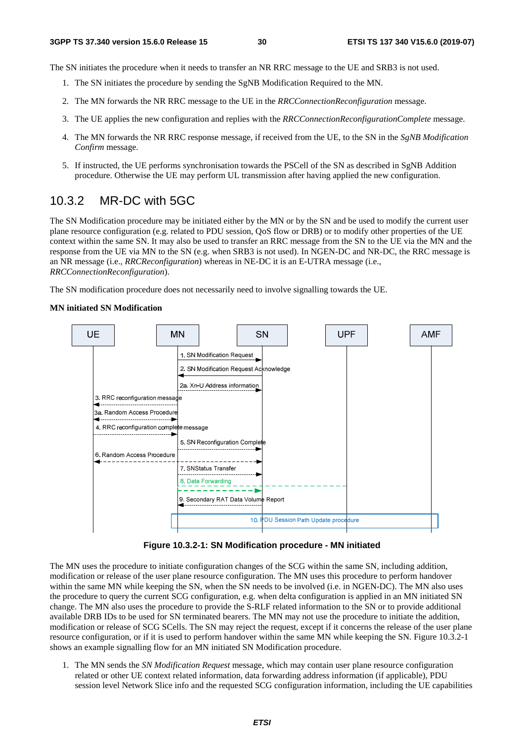The SN initiates the procedure when it needs to transfer an NR RRC message to the UE and SRB3 is not used.

1. The SN initiates the procedure by sending the SgNB Modification Required to the MN.
2. The MN forwards the NR RRC message to the UE in the *RRCConnectionReconfiguration* message.
3. The UE applies the new configuration and replies with the *RRCConnectionReconfigurationComplete* message.
4. The MN forwards the NR RRC response message, if received from the UE, to the SN in the *SgNB Modification Confirm* message.
5. If instructed, the UE performs synchronisation towards the PSCell of the SN as described in SgNB Addition procedure. Otherwise the UE may perform UL transmission after having applied the new configuration.

## 10.3.2 MR-DC with 5GC

The SN Modification procedure may be initiated either by the MN or by the SN and be used to modify the current user plane resource configuration (e.g. related to PDU session, QoS flow or DRB) or to modify other properties of the UE context within the same SN. It may also be used to transfer an RRC message from the SN to the UE via the MN and the response from the UE via MN to the SN (e.g. when SRB3 is not used). In NGEN-DC and NR-DC, the RRC message is an NR message (i.e., *RRCReconfiguration*) whereas in NE-DC it is an E-UTRA message (i.e., *RRCConnectionReconfiguration*).

The SN modification procedure does not necessarily need to involve signalling towards the UE.

**MN initiated SN Modification**

UE | MN | SN | UPF | AMF

1. SN Modification Request
2. SN Modification Request Acknowledge
2a. Xn-U Address information
3. RRC reconfiguration message
3a. Random Access Procedure
4. RRC reconfiguration complete message
5. SN Reconfiguration Complete
6. Random Access Procedure
7. SNStatus Transfer
8. Data Forwarding
9. Secondary RAT Data Volume Report
10. PDU Session Path Update procedure

**Figure 10.3.2-1: SN Modification procedure - MN initiated**

The MN uses the procedure to initiate configuration changes of the SCG within the same SN, including addition, modification or release of the user plane resource configuration. The MN uses this procedure to perform handover within the same MN while keeping the SN, when the SN needs to be involved (i.e. in NGEN-DC). The MN also uses the procedure to query the current SCG configuration, e.g. when delta configuration is applied in an MN initiated SN change. The MN also uses the procedure to provide the S-RLF related information to the SN or to provide additional available DRB IDs to be used for SN terminated bearers. The MN may not use the procedure to initiate the addition, modification or release of SCG SCells. The SN may reject the request, except if it concerns the release of the user plane resource configuration, or if it is used to perform handover within the same MN while keeping the SN. Figure 10.3.2-1 shows an example signalling flow for an MN initiated SN Modification procedure.

1. The MN sends the *SN Modification Request* message, which may contain user plane resource configuration related or other UE context related information, data forwarding address information (if applicable), PDU session level Network Slice info and the requested SCG configuration information, including the UE capabilities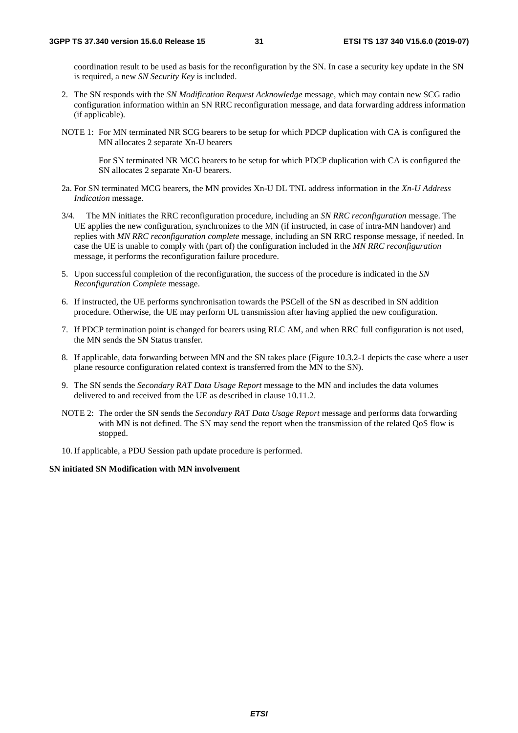coordination result to be used as basis for the reconfiguration by the SN. In case a security key update in the SN is required, a new *SN Security Key* is included.

2. The SN responds with the *SN Modification Request Acknowledge* message, which may contain new SCG radio configuration information within an SN RRC reconfiguration message, and data forwarding address information (if applicable).

NOTE 1: For MN terminated NR SCG bearers to be setup for which PDCP duplication with CA is configured the MN allocates 2 separate Xn-U bearers

For SN terminated NR MCG bearers to be setup for which PDCP duplication with CA is configured the SN allocates 2 separate Xn-U bearers.

2a. For SN terminated MCG bearers, the MN provides Xn-U DL TNL address information in the *Xn-U Address Indication* message.

3/4. The MN initiates the RRC reconfiguration procedure, including an *SN RRC reconfiguration* message. The UE applies the new configuration, synchronizes to the MN (if instructed, in case of intra-MN handover) and replies with *MN RRC reconfiguration complete* message, including an SN RRC response message, if needed. In case the UE is unable to comply with (part of) the configuration included in the *MN RRC reconfiguration* message, it performs the reconfiguration failure procedure.

5. Upon successful completion of the reconfiguration, the success of the procedure is indicated in the *SN Reconfiguration Complete* message.

6. If instructed, the UE performs synchronisation towards the PSCell of the SN as described in SN addition procedure. Otherwise, the UE may perform UL transmission after having applied the new configuration.

7. If PDCP termination point is changed for bearers using RLC AM, and when RRC full configuration is not used, the MN sends the SN Status transfer.

8. If applicable, data forwarding between MN and the SN takes place (Figure 10.3.2-1 depicts the case where a user plane resource configuration related context is transferred from the MN to the SN).

9. The SN sends the *Secondary RAT Data Usage Report* message to the MN and includes the data volumes delivered to and received from the UE as described in clause 10.11.2.

NOTE 2: The order the SN sends the *Secondary RAT Data Usage Report* message and performs data forwarding with MN is not defined. The SN may send the report when the transmission of the related QoS flow is stopped.

10. If applicable, a PDU Session path update procedure is performed.

**SN initiated SN Modification with MN involvement**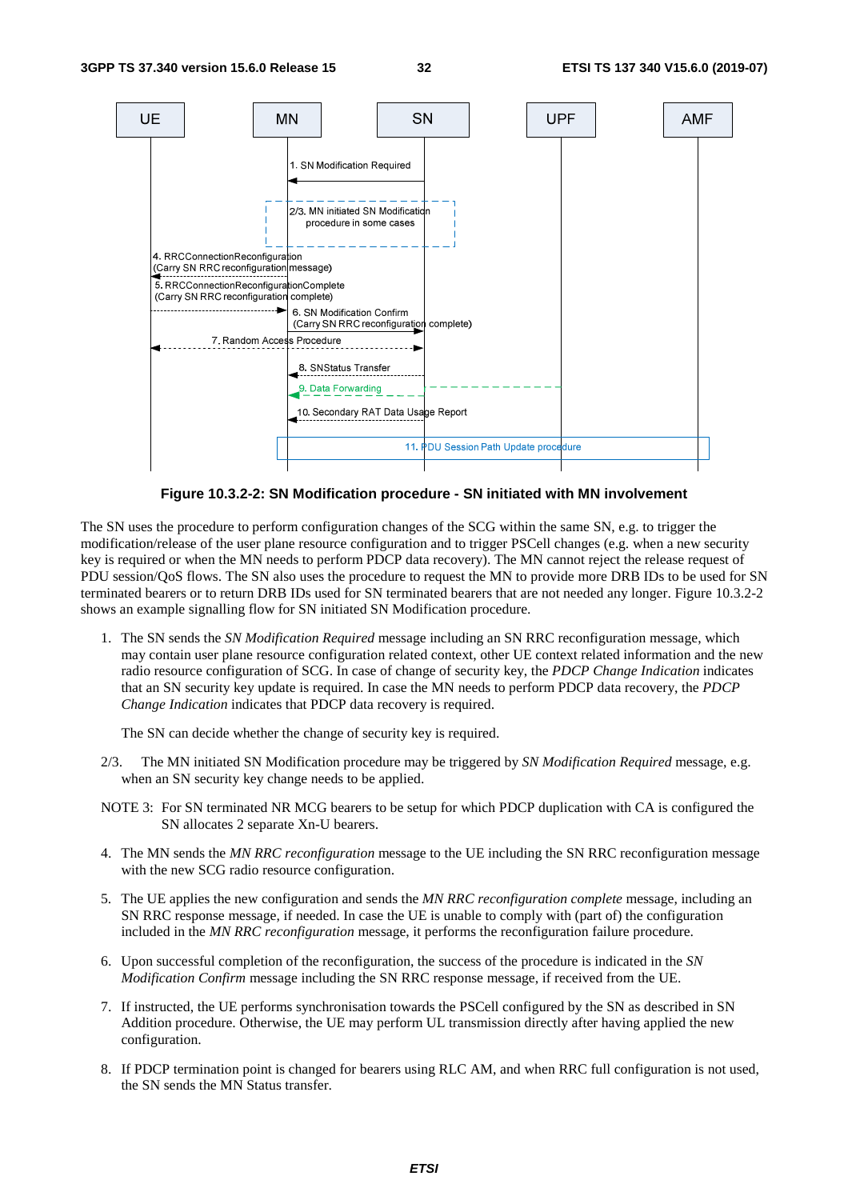**Figure 10.3.2-2: SN Modification procedure - SN initiated with MN involvement**

The SN uses the procedure to perform configuration changes of the SCG within the same SN, e.g. to trigger the modification/release of the user plane resource configuration and to trigger PSCell changes (e.g. when a new security key is required or when the MN needs to perform PDCP data recovery). The MN cannot reject the release request of PDU session/QoS flows. The SN also uses the procedure to request the MN to provide more DRB IDs to be used for SN terminated bearers or to return DRB IDs used for SN terminated bearers that are not needed any longer. Figure 10.3.2-2 shows an example signalling flow for SN initiated SN Modification procedure.

1. The SN sends the *SN Modification Required* message including an SN RRC reconfiguration message, which may contain user plane resource configuration related context, other UE context related information and the new radio resource configuration of SCG. In case of change of security key, the *PDCP Change Indication* indicates that an SN security key update is required. In case the MN needs to perform PDCP data recovery, the *PDCP Change Indication* indicates that PDCP data recovery is required.

   The SN can decide whether the change of security key is required.

2/3. The MN initiated SN Modification procedure may be triggered by *SN Modification Required* message, e.g. when an SN security key change needs to be applied.

NOTE 3: For SN terminated NR MCG bearers to be setup for which PDCP duplication with CA is configured the SN allocates 2 separate Xn-U bearers.

4. The MN sends the *MN RRC reconfiguration* message to the UE including the SN RRC reconfiguration message with the new SCG radio resource configuration.

5. The UE applies the new configuration and sends the *MN RRC reconfiguration complete* message, including an SN RRC response message, if needed. In case the UE is unable to comply with (part of) the configuration included in the *MN RRC reconfiguration* message, it performs the reconfiguration failure procedure.

6. Upon successful completion of the reconfiguration, the success of the procedure is indicated in the *SN Modification Confirm* message including the SN RRC response message, if received from the UE.

7. If instructed, the UE performs synchronisation towards the PSCell configured by the SN as described in SN Addition procedure. Otherwise, the UE may perform UL transmission directly after having applied the new configuration.

8. If PDCP termination point is changed for bearers using RLC AM, and when RRC full configuration is not used, the SN sends the MN Status transfer.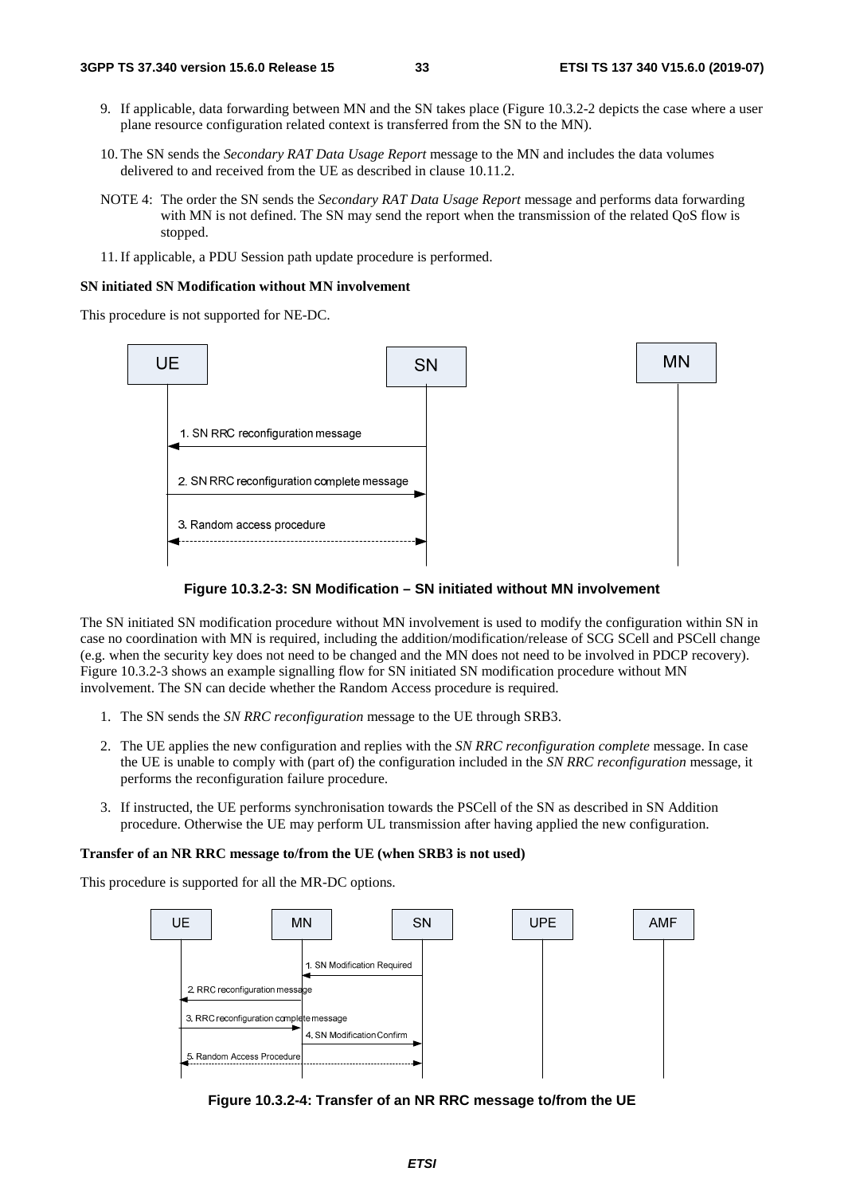9. If applicable, data forwarding between MN and the SN takes place (Figure 10.3.2-2 depicts the case where a user plane resource configuration related context is transferred from the SN to the MN).

10. The SN sends the *Secondary RAT Data Usage Report* message to the MN and includes the data volumes delivered to and received from the UE as described in clause 10.11.2.

NOTE 4: The order the SN sends the *Secondary RAT Data Usage Report* message and performs data forwarding with MN is not defined. The SN may send the report when the transmission of the related QoS flow is stopped.

11. If applicable, a PDU Session path update procedure is performed.

**SN initiated SN Modification without MN involvement**

This procedure is not supported for NE-DC.

**Figure 10.3.2-3: SN Modification – SN initiated without MN involvement**

The SN initiated SN modification procedure without MN involvement is used to modify the configuration within SN in case no coordination with MN is required, including the addition/modification/release of SCG SCell and PSCell change (e.g. when the security key does not need to be changed and the MN does not need to be involved in PDCP recovery). Figure 10.3.2-3 shows an example signalling flow for SN initiated SN modification procedure without MN involvement. The SN can decide whether the Random Access procedure is required.

1. The SN sends the *SN RRC reconfiguration* message to the UE through SRB3.

2. The UE applies the new configuration and replies with the *SN RRC reconfiguration complete* message. In case the UE is unable to comply with (part of) the configuration included in the *SN RRC reconfiguration* message, it performs the reconfiguration failure procedure.

3. If instructed, the UE performs synchronisation towards the PSCell of the SN as described in SN Addition procedure. Otherwise the UE may perform UL transmission after having applied the new configuration.

**Transfer of an NR RRC message to/from the UE (when SRB3 is not used)**

This procedure is supported for all the MR-DC options.

**Figure 10.3.2-4: Transfer of an NR RRC message to/from the UE**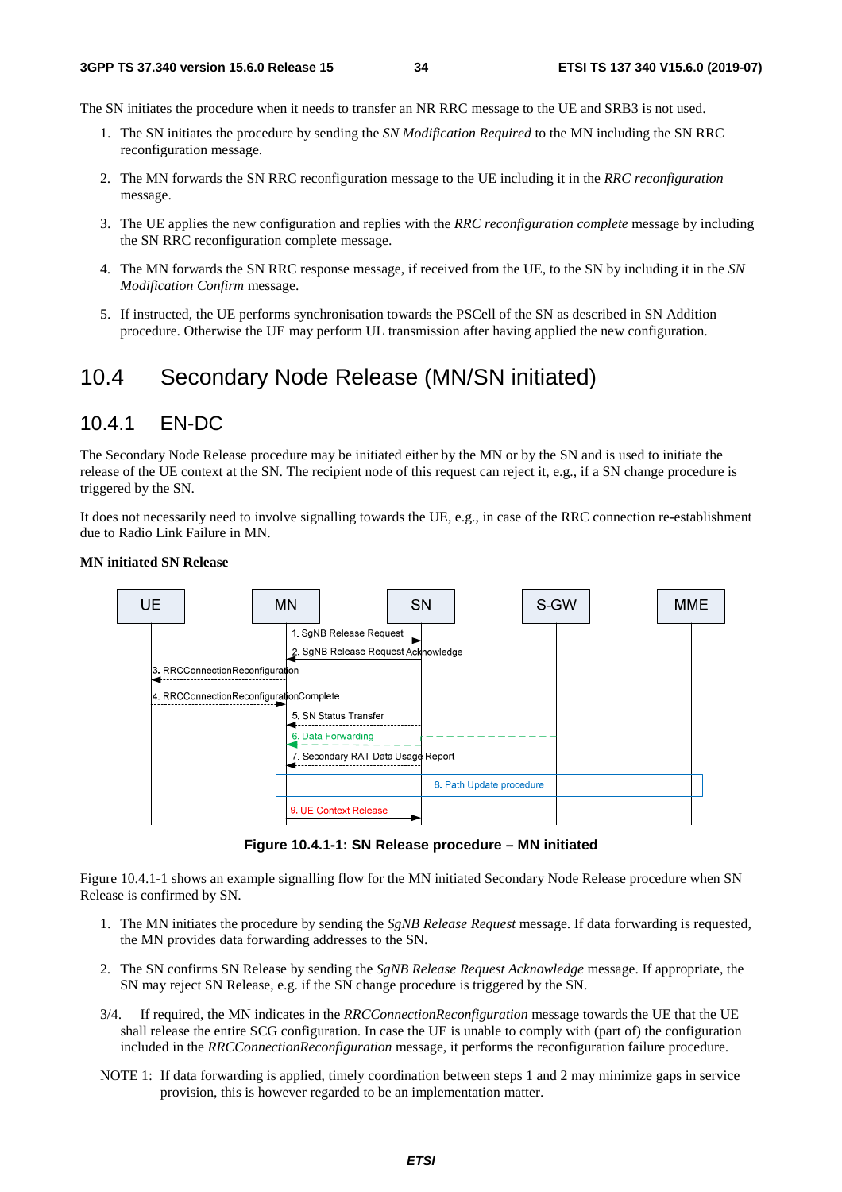The SN initiates the procedure when it needs to transfer an NR RRC message to the UE and SRB3 is not used.

1. The SN initiates the procedure by sending the *SN Modification Required* to the MN including the SN RRC reconfiguration message.
2. The MN forwards the SN RRC reconfiguration message to the UE including it in the *RRC reconfiguration* message.
3. The UE applies the new configuration and replies with the *RRC reconfiguration complete* message by including the SN RRC reconfiguration complete message.
4. The MN forwards the SN RRC response message, if received from the UE, to the SN by including it in the *SN Modification Confirm* message.
5. If instructed, the UE performs synchronisation towards the PSCell of the SN as described in SN Addition procedure. Otherwise the UE may perform UL transmission after having applied the new configuration.

# 10.4 Secondary Node Release (MN/SN initiated)

## 10.4.1 EN-DC

The Secondary Node Release procedure may be initiated either by the MN or by the SN and is used to initiate the release of the UE context at the SN. The recipient node of this request can reject it, e.g., if a SN change procedure is triggered by the SN.

It does not necessarily need to involve signalling towards the UE, e.g., in case of the RRC connection re-establishment due to Radio Link Failure in MN.

**MN initiated SN Release**

UE | MN | SN | S-GW | MME

1. SgNB Release Request
2. SgNB Release Request Acknowledge
3. RRCConnectionReconfiguration
4. RRCConnectionReconfigurationComplete
5. SN Status Transfer
6. Data Forwarding
7. Secondary RAT Data Usage Report
8. Path Update procedure
9. UE Context Release

**Figure 10.4.1-1: SN Release procedure – MN initiated**

Figure 10.4.1-1 shows an example signalling flow for the MN initiated Secondary Node Release procedure when SN Release is confirmed by SN.

1. The MN initiates the procedure by sending the *SgNB Release Request* message. If data forwarding is requested, the MN provides data forwarding addresses to the SN.
2. The SN confirms SN Release by sending the *SgNB Release Request Acknowledge* message. If appropriate, the SN may reject SN Release, e.g. if the SN change procedure is triggered by the SN.

3/4. If required, the MN indicates in the *RRCConnectionReconfiguration* message towards the UE that the UE shall release the entire SCG configuration. In case the UE is unable to comply with (part of) the configuration included in the *RRCConnectionReconfiguration* message, it performs the reconfiguration failure procedure.

NOTE 1: If data forwarding is applied, timely coordination between steps 1 and 2 may minimize gaps in service provision, this is however regarded to be an implementation matter.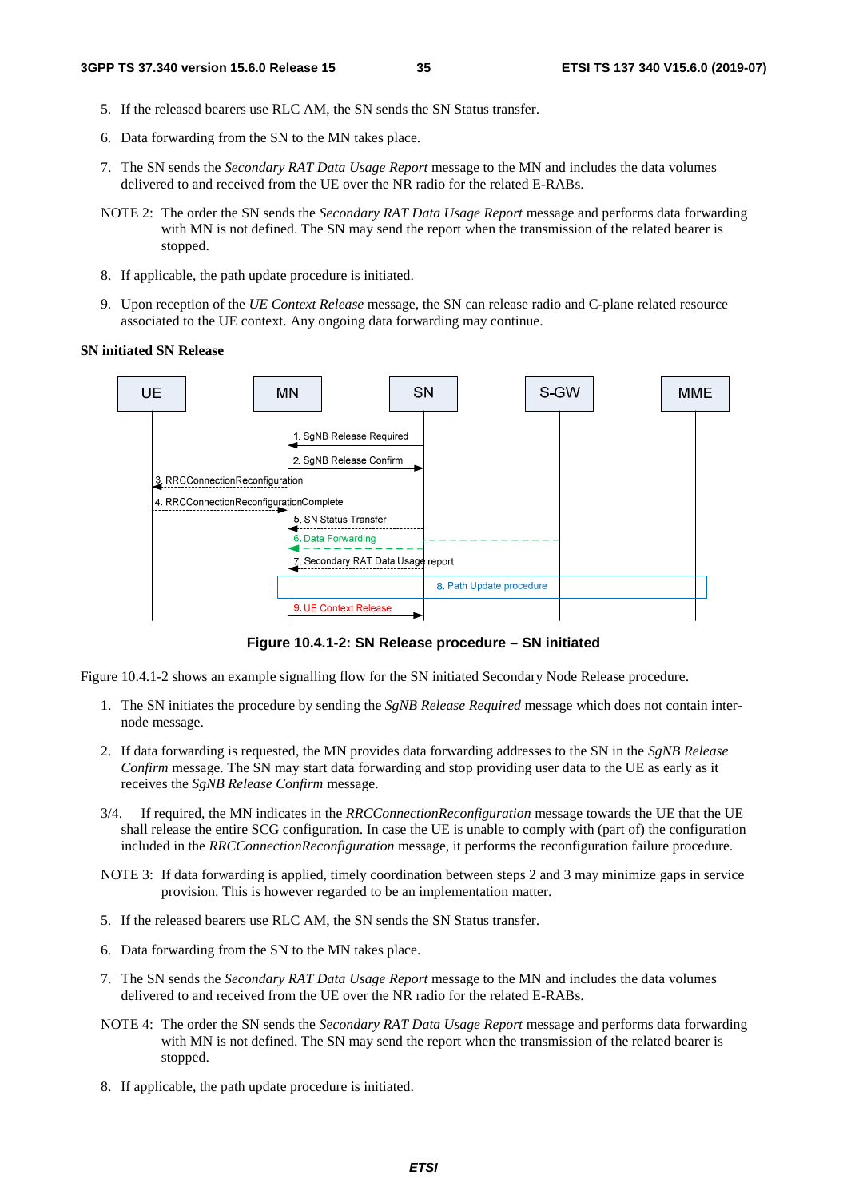5. If the released bearers use RLC AM, the SN sends the SN Status transfer.

6. Data forwarding from the SN to the MN takes place.

7. The SN sends the *Secondary RAT Data Usage Report* message to the MN and includes the data volumes delivered to and received from the UE over the NR radio for the related E-RABs.

NOTE 2: The order the SN sends the *Secondary RAT Data Usage Report* message and performs data forwarding with MN is not defined. The SN may send the report when the transmission of the related bearer is stopped.

8. If applicable, the path update procedure is initiated.

9. Upon reception of the *UE Context Release* message, the SN can release radio and C-plane related resource associated to the UE context. Any ongoing data forwarding may continue.

**SN initiated SN Release**

UE | MN | SN | S-GW | MME

1. SgNB Release Required
2. SgNB Release Confirm
3. RRCConnectionReconfiguration
4. RRCConnectionReconfigurationComplete
5. SN Status Transfer
6. Data Forwarding
7. Secondary RAT Data Usage report
8. Path Update procedure
9. UE Context Release

**Figure 10.4.1-2: SN Release procedure – SN initiated**

Figure 10.4.1-2 shows an example signalling flow for the SN initiated Secondary Node Release procedure.

1. The SN initiates the procedure by sending the *SgNB Release Required* message which does not contain inter-node message.

2. If data forwarding is requested, the MN provides data forwarding addresses to the SN in the *SgNB Release Confirm* message. The SN may start data forwarding and stop providing user data to the UE as early as it receives the *SgNB Release Confirm* message.

3/4. If required, the MN indicates in the *RRCConnectionReconfiguration* message towards the UE that the UE shall release the entire SCG configuration. In case the UE is unable to comply with (part of) the configuration included in the *RRCConnectionReconfiguration* message, it performs the reconfiguration failure procedure.

NOTE 3: If data forwarding is applied, timely coordination between steps 2 and 3 may minimize gaps in service provision. This is however regarded to be an implementation matter.

5. If the released bearers use RLC AM, the SN sends the SN Status transfer.

6. Data forwarding from the SN to the MN takes place.

7. The SN sends the *Secondary RAT Data Usage Report* message to the MN and includes the data volumes delivered to and received from the UE over the NR radio for the related E-RABs.

NOTE 4: The order the SN sends the *Secondary RAT Data Usage Report* message and performs data forwarding with MN is not defined. The SN may send the report when the transmission of the related bearer is stopped.

8. If applicable, the path update procedure is initiated.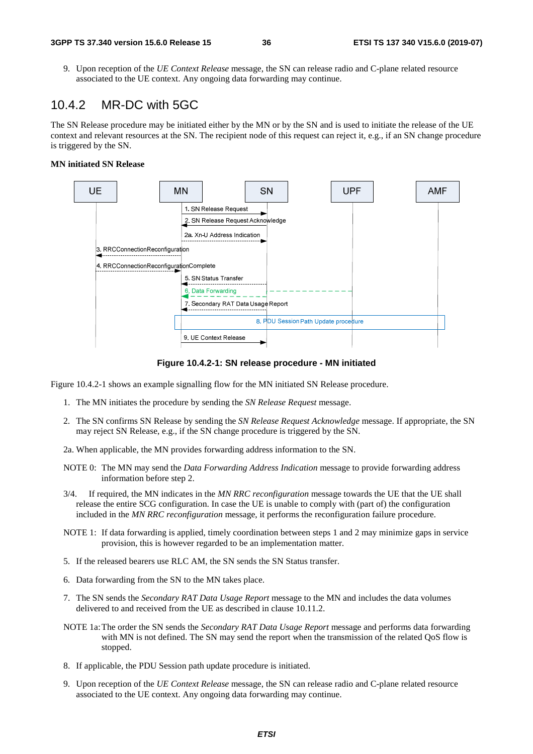9. Upon reception of the *UE Context Release* message, the SN can release radio and C-plane related resource associated to the UE context. Any ongoing data forwarding may continue.

## 10.4.2 MR-DC with 5GC

The SN Release procedure may be initiated either by the MN or by the SN and is used to initiate the release of the UE context and relevant resources at the SN. The recipient node of this request can reject it, e.g., if an SN change procedure is triggered by the SN.

**MN initiated SN Release**

**Figure 10.4.2-1: SN release procedure - MN initiated**

Figure 10.4.2-1 shows an example signalling flow for the MN initiated SN Release procedure.

1. The MN initiates the procedure by sending the *SN Release Request* message.

2. The SN confirms SN Release by sending the *SN Release Request Acknowledge* message. If appropriate, the SN may reject SN Release, e.g., if the SN change procedure is triggered by the SN.

2a. When applicable, the MN provides forwarding address information to the SN.

NOTE 0: The MN may send the *Data Forwarding Address Indication* message to provide forwarding address information before step 2.

3/4. If required, the MN indicates in the *MN RRC reconfiguration* message towards the UE that the UE shall release the entire SCG configuration. In case the UE is unable to comply with (part of) the configuration included in the *MN RRC reconfiguration* message, it performs the reconfiguration failure procedure.

NOTE 1: If data forwarding is applied, timely coordination between steps 1 and 2 may minimize gaps in service provision, this is however regarded to be an implementation matter.

5. If the released bearers use RLC AM, the SN sends the SN Status transfer.

6. Data forwarding from the SN to the MN takes place.

7. The SN sends the *Secondary RAT Data Usage Report* message to the MN and includes the data volumes delivered to and received from the UE as described in clause 10.11.2.

NOTE 1a: The order the SN sends the *Secondary RAT Data Usage Report* message and performs data forwarding with MN is not defined. The SN may send the report when the transmission of the related QoS flow is stopped.

8. If applicable, the PDU Session path update procedure is initiated.

9. Upon reception of the *UE Context Release* message, the SN can release radio and C-plane related resource associated to the UE context. Any ongoing data forwarding may continue.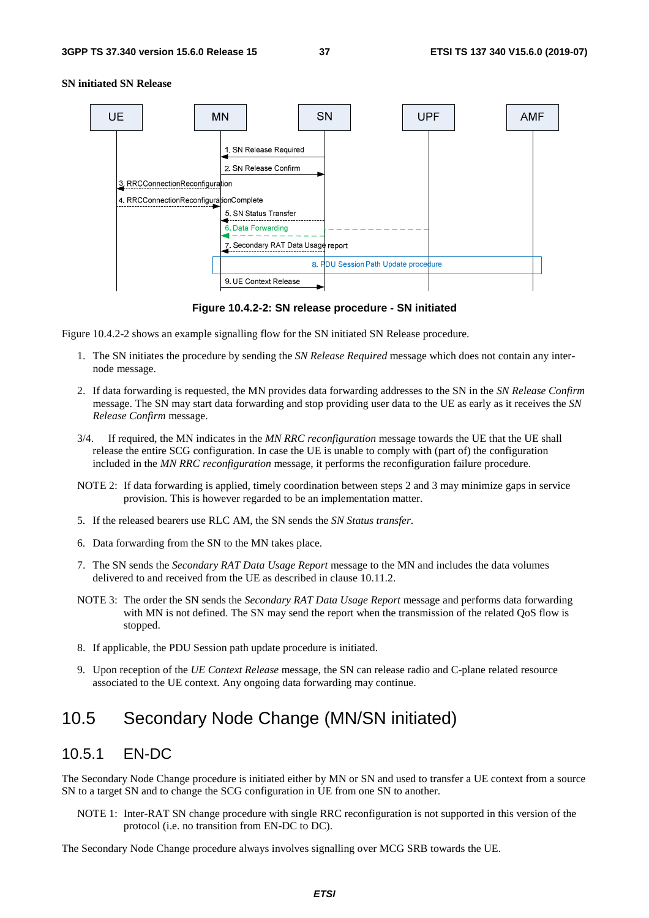**SN initiated SN Release**

Figure 10.4.2-2: SN release procedure - SN initiated

Figure 10.4.2-2 shows an example signalling flow for the SN initiated SN Release procedure.

1. The SN initiates the procedure by sending the *SN Release Required* message which does not contain any inter-node message.

2. If data forwarding is requested, the MN provides data forwarding addresses to the SN in the *SN Release Confirm* message. The SN may start data forwarding and stop providing user data to the UE as early as it receives the *SN Release Confirm* message.

3/4. If required, the MN indicates in the *MN RRC reconfiguration* message towards the UE that the UE shall release the entire SCG configuration. In case the UE is unable to comply with (part of) the configuration included in the *MN RRC reconfiguration* message, it performs the reconfiguration failure procedure.

NOTE 2: If data forwarding is applied, timely coordination between steps 2 and 3 may minimize gaps in service provision. This is however regarded to be an implementation matter.

5. If the released bearers use RLC AM, the SN sends the *SN Status transfer*.

6. Data forwarding from the SN to the MN takes place.

7. The SN sends the *Secondary RAT Data Usage Report* message to the MN and includes the data volumes delivered to and received from the UE as described in clause 10.11.2.

NOTE 3: The order the SN sends the *Secondary RAT Data Usage Report* message and performs data forwarding with MN is not defined. The SN may send the report when the transmission of the related QoS flow is stopped.

8. If applicable, the PDU Session path update procedure is initiated.

9. Upon reception of the *UE Context Release* message, the SN can release radio and C-plane related resource associated to the UE context. Any ongoing data forwarding may continue.

# 10.5 Secondary Node Change (MN/SN initiated)

## 10.5.1 EN-DC

The Secondary Node Change procedure is initiated either by MN or SN and used to transfer a UE context from a source SN to a target SN and to change the SCG configuration in UE from one SN to another.

NOTE 1: Inter-RAT SN change procedure with single RRC reconfiguration is not supported in this version of the protocol (i.e. no transition from EN-DC to DC).

The Secondary Node Change procedure always involves signalling over MCG SRB towards the UE.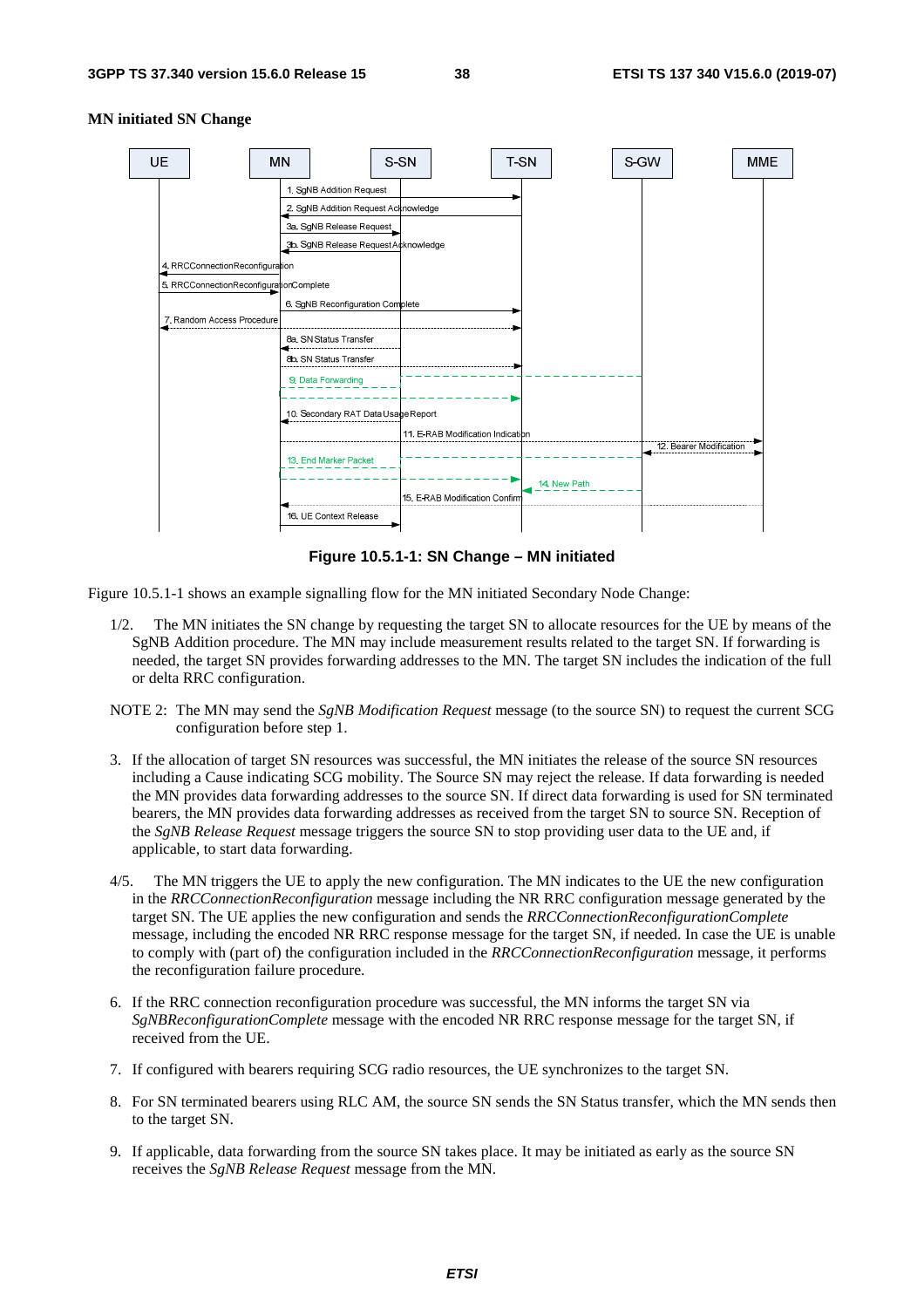**MN initiated SN Change**

Figure 10.5.1-1: SN Change – MN initiated

Figure 10.5.1-1 shows an example signalling flow for the MN initiated Secondary Node Change:

1/2. The MN initiates the SN change by requesting the target SN to allocate resources for the UE by means of the SgNB Addition procedure. The MN may include measurement results related to the target SN. If forwarding is needed, the target SN provides forwarding addresses to the MN. The target SN includes the indication of the full or delta RRC configuration.

NOTE 2: The MN may send the *SgNB Modification Request* message (to the source SN) to request the current SCG configuration before step 1.

3. If the allocation of target SN resources was successful, the MN initiates the release of the source SN resources including a Cause indicating SCG mobility. The Source SN may reject the release. If data forwarding is needed the MN provides data forwarding addresses to the source SN. If direct data forwarding is used for SN terminated bearers, the MN provides data forwarding addresses as received from the target SN to source SN. Reception of the *SgNB Release Request* message triggers the source SN to stop providing user data to the UE and, if applicable, to start data forwarding.

4/5. The MN triggers the UE to apply the new configuration. The MN indicates to the UE the new configuration in the *RRCConnectionReconfiguration* message including the NR RRC configuration message generated by the target SN. The UE applies the new configuration and sends the *RRCConnectionReconfigurationComplete* message, including the encoded NR RRC response message for the target SN, if needed. In case the UE is unable to comply with (part of) the configuration included in the *RRCConnectionReconfiguration* message, it performs the reconfiguration failure procedure.

6. If the RRC connection reconfiguration procedure was successful, the MN informs the target SN via *SgNBReconfigurationComplete* message with the encoded NR RRC response message for the target SN, if received from the UE.

7. If configured with bearers requiring SCG radio resources, the UE synchronizes to the target SN.

8. For SN terminated bearers using RLC AM, the source SN sends the SN Status transfer, which the MN sends then to the target SN.

9. If applicable, data forwarding from the source SN takes place. It may be initiated as early as the source SN receives the *SgNB Release Request* message from the MN.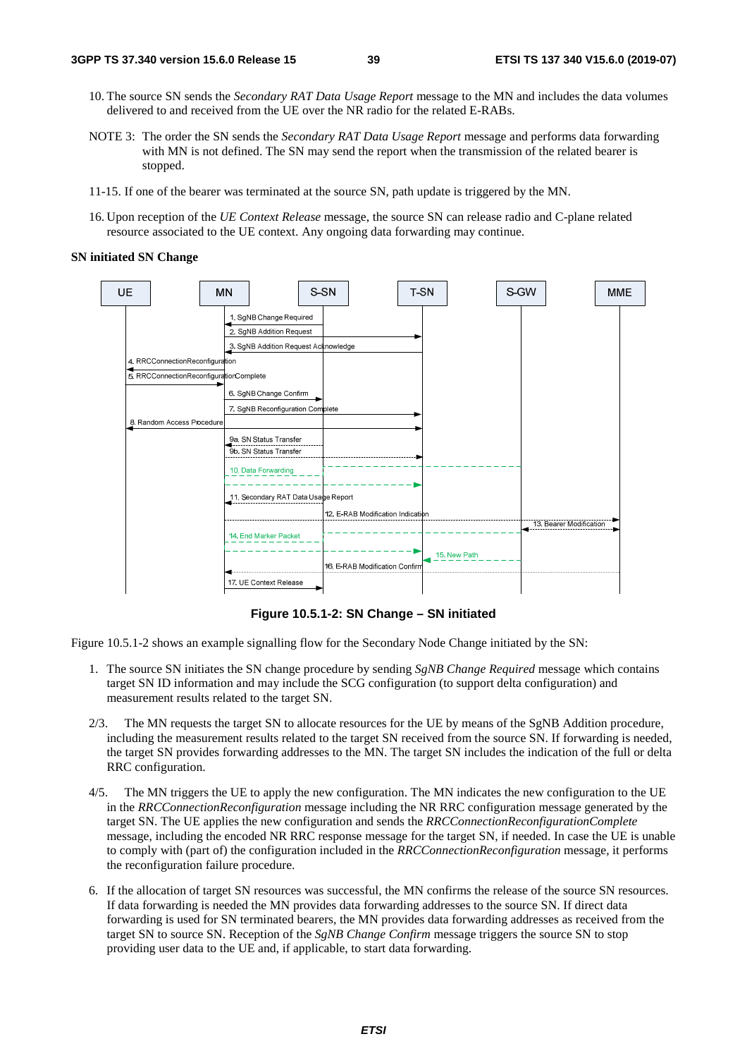10. The source SN sends the *Secondary RAT Data Usage Report* message to the MN and includes the data volumes delivered to and received from the UE over the NR radio for the related E-RABs.

NOTE 3: The order the SN sends the *Secondary RAT Data Usage Report* message and performs data forwarding with MN is not defined. The SN may send the report when the transmission of the related bearer is stopped.

11-15. If one of the bearer was terminated at the source SN, path update is triggered by the MN.

16. Upon reception of the *UE Context Release* message, the source SN can release radio and C-plane related resource associated to the UE context. Any ongoing data forwarding may continue.

**SN initiated SN Change**

**Figure 10.5.1-2: SN Change – SN initiated**

Figure 10.5.1-2 shows an example signalling flow for the Secondary Node Change initiated by the SN:

1. The source SN initiates the SN change procedure by sending *SgNB Change Required* message which contains target SN ID information and may include the SCG configuration (to support delta configuration) and measurement results related to the target SN.

2/3. The MN requests the target SN to allocate resources for the UE by means of the SgNB Addition procedure, including the measurement results related to the target SN received from the source SN. If forwarding is needed, the target SN provides forwarding addresses to the MN. The target SN includes the indication of the full or delta RRC configuration.

4/5. The MN triggers the UE to apply the new configuration. The MN indicates the new configuration to the UE in the *RRCConnectionReconfiguration* message including the NR RRC configuration message generated by the target SN. The UE applies the new configuration and sends the *RRCConnectionReconfigurationComplete* message, including the encoded NR RRC response message for the target SN, if needed. In case the UE is unable to comply with (part of) the configuration included in the *RRCConnectionReconfiguration* message, it performs the reconfiguration failure procedure.

6. If the allocation of target SN resources was successful, the MN confirms the release of the source SN resources. If data forwarding is needed the MN provides data forwarding addresses to the source SN. If direct data forwarding is used for SN terminated bearers, the MN provides data forwarding addresses as received from the target SN to source SN. Reception of the *SgNB Change Confirm* message triggers the source SN to stop providing user data to the UE and, if applicable, to start data forwarding.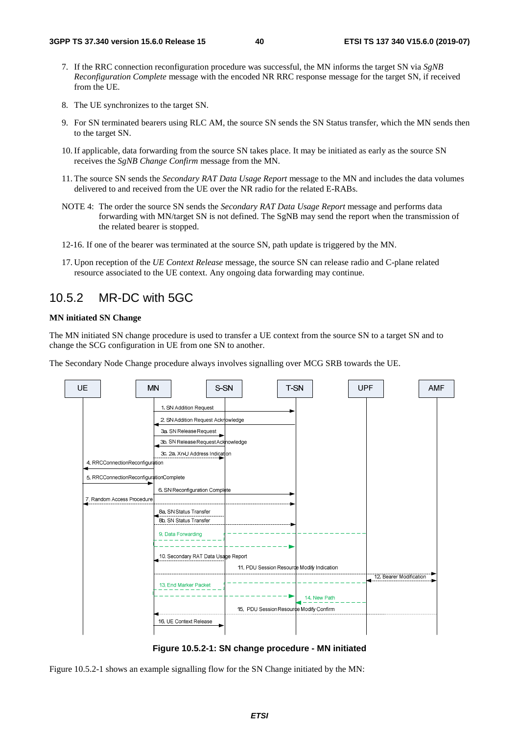7. If the RRC connection reconfiguration procedure was successful, the MN informs the target SN via *SgNB Reconfiguration Complete* message with the encoded NR RRC response message for the target SN, if received from the UE.

8. The UE synchronizes to the target SN.

9. For SN terminated bearers using RLC AM, the source SN sends the SN Status transfer, which the MN sends then to the target SN.

10. If applicable, data forwarding from the source SN takes place. It may be initiated as early as the source SN receives the *SgNB Change Confirm* message from the MN.

11. The source SN sends the *Secondary RAT Data Usage Report* message to the MN and includes the data volumes delivered to and received from the UE over the NR radio for the related E-RABs.

NOTE 4: The order the source SN sends the *Secondary RAT Data Usage Report* message and performs data forwarding with MN/target SN is not defined. The SgNB may send the report when the transmission of the related bearer is stopped.

12-16. If one of the bearer was terminated at the source SN, path update is triggered by the MN.

17. Upon reception of the *UE Context Release* message, the source SN can release radio and C-plane related resource associated to the UE context. Any ongoing data forwarding may continue.

## 10.5.2 MR-DC with 5GC

**MN initiated SN Change**

The MN initiated SN change procedure is used to transfer a UE context from the source SN to a target SN and to change the SCG configuration in UE from one SN to another.

The Secondary Node Change procedure always involves signalling over MCG SRB towards the UE.

**Figure 10.5.2-1: SN change procedure - MN initiated**

Figure 10.5.2-1 shows an example signalling flow for the SN Change initiated by the MN: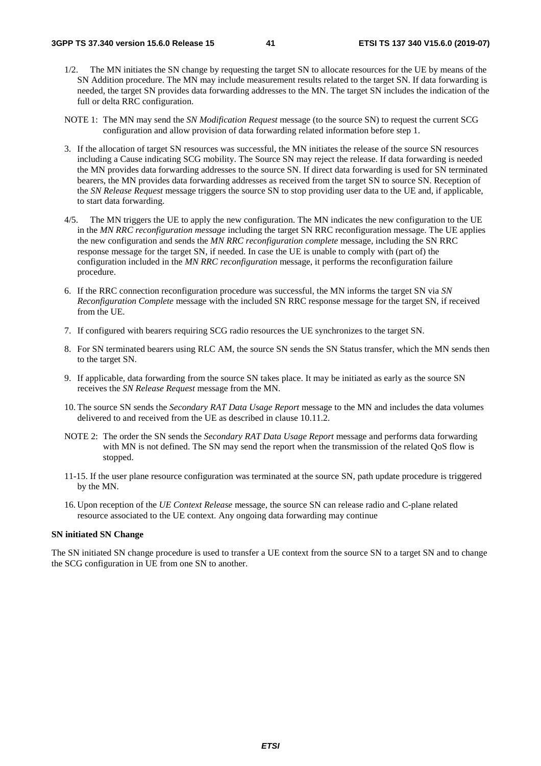1/2. The MN initiates the SN change by requesting the target SN to allocate resources for the UE by means of the SN Addition procedure. The MN may include measurement results related to the target SN. If data forwarding is needed, the target SN provides data forwarding addresses to the MN. The target SN includes the indication of the full or delta RRC configuration.

NOTE 1: The MN may send the *SN Modification Request* message (to the source SN) to request the current SCG configuration and allow provision of data forwarding related information before step 1.

3. If the allocation of target SN resources was successful, the MN initiates the release of the source SN resources including a Cause indicating SCG mobility. The Source SN may reject the release. If data forwarding is needed the MN provides data forwarding addresses to the source SN. If direct data forwarding is used for SN terminated bearers, the MN provides data forwarding addresses as received from the target SN to source SN. Reception of the *SN Release Request* message triggers the source SN to stop providing user data to the UE and, if applicable, to start data forwarding.

4/5. The MN triggers the UE to apply the new configuration. The MN indicates the new configuration to the UE in the *MN RRC reconfiguration message* including the target SN RRC reconfiguration message. The UE applies the new configuration and sends the *MN RRC reconfiguration complete* message, including the SN RRC response message for the target SN, if needed. In case the UE is unable to comply with (part of) the configuration included in the *MN RRC reconfiguration* message, it performs the reconfiguration failure procedure.

6. If the RRC connection reconfiguration procedure was successful, the MN informs the target SN via *SN Reconfiguration Complete* message with the included SN RRC response message for the target SN, if received from the UE.

7. If configured with bearers requiring SCG radio resources the UE synchronizes to the target SN.

8. For SN terminated bearers using RLC AM, the source SN sends the SN Status transfer, which the MN sends then to the target SN.

9. If applicable, data forwarding from the source SN takes place. It may be initiated as early as the source SN receives the *SN Release Request* message from the MN.

10. The source SN sends the *Secondary RAT Data Usage Report* message to the MN and includes the data volumes delivered to and received from the UE as described in clause 10.11.2.

NOTE 2: The order the SN sends the *Secondary RAT Data Usage Report* message and performs data forwarding with MN is not defined. The SN may send the report when the transmission of the related QoS flow is stopped.

11-15. If the user plane resource configuration was terminated at the source SN, path update procedure is triggered by the MN.

16. Upon reception of the *UE Context Release* message, the source SN can release radio and C-plane related resource associated to the UE context. Any ongoing data forwarding may continue

**SN initiated SN Change**

The SN initiated SN change procedure is used to transfer a UE context from the source SN to a target SN and to change the SCG configuration in UE from one SN to another.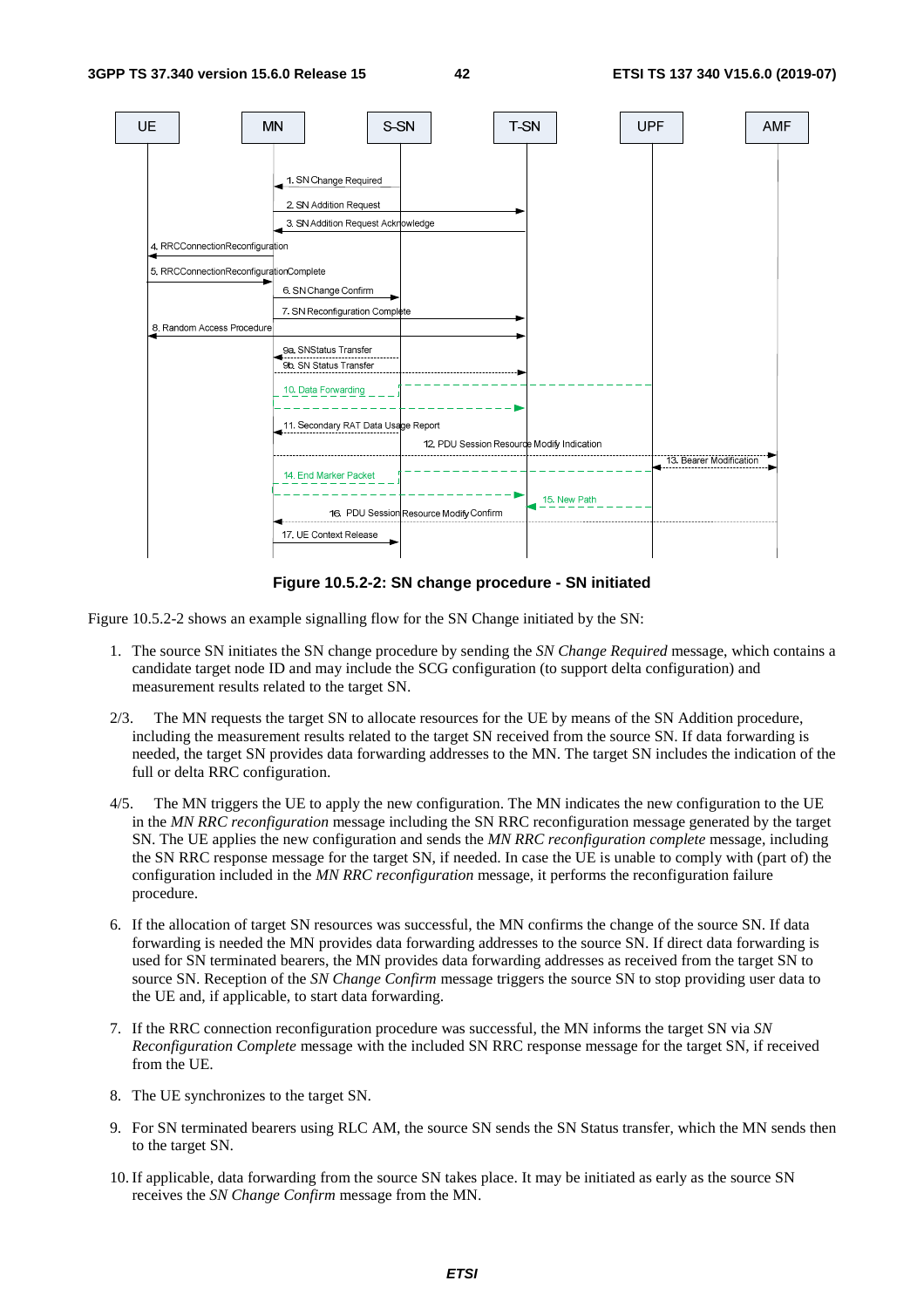**Figure 10.5.2-2: SN change procedure - SN initiated**

Figure 10.5.2-2 shows an example signalling flow for the SN Change initiated by the SN:

1. The source SN initiates the SN change procedure by sending the *SN Change Required* message, which contains a candidate target node ID and may include the SCG configuration (to support delta configuration) and measurement results related to the target SN.

2/3. The MN requests the target SN to allocate resources for the UE by means of the SN Addition procedure, including the measurement results related to the target SN received from the source SN. If data forwarding is needed, the target SN provides data forwarding addresses to the MN. The target SN includes the indication of the full or delta RRC configuration.

4/5. The MN triggers the UE to apply the new configuration. The MN indicates the new configuration to the UE in the *MN RRC reconfiguration* message including the SN RRC reconfiguration message generated by the target SN. The UE applies the new configuration and sends the *MN RRC reconfiguration complete* message, including the SN RRC response message for the target SN, if needed. In case the UE is unable to comply with (part of) the configuration included in the *MN RRC reconfiguration* message, it performs the reconfiguration failure procedure.

6. If the allocation of target SN resources was successful, the MN confirms the change of the source SN. If data forwarding is needed the MN provides data forwarding addresses to the source SN. If direct data forwarding is used for SN terminated bearers, the MN provides data forwarding addresses as received from the target SN to source SN. Reception of the *SN Change Confirm* message triggers the source SN to stop providing user data to the UE and, if applicable, to start data forwarding.

7. If the RRC connection reconfiguration procedure was successful, the MN informs the target SN via *SN Reconfiguration Complete* message with the included SN RRC response message for the target SN, if received from the UE.

8. The UE synchronizes to the target SN.

9. For SN terminated bearers using RLC AM, the source SN sends the SN Status transfer, which the MN sends then to the target SN.

10. If applicable, data forwarding from the source SN takes place. It may be initiated as early as the source SN receives the *SN Change Confirm* message from the MN.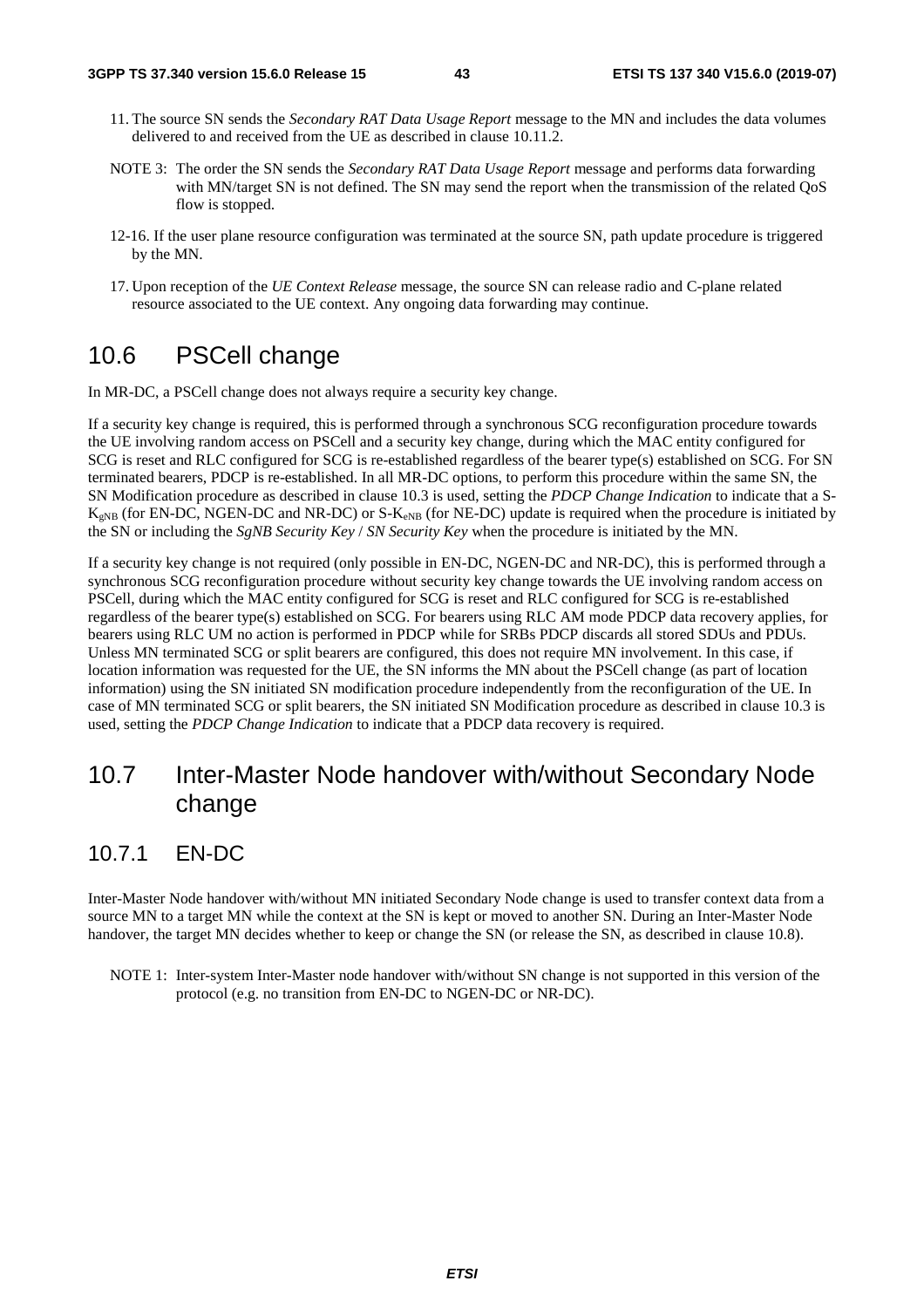11. The source SN sends the *Secondary RAT Data Usage Report* message to the MN and includes the data volumes delivered to and received from the UE as described in clause 10.11.2.

NOTE 3: The order the SN sends the *Secondary RAT Data Usage Report* message and performs data forwarding with MN/target SN is not defined. The SN may send the report when the transmission of the related QoS flow is stopped.

12-16. If the user plane resource configuration was terminated at the source SN, path update procedure is triggered by the MN.

17. Upon reception of the *UE Context Release* message, the source SN can release radio and C-plane related resource associated to the UE context. Any ongoing data forwarding may continue.

## 10.6 PSCell change

In MR-DC, a PSCell change does not always require a security key change.

If a security key change is required, this is performed through a synchronous SCG reconfiguration procedure towards the UE involving random access on PSCell and a security key change, during which the MAC entity configured for SCG is reset and RLC configured for SCG is re-established regardless of the bearer type(s) established on SCG. For SN terminated bearers, PDCP is re-established. In all MR-DC options, to perform this procedure within the same SN, the SN Modification procedure as described in clause 10.3 is used, setting the *PDCP Change Indication* to indicate that a S-$K_{gNB}$ (for EN-DC, NGEN-DC and NR-DC) or S-$K_{eNB}$ (for NE-DC) update is required when the procedure is initiated by the SN or including the *SgNB Security Key* / *SN Security Key* when the procedure is initiated by the MN.

If a security key change is not required (only possible in EN-DC, NGEN-DC and NR-DC), this is performed through a synchronous SCG reconfiguration procedure without security key change towards the UE involving random access on PSCell, during which the MAC entity configured for SCG is reset and RLC configured for SCG is re-established regardless of the bearer type(s) established on SCG. For bearers using RLC AM mode PDCP data recovery applies, for bearers using RLC UM no action is performed in PDCP while for SRBs PDCP discards all stored SDUs and PDUs. Unless MN terminated SCG or split bearers are configured, this does not require MN involvement. In this case, if location information was requested for the UE, the SN informs the MN about the PSCell change (as part of location information) using the SN initiated SN modification procedure independently from the reconfiguration of the UE. In case of MN terminated SCG or split bearers, the SN initiated SN Modification procedure as described in clause 10.3 is used, setting the *PDCP Change Indication* to indicate that a PDCP data recovery is required.

## 10.7 Inter-Master Node handover with/without Secondary Node change

### 10.7.1 EN-DC

Inter-Master Node handover with/without MN initiated Secondary Node change is used to transfer context data from a source MN to a target MN while the context at the SN is kept or moved to another SN. During an Inter-Master Node handover, the target MN decides whether to keep or change the SN (or release the SN, as described in clause 10.8).

NOTE 1: Inter-system Inter-Master node handover with/without SN change is not supported in this version of the protocol (e.g. no transition from EN-DC to NGEN-DC or NR-DC).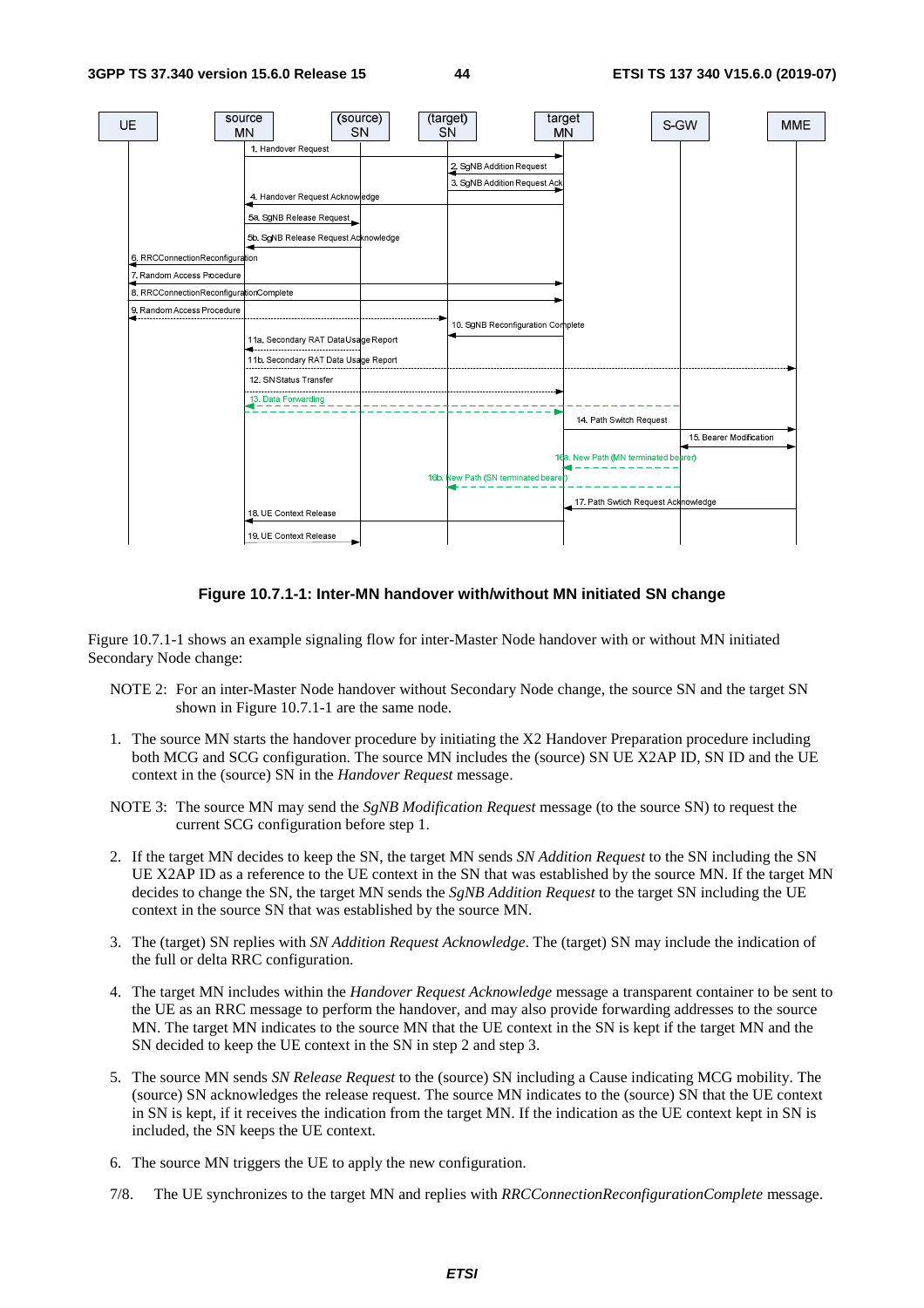**Figure 10.7.1-1: Inter-MN handover with/without MN initiated SN change**

Figure 10.7.1-1 shows an example signaling flow for inter-Master Node handover with or without MN initiated Secondary Node change:

NOTE 2: For an inter-Master Node handover without Secondary Node change, the source SN and the target SN shown in Figure 10.7.1-1 are the same node.

1. The source MN starts the handover procedure by initiating the X2 Handover Preparation procedure including both MCG and SCG configuration. The source MN includes the (source) SN UE X2AP ID, SN ID and the UE context in the (source) SN in the *Handover Request* message.

NOTE 3: The source MN may send the *SgNB Modification Request* message (to the source SN) to request the current SCG configuration before step 1.

2. If the target MN decides to keep the SN, the target MN sends *SN Addition Request* to the SN including the SN UE X2AP ID as a reference to the UE context in the SN that was established by the source MN. If the target MN decides to change the SN, the target MN sends the *SgNB Addition Request* to the target SN including the UE context in the source SN that was established by the source MN.

3. The (target) SN replies with *SN Addition Request Acknowledge*. The (target) SN may include the indication of the full or delta RRC configuration.

4. The target MN includes within the *Handover Request Acknowledge* message a transparent container to be sent to the UE as an RRC message to perform the handover, and may also provide forwarding addresses to the source MN. The target MN indicates to the source MN that the UE context in the SN is kept if the target MN and the SN decided to keep the UE context in the SN in step 2 and step 3.

5. The source MN sends *SN Release Request* to the (source) SN including a Cause indicating MCG mobility. The (source) SN acknowledges the release request. The source MN indicates to the (source) SN that the UE context in SN is kept, if it receives the indication from the target MN. If the indication as the UE context kept in SN is included, the SN keeps the UE context.

6. The source MN triggers the UE to apply the new configuration.

7/8. The UE synchronizes to the target MN and replies with *RRCConnectionReconfigurationComplete* message.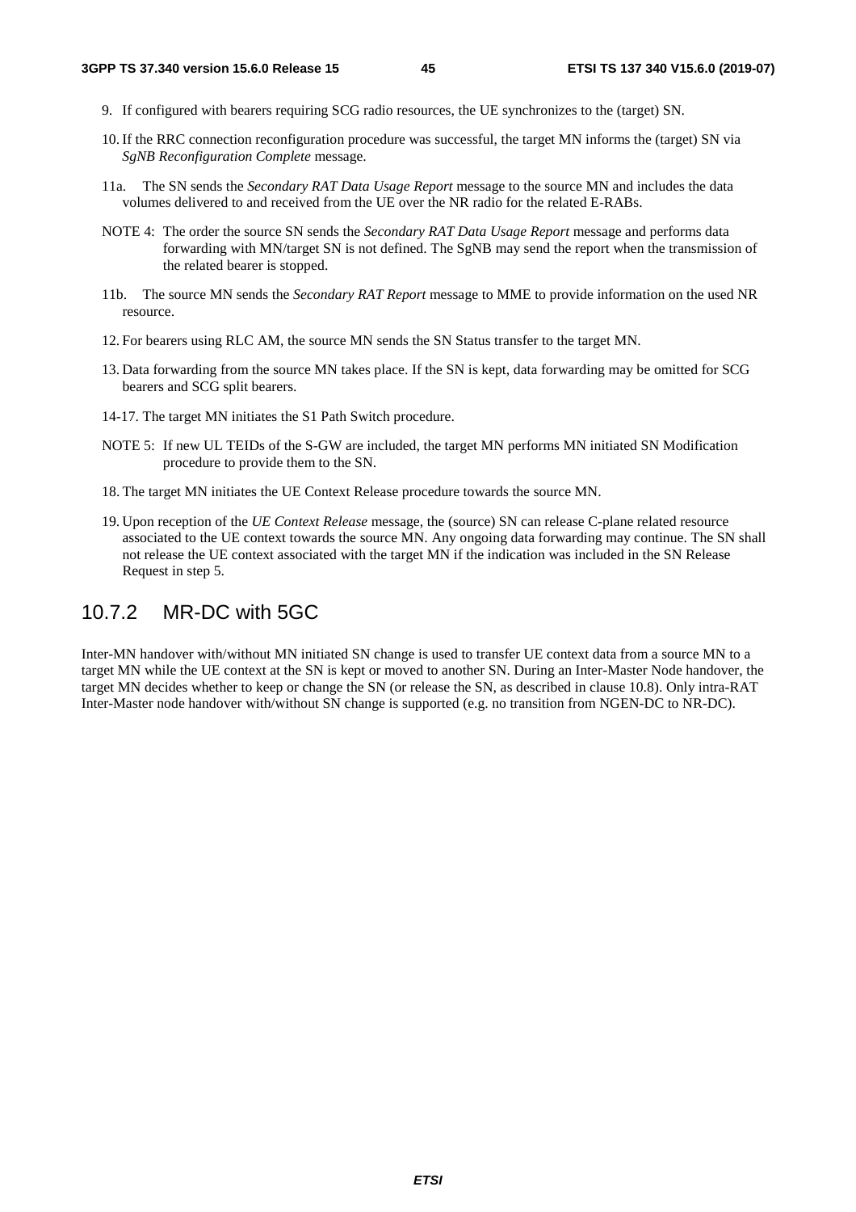9. If configured with bearers requiring SCG radio resources, the UE synchronizes to the (target) SN.

10. If the RRC connection reconfiguration procedure was successful, the target MN informs the (target) SN via *SgNB Reconfiguration Complete* message.

11a. The SN sends the *Secondary RAT Data Usage Report* message to the source MN and includes the data volumes delivered to and received from the UE over the NR radio for the related E-RABs.

NOTE 4: The order the source SN sends the *Secondary RAT Data Usage Report* message and performs data forwarding with MN/target SN is not defined. The SgNB may send the report when the transmission of the related bearer is stopped.

11b. The source MN sends the *Secondary RAT Report* message to MME to provide information on the used NR resource.

12. For bearers using RLC AM, the source MN sends the SN Status transfer to the target MN.

13. Data forwarding from the source MN takes place. If the SN is kept, data forwarding may be omitted for SCG bearers and SCG split bearers.

14-17. The target MN initiates the S1 Path Switch procedure.

NOTE 5: If new UL TEIDs of the S-GW are included, the target MN performs MN initiated SN Modification procedure to provide them to the SN.

18. The target MN initiates the UE Context Release procedure towards the source MN.

19. Upon reception of the *UE Context Release* message, the (source) SN can release C-plane related resource associated to the UE context towards the source MN. Any ongoing data forwarding may continue. The SN shall not release the UE context associated with the target MN if the indication was included in the SN Release Request in step 5.

### 10.7.2 MR-DC with 5GC

Inter-MN handover with/without MN initiated SN change is used to transfer UE context data from a source MN to a target MN while the UE context at the SN is kept or moved to another SN. During an Inter-Master Node handover, the target MN decides whether to keep or change the SN (or release the SN, as described in clause 10.8). Only intra-RAT Inter-Master node handover with/without SN change is supported (e.g. no transition from NGEN-DC to NR-DC).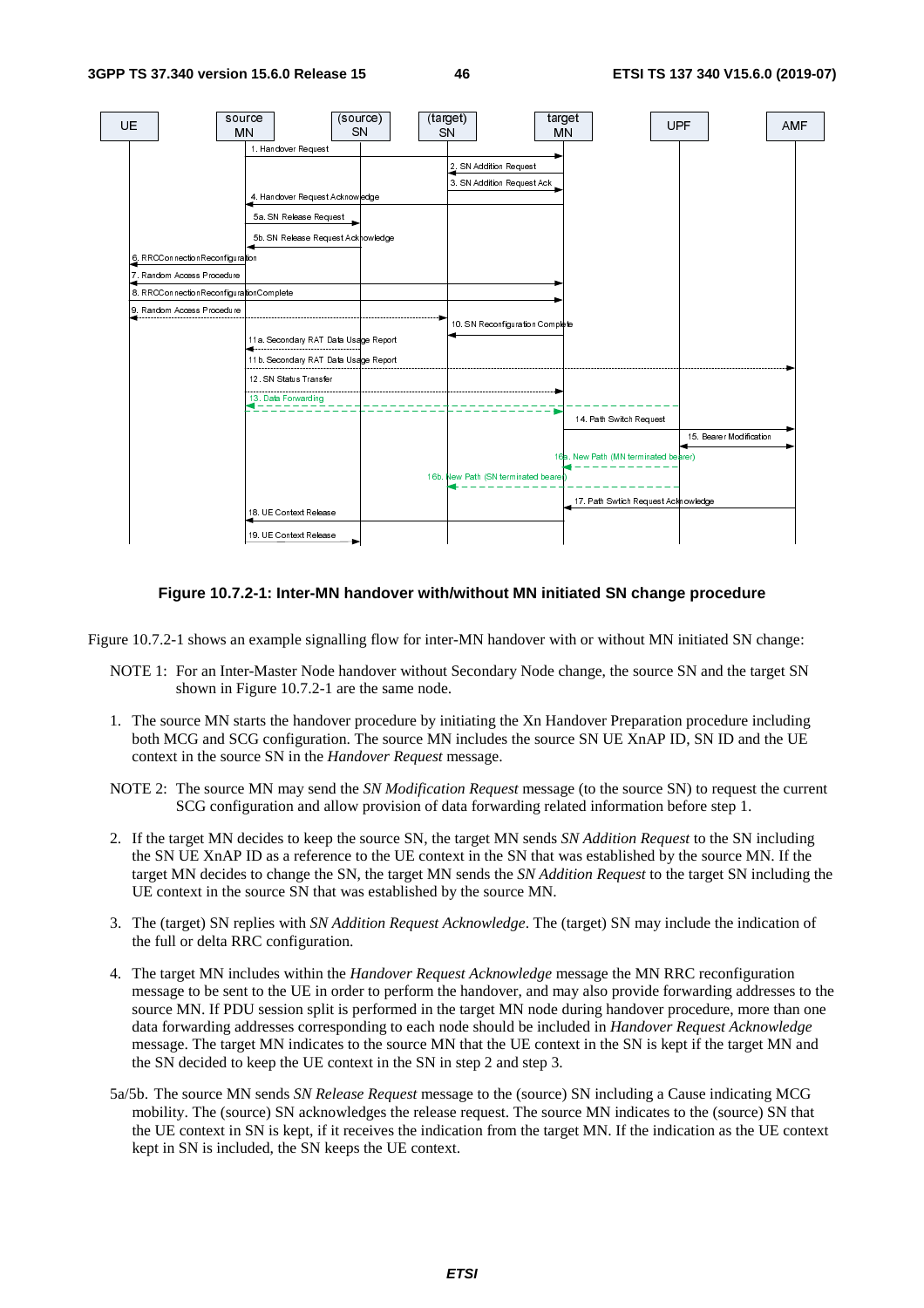**Figure 10.7.2-1: Inter-MN handover with/without MN initiated SN change procedure**

Figure 10.7.2-1 shows an example signalling flow for inter-MN handover with or without MN initiated SN change:

NOTE 1: For an Inter-Master Node handover without Secondary Node change, the source SN and the target SN shown in Figure 10.7.2-1 are the same node.

1. The source MN starts the handover procedure by initiating the Xn Handover Preparation procedure including both MCG and SCG configuration. The source MN includes the source SN UE XnAP ID, SN ID and the UE context in the source SN in the *Handover Request* message.

NOTE 2: The source MN may send the *SN Modification Request* message (to the source SN) to request the current SCG configuration and allow provision of data forwarding related information before step 1.

2. If the target MN decides to keep the source SN, the target MN sends *SN Addition Request* to the SN including the SN UE XnAP ID as a reference to the UE context in the SN that was established by the source MN. If the target MN decides to change the SN, the target MN sends the *SN Addition Request* to the target SN including the UE context in the source SN that was established by the source MN.

3. The (target) SN replies with *SN Addition Request Acknowledge*. The (target) SN may include the indication of the full or delta RRC configuration.

4. The target MN includes within the *Handover Request Acknowledge* message the MN RRC reconfiguration message to be sent to the UE in order to perform the handover, and may also provide forwarding addresses to the source MN. If PDU session split is performed in the target MN node during handover procedure, more than one data forwarding addresses corresponding to each node should be included in *Handover Request Acknowledge* message. The target MN indicates to the source MN that the UE context in the SN is kept if the target MN and the SN decided to keep the UE context in the SN in step 2 and step 3.

5a/5b. The source MN sends *SN Release Request* message to the (source) SN including a Cause indicating MCG mobility. The (source) SN acknowledges the release request. The source MN indicates to the (source) SN that the UE context in SN is kept, if it receives the indication from the target MN. If the indication as the UE context kept in SN is included, the SN keeps the UE context.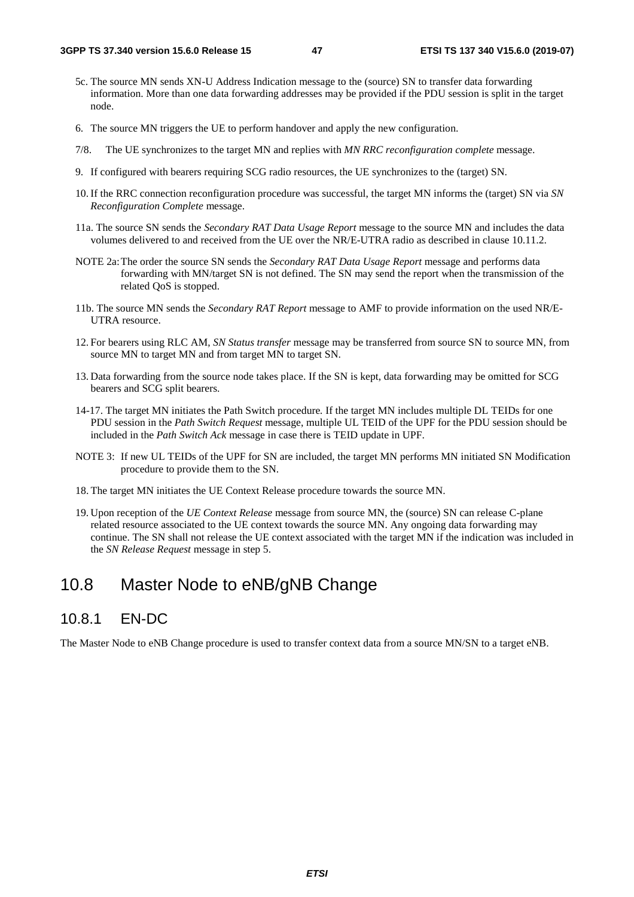5c. The source MN sends XN-U Address Indication message to the (source) SN to transfer data forwarding information. More than one data forwarding addresses may be provided if the PDU session is split in the target node.

6. The source MN triggers the UE to perform handover and apply the new configuration.

7/8. The UE synchronizes to the target MN and replies with *MN RRC reconfiguration complete* message.

9. If configured with bearers requiring SCG radio resources, the UE synchronizes to the (target) SN.

10. If the RRC connection reconfiguration procedure was successful, the target MN informs the (target) SN via *SN Reconfiguration Complete* message.

11a. The source SN sends the *Secondary RAT Data Usage Report* message to the source MN and includes the data volumes delivered to and received from the UE over the NR/E-UTRA radio as described in clause 10.11.2.

NOTE 2a: The order the source SN sends the *Secondary RAT Data Usage Report* message and performs data forwarding with MN/target SN is not defined. The SN may send the report when the transmission of the related QoS is stopped.

11b. The source MN sends the *Secondary RAT Report* message to AMF to provide information on the used NR/E-UTRA resource.

12. For bearers using RLC AM, *SN Status transfer* message may be transferred from source SN to source MN, from source MN to target MN and from target MN to target SN.

13. Data forwarding from the source node takes place. If the SN is kept, data forwarding may be omitted for SCG bearers and SCG split bearers.

14-17. The target MN initiates the Path Switch procedure. If the target MN includes multiple DL TEIDs for one PDU session in the *Path Switch Request* message, multiple UL TEID of the UPF for the PDU session should be included in the *Path Switch Ack* message in case there is TEID update in UPF.

NOTE 3: If new UL TEIDs of the UPF for SN are included, the target MN performs MN initiated SN Modification procedure to provide them to the SN.

18. The target MN initiates the UE Context Release procedure towards the source MN.

19. Upon reception of the *UE Context Release* message from source MN, the (source) SN can release C-plane related resource associated to the UE context towards the source MN. Any ongoing data forwarding may continue. The SN shall not release the UE context associated with the target MN if the indication was included in the *SN Release Request* message in step 5.

## 10.8 Master Node to eNB/gNB Change

### 10.8.1 EN-DC

The Master Node to eNB Change procedure is used to transfer context data from a source MN/SN to a target eNB.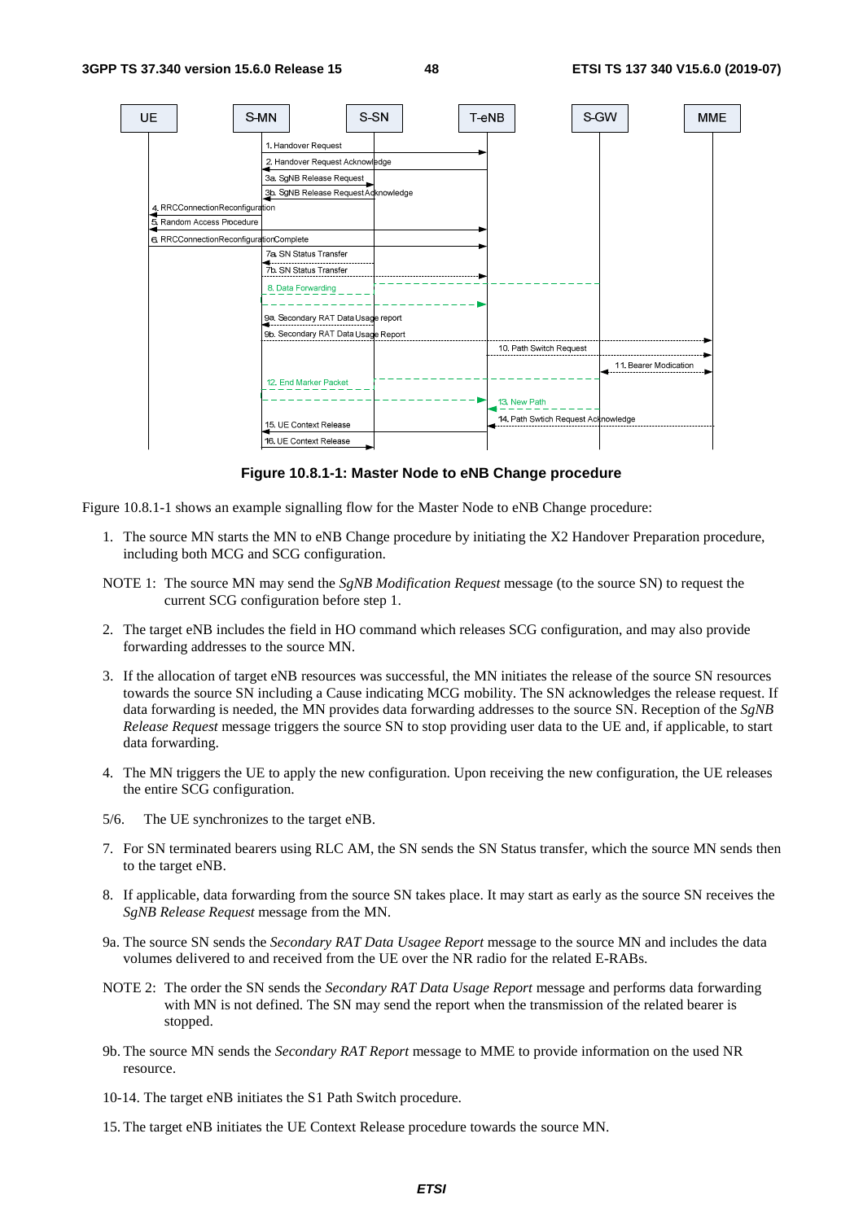**Figure 10.8.1-1: Master Node to eNB Change procedure**

Figure 10.8.1-1 shows an example signalling flow for the Master Node to eNB Change procedure:

1. The source MN starts the MN to eNB Change procedure by initiating the X2 Handover Preparation procedure, including both MCG and SCG configuration.

NOTE 1: The source MN may send the *SgNB Modification Request* message (to the source SN) to request the current SCG configuration before step 1.

2. The target eNB includes the field in HO command which releases SCG configuration, and may also provide forwarding addresses to the source MN.

3. If the allocation of target eNB resources was successful, the MN initiates the release of the source SN resources towards the source SN including a Cause indicating MCG mobility. The SN acknowledges the release request. If data forwarding is needed, the MN provides data forwarding addresses to the source SN. Reception of the *SgNB Release Request* message triggers the source SN to stop providing user data to the UE and, if applicable, to start data forwarding.

4. The MN triggers the UE to apply the new configuration. Upon receiving the new configuration, the UE releases the entire SCG configuration.

5/6. The UE synchronizes to the target eNB.

7. For SN terminated bearers using RLC AM, the SN sends the SN Status transfer, which the source MN sends then to the target eNB.

8. If applicable, data forwarding from the source SN takes place. It may start as early as the source SN receives the *SgNB Release Request* message from the MN.

9a. The source SN sends the *Secondary RAT Data Usagee Report* message to the source MN and includes the data volumes delivered to and received from the UE over the NR radio for the related E-RABs.

NOTE 2: The order the SN sends the *Secondary RAT Data Usage Report* message and performs data forwarding with MN is not defined. The SN may send the report when the transmission of the related bearer is stopped.

9b. The source MN sends the *Secondary RAT Report* message to MME to provide information on the used NR resource.

10-14. The target eNB initiates the S1 Path Switch procedure.

15. The target eNB initiates the UE Context Release procedure towards the source MN.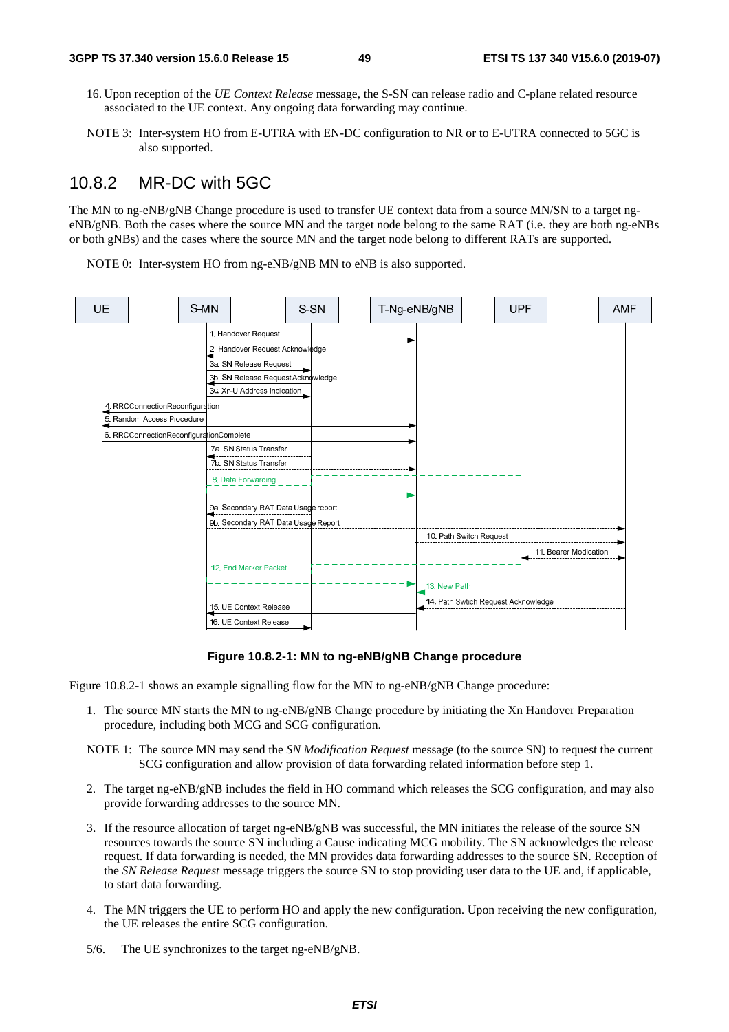16. Upon reception of the *UE Context Release* message, the S-SN can release radio and C-plane related resource associated to the UE context. Any ongoing data forwarding may continue.

NOTE 3: Inter-system HO from E-UTRA with EN-DC configuration to NR or to E-UTRA connected to 5GC is also supported.

### 10.8.2 MR-DC with 5GC

The MN to ng-eNB/gNB Change procedure is used to transfer UE context data from a source MN/SN to a target ng-eNB/gNB. Both the cases where the source MN and the target node belong to the same RAT (i.e. they are both ng-eNBs or both gNBs) and the cases where the source MN and the target node belong to different RATs are supported.

NOTE 0: Inter-system HO from ng-eNB/gNB MN to eNB is also supported.

**Figure 10.8.2-1: MN to ng-eNB/gNB Change procedure**

Figure 10.8.2-1 shows an example signalling flow for the MN to ng-eNB/gNB Change procedure:

1. The source MN starts the MN to ng-eNB/gNB Change procedure by initiating the Xn Handover Preparation procedure, including both MCG and SCG configuration.

NOTE 1: The source MN may send the *SN Modification Request* message (to the source SN) to request the current SCG configuration and allow provision of data forwarding related information before step 1.

2. The target ng-eNB/gNB includes the field in HO command which releases the SCG configuration, and may also provide forwarding addresses to the source MN.

3. If the resource allocation of target ng-eNB/gNB was successful, the MN initiates the release of the source SN resources towards the source SN including a Cause indicating MCG mobility. The SN acknowledges the release request. If data forwarding is needed, the MN provides data forwarding addresses to the source SN. Reception of the *SN Release Request* message triggers the source SN to stop providing user data to the UE and, if applicable, to start data forwarding.

4. The MN triggers the UE to perform HO and apply the new configuration. Upon receiving the new configuration, the UE releases the entire SCG configuration.

5/6. The UE synchronizes to the target ng-eNB/gNB.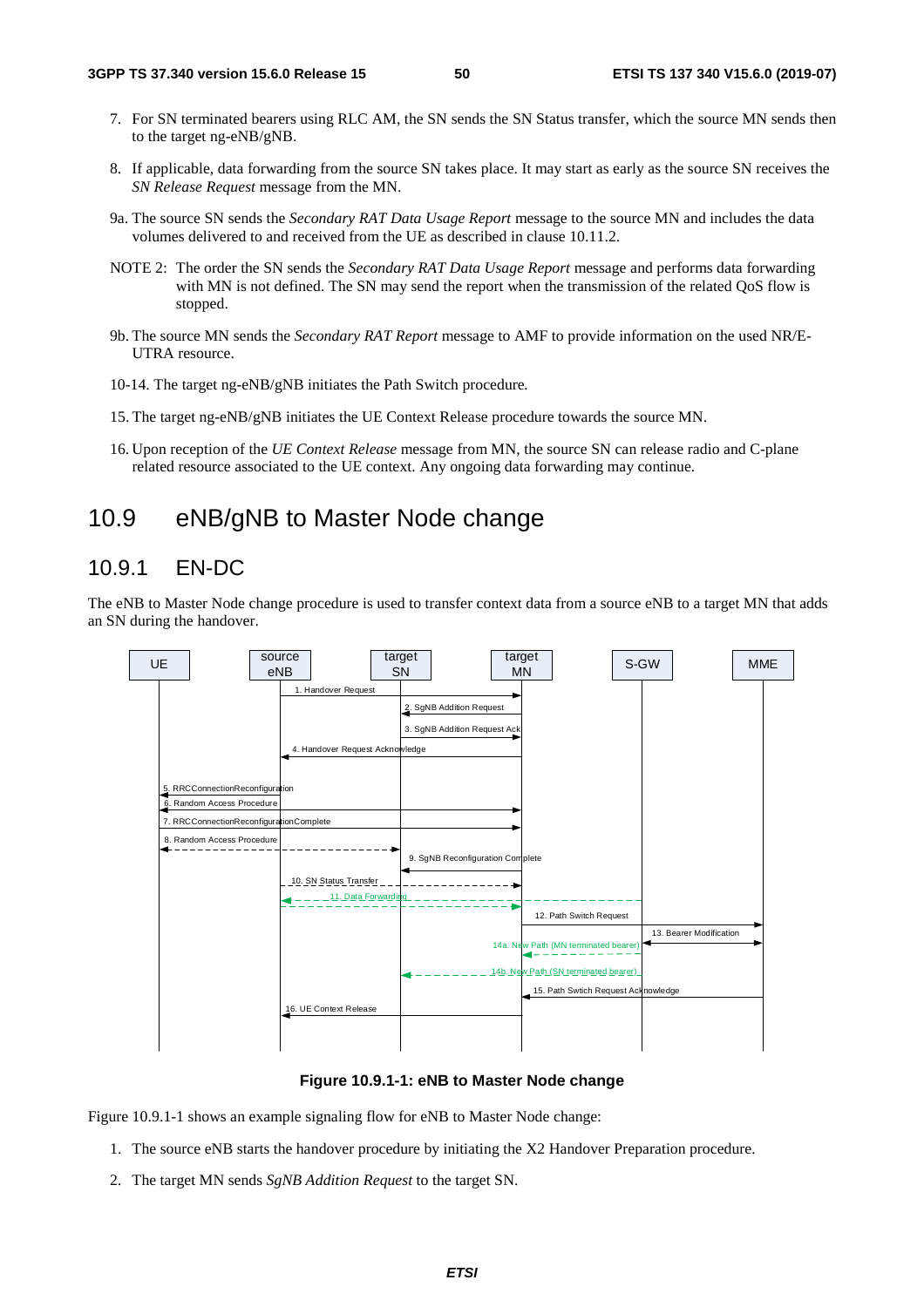7. For SN terminated bearers using RLC AM, the SN sends the SN Status transfer, which the source MN sends then to the target ng-eNB/gNB.

8. If applicable, data forwarding from the source SN takes place. It may start as early as the source SN receives the *SN Release Request* message from the MN.

9a. The source SN sends the *Secondary RAT Data Usage Report* message to the source MN and includes the data volumes delivered to and received from the UE as described in clause 10.11.2.

NOTE 2: The order the SN sends the *Secondary RAT Data Usage Report* message and performs data forwarding with MN is not defined. The SN may send the report when the transmission of the related QoS flow is stopped.

9b. The source MN sends the *Secondary RAT Report* message to AMF to provide information on the used NR/E-UTRA resource.

10-14. The target ng-eNB/gNB initiates the Path Switch procedure.

15. The target ng-eNB/gNB initiates the UE Context Release procedure towards the source MN.

16. Upon reception of the *UE Context Release* message from MN, the source SN can release radio and C-plane related resource associated to the UE context. Any ongoing data forwarding may continue.

## 10.9 eNB/gNB to Master Node change

### 10.9.1 EN-DC

The eNB to Master Node change procedure is used to transfer context data from a source eNB to a target MN that adds an SN during the handover.

UE | source eNB | target SN | target MN | S-GW | MME

1. Handover Request
2. SgNB Addition Request
3. SgNB Addition Request Ack
4. Handover Request Acknowledge
5. RRCConnectionReconfiguration
6. Random Access Procedure
7. RRCConnectionReconfigurationComplete
8. Random Access Procedure
9. SgNB Reconfiguration Complete
10. SN Status Transfer
11. Data Forwarding
12. Path Switch Request
13. Bearer Modification
14a. New Path (MN terminated bearer)
14b. New Path (SN terminated bearer)
15. Path Swtich Request Acknowledge
16. UE Context Release

**Figure 10.9.1-1: eNB to Master Node change**

Figure 10.9.1-1 shows an example signaling flow for eNB to Master Node change:

1. The source eNB starts the handover procedure by initiating the X2 Handover Preparation procedure.

2. The target MN sends *SgNB Addition Request* to the target SN.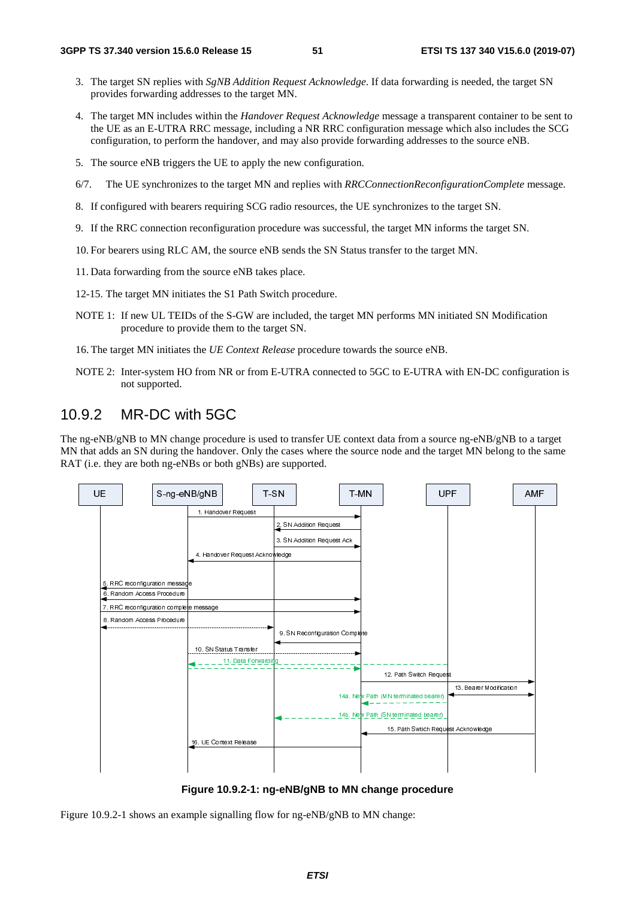3. The target SN replies with *SgNB Addition Request Acknowledge*. If data forwarding is needed, the target SN provides forwarding addresses to the target MN.

4. The target MN includes within the *Handover Request Acknowledge* message a transparent container to be sent to the UE as an E-UTRA RRC message, including a NR RRC configuration message which also includes the SCG configuration, to perform the handover, and may also provide forwarding addresses to the source eNB.

5. The source eNB triggers the UE to apply the new configuration.

6/7. The UE synchronizes to the target MN and replies with *RRCConnectionReconfigurationComplete* message.

8. If configured with bearers requiring SCG radio resources, the UE synchronizes to the target SN.

9. If the RRC connection reconfiguration procedure was successful, the target MN informs the target SN.

10. For bearers using RLC AM, the source eNB sends the SN Status transfer to the target MN.

11. Data forwarding from the source eNB takes place.

12-15. The target MN initiates the S1 Path Switch procedure.

NOTE 1: If new UL TEIDs of the S-GW are included, the target MN performs MN initiated SN Modification procedure to provide them to the target SN.

16. The target MN initiates the *UE Context Release* procedure towards the source eNB.

NOTE 2: Inter-system HO from NR or from E-UTRA connected to 5GC to E-UTRA with EN-DC configuration is not supported.

## 10.9.2 MR-DC with 5GC

The ng-eNB/gNB to MN change procedure is used to transfer UE context data from a source ng-eNB/gNB to a target MN that adds an SN during the handover. Only the cases where the source node and the target MN belong to the same RAT (i.e. they are both ng-eNBs or both gNBs) are supported.

UE | S-ng-eNB/gNB | T-SN | T-MN | UPF | AMF

1. Handover Request
2. SN Addition Request
3. SN Addition Request Ack
4. Handover Request Acknowledge
5. RRC reconfiguration message
6. Random Access Procedure
7. RRC reconfiguration complete message
8. Random Access Procedure
9. SN Reconfiguration Complete
10. SN Status Transfer
11. Data Forwarding
12. Path Switch Request
13. Bearer Modification
14a. New Path (MN terminated bearer)
14b. New Path (SN terminated bearer)
15. Path Swtich Request Acknowledge
16. UE Context Release

**Figure 10.9.2-1: ng-eNB/gNB to MN change procedure**

Figure 10.9.2-1 shows an example signalling flow for ng-eNB/gNB to MN change: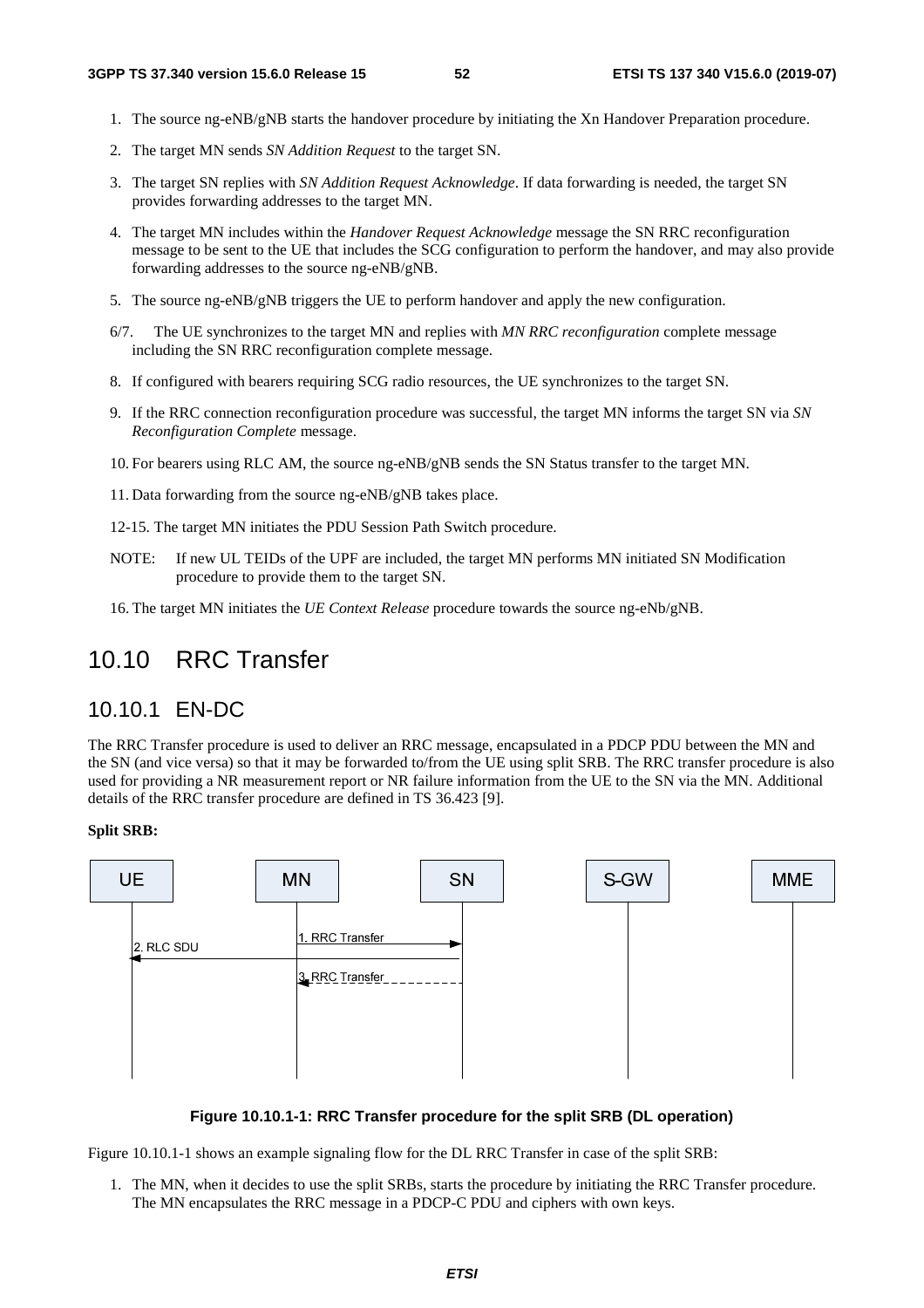1. The source ng-eNB/gNB starts the handover procedure by initiating the Xn Handover Preparation procedure.

2. The target MN sends *SN Addition Request* to the target SN.

3. The target SN replies with *SN Addition Request Acknowledge*. If data forwarding is needed, the target SN provides forwarding addresses to the target MN.

4. The target MN includes within the *Handover Request Acknowledge* message the SN RRC reconfiguration message to be sent to the UE that includes the SCG configuration to perform the handover, and may also provide forwarding addresses to the source ng-eNB/gNB.

5. The source ng-eNB/gNB triggers the UE to perform handover and apply the new configuration.

6/7. The UE synchronizes to the target MN and replies with *MN RRC reconfiguration* complete message including the SN RRC reconfiguration complete message.

8. If configured with bearers requiring SCG radio resources, the UE synchronizes to the target SN.

9. If the RRC connection reconfiguration procedure was successful, the target MN informs the target SN via *SN Reconfiguration Complete* message.

10. For bearers using RLC AM, the source ng-eNB/gNB sends the SN Status transfer to the target MN.

11. Data forwarding from the source ng-eNB/gNB takes place.

12-15. The target MN initiates the PDU Session Path Switch procedure.

NOTE: If new UL TEIDs of the UPF are included, the target MN performs MN initiated SN Modification procedure to provide them to the target SN.

16. The target MN initiates the *UE Context Release* procedure towards the source ng-eNb/gNB.

# 10.10 RRC Transfer

## 10.10.1 EN-DC

The RRC Transfer procedure is used to deliver an RRC message, encapsulated in a PDCP PDU between the MN and the SN (and vice versa) so that it may be forwarded to/from the UE using split SRB. The RRC transfer procedure is also used for providing a NR measurement report or NR failure information from the UE to the SN via the MN. Additional details of the RRC transfer procedure are defined in TS 36.423 [9].

**Split SRB:**

UE | MN | SN | S-GW | MME

1. RRC Transfer
2. RLC SDU
3. RRC Transfer

**Figure 10.10.1-1: RRC Transfer procedure for the split SRB (DL operation)**

Figure 10.10.1-1 shows an example signaling flow for the DL RRC Transfer in case of the split SRB:

1. The MN, when it decides to use the split SRBs, starts the procedure by initiating the RRC Transfer procedure. The MN encapsulates the RRC message in a PDCP-C PDU and ciphers with own keys.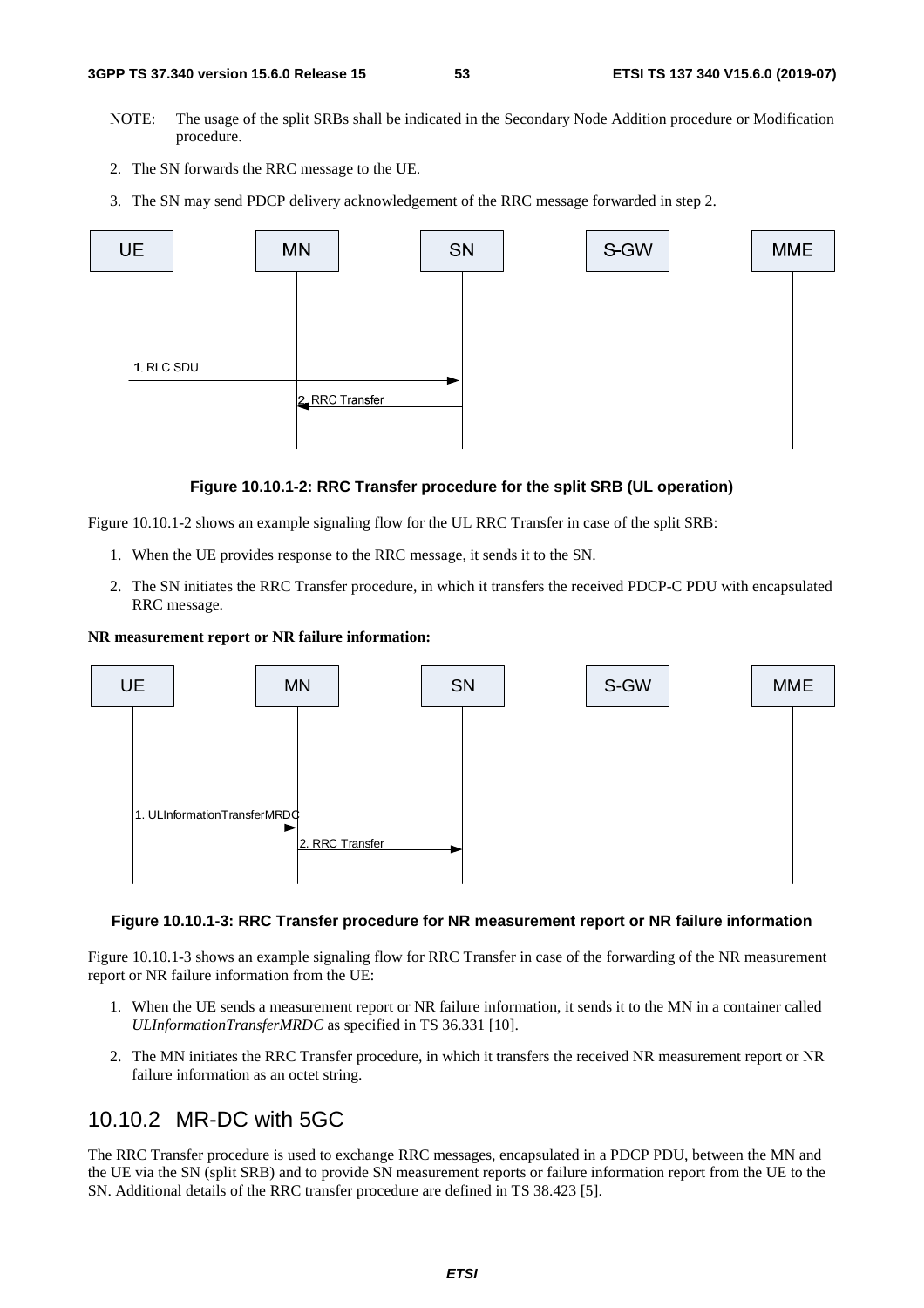NOTE: The usage of the split SRBs shall be indicated in the Secondary Node Addition procedure or Modification procedure.

2. The SN forwards the RRC message to the UE.

3. The SN may send PDCP delivery acknowledgement of the RRC message forwarded in step 2.

**Figure 10.10.1-2: RRC Transfer procedure for the split SRB (UL operation)**

Figure 10.10.1-2 shows an example signaling flow for the UL RRC Transfer in case of the split SRB:

1. When the UE provides response to the RRC message, it sends it to the SN.

2. The SN initiates the RRC Transfer procedure, in which it transfers the received PDCP-C PDU with encapsulated RRC message.

**NR measurement report or NR failure information:**

**Figure 10.10.1-3: RRC Transfer procedure for NR measurement report or NR failure information**

Figure 10.10.1-3 shows an example signaling flow for RRC Transfer in case of the forwarding of the NR measurement report or NR failure information from the UE:

1. When the UE sends a measurement report or NR failure information, it sends it to the MN in a container called *ULInformationTransferMRDC* as specified in TS 36.331 [10].

2. The MN initiates the RRC Transfer procedure, in which it transfers the received NR measurement report or NR failure information as an octet string.

## 10.10.2 MR-DC with 5GC

The RRC Transfer procedure is used to exchange RRC messages, encapsulated in a PDCP PDU, between the MN and the UE via the SN (split SRB) and to provide SN measurement reports or failure information report from the UE to the SN. Additional details of the RRC transfer procedure are defined in TS 38.423 [5].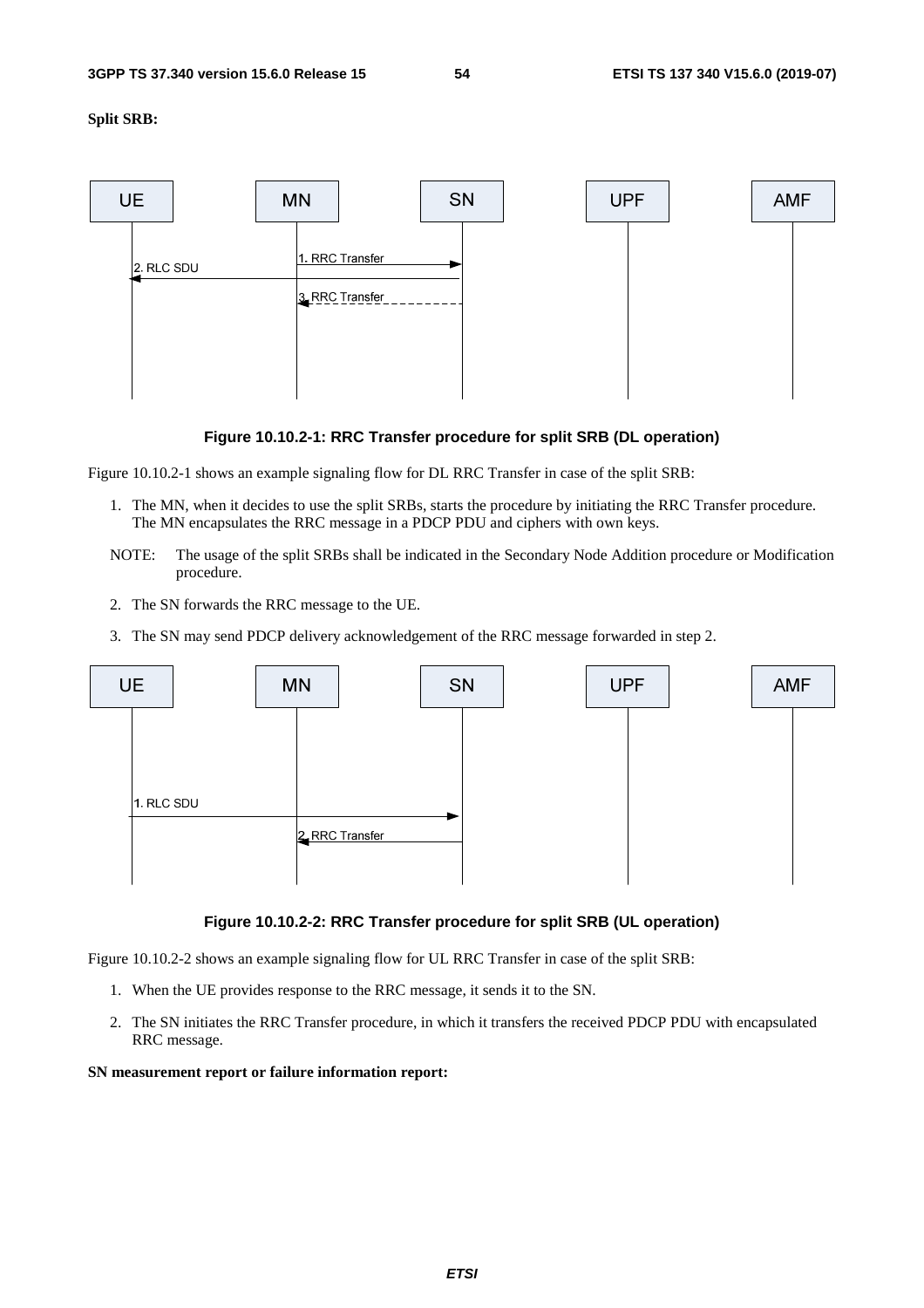**Split SRB:**

**Figure 10.10.2-1: RRC Transfer procedure for split SRB (DL operation)**

Figure 10.10.2-1 shows an example signaling flow for DL RRC Transfer in case of the split SRB:

1. The MN, when it decides to use the split SRBs, starts the procedure by initiating the RRC Transfer procedure. The MN encapsulates the RRC message in a PDCP PDU and ciphers with own keys.

NOTE: The usage of the split SRBs shall be indicated in the Secondary Node Addition procedure or Modification procedure.

2. The SN forwards the RRC message to the UE.

3. The SN may send PDCP delivery acknowledgement of the RRC message forwarded in step 2.

**Figure 10.10.2-2: RRC Transfer procedure for split SRB (UL operation)**

Figure 10.10.2-2 shows an example signaling flow for UL RRC Transfer in case of the split SRB:

1. When the UE provides response to the RRC message, it sends it to the SN.

2. The SN initiates the RRC Transfer procedure, in which it transfers the received PDCP PDU with encapsulated RRC message.

**SN measurement report or failure information report:**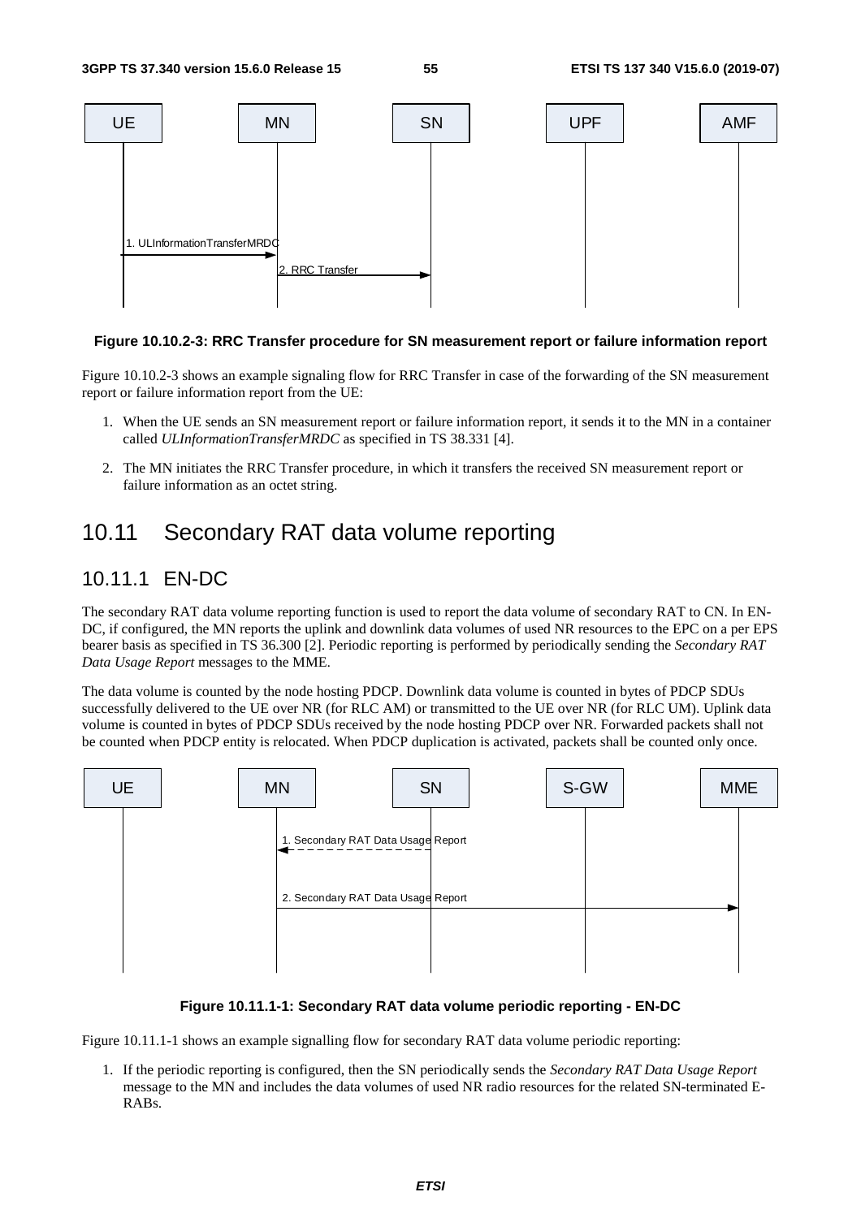**Figure 10.10.2-3: RRC Transfer procedure for SN measurement report or failure information report**

Figure 10.10.2-3 shows an example signaling flow for RRC Transfer in case of the forwarding of the SN measurement report or failure information report from the UE:

1. When the UE sends an SN measurement report or failure information report, it sends it to the MN in a container called *ULInformationTransferMRDC* as specified in TS 38.331 [4].
2. The MN initiates the RRC Transfer procedure, in which it transfers the received SN measurement report or failure information as an octet string.

# 10.11 Secondary RAT data volume reporting

## 10.11.1 EN-DC

The secondary RAT data volume reporting function is used to report the data volume of secondary RAT to CN. In EN-DC, if configured, the MN reports the uplink and downlink data volumes of used NR resources to the EPC on a per EPS bearer basis as specified in TS 36.300 [2]. Periodic reporting is performed by periodically sending the *Secondary RAT Data Usage Report* messages to the MME.

The data volume is counted by the node hosting PDCP. Downlink data volume is counted in bytes of PDCP SDUs successfully delivered to the UE over NR (for RLC AM) or transmitted to the UE over NR (for RLC UM). Uplink data volume is counted in bytes of PDCP SDUs received by the node hosting PDCP over NR. Forwarded packets shall not be counted when PDCP entity is relocated. When PDCP duplication is activated, packets shall be counted only once.

**Figure 10.11.1-1: Secondary RAT data volume periodic reporting - EN-DC**

Figure 10.11.1-1 shows an example signalling flow for secondary RAT data volume periodic reporting:

1. If the periodic reporting is configured, then the SN periodically sends the *Secondary RAT Data Usage Report* message to the MN and includes the data volumes of used NR radio resources for the related SN-terminated E-RABs.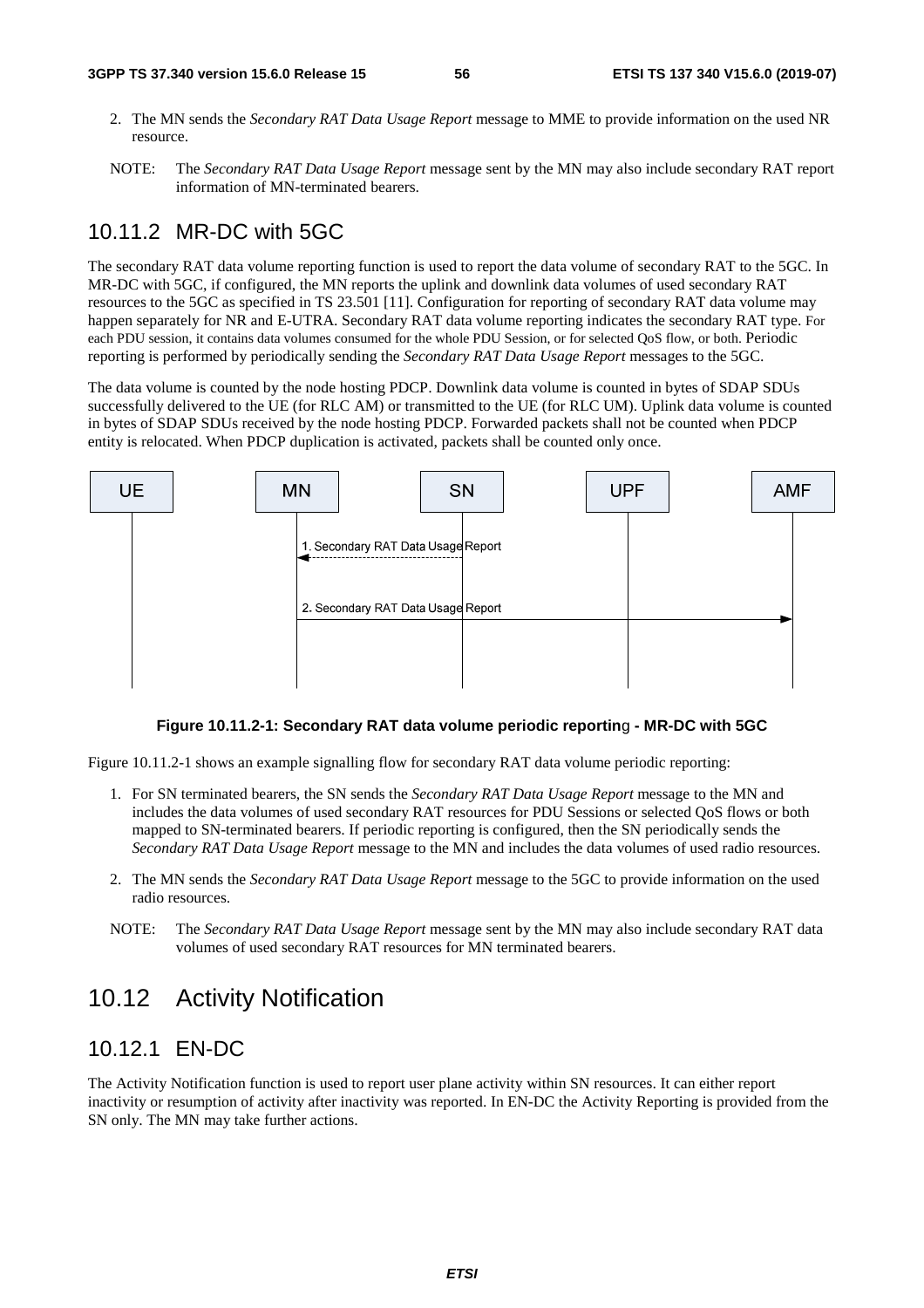2. The MN sends the *Secondary RAT Data Usage Report* message to MME to provide information on the used NR resource.

NOTE: The *Secondary RAT Data Usage Report* message sent by the MN may also include secondary RAT report information of MN-terminated bearers.

### 10.11.2 MR-DC with 5GC

The secondary RAT data volume reporting function is used to report the data volume of secondary RAT to the 5GC. In MR-DC with 5GC, if configured, the MN reports the uplink and downlink data volumes of used secondary RAT resources to the 5GC as specified in TS 23.501 [11]. Configuration for reporting of secondary RAT data volume may happen separately for NR and E-UTRA. Secondary RAT data volume reporting indicates the secondary RAT type. For each PDU session, it contains data volumes consumed for the whole PDU Session, or for selected QoS flow, or both. Periodic reporting is performed by periodically sending the *Secondary RAT Data Usage Report* messages to the 5GC.

The data volume is counted by the node hosting PDCP. Downlink data volume is counted in bytes of SDAP SDUs successfully delivered to the UE (for RLC AM) or transmitted to the UE (for RLC UM). Uplink data volume is counted in bytes of SDAP SDUs received by the node hosting PDCP. Forwarded packets shall not be counted when PDCP entity is relocated. When PDCP duplication is activated, packets shall be counted only once.

**Figure 10.11.2-1: Secondary RAT data volume periodic reporting - MR-DC with 5GC**

Figure 10.11.2-1 shows an example signalling flow for secondary RAT data volume periodic reporting:

1. For SN terminated bearers, the SN sends the *Secondary RAT Data Usage Report* message to the MN and includes the data volumes of used secondary RAT resources for PDU Sessions or selected QoS flows or both mapped to SN-terminated bearers. If periodic reporting is configured, then the SN periodically sends the *Secondary RAT Data Usage Report* message to the MN and includes the data volumes of used radio resources.
2. The MN sends the *Secondary RAT Data Usage Report* message to the 5GC to provide information on the used radio resources.

NOTE: The *Secondary RAT Data Usage Report* message sent by the MN may also include secondary RAT data volumes of used secondary RAT resources for MN terminated bearers.

## 10.12 Activity Notification

### 10.12.1 EN-DC

The Activity Notification function is used to report user plane activity within SN resources. It can either report inactivity or resumption of activity after inactivity was reported. In EN-DC the Activity Reporting is provided from the SN only. The MN may take further actions.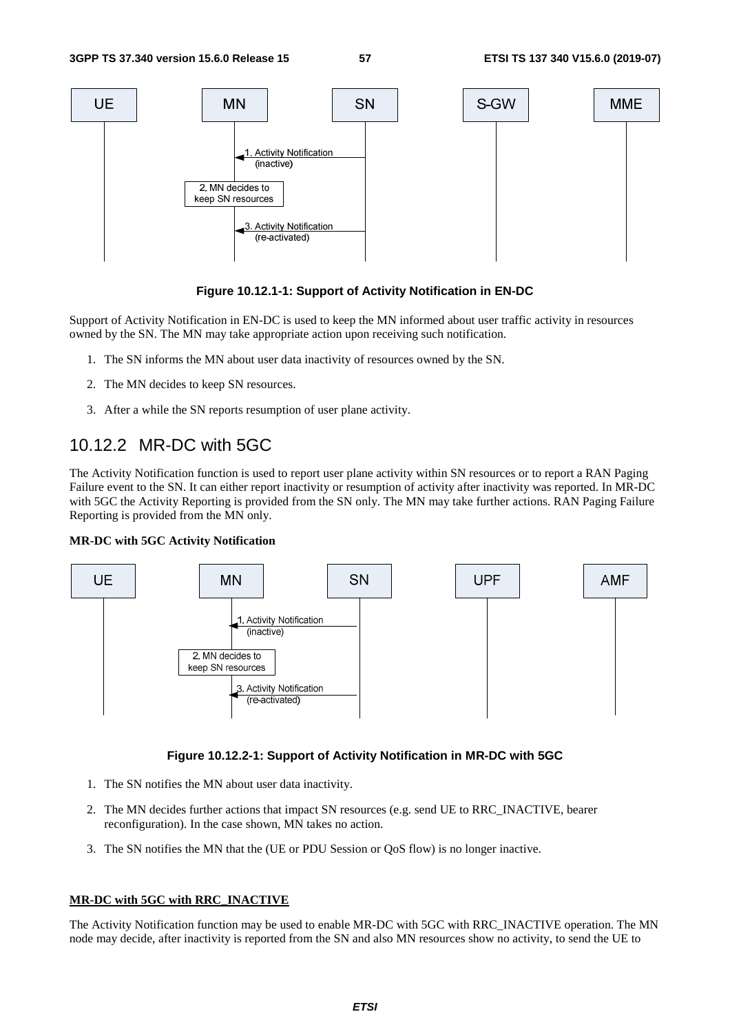**Figure 10.12.1-1: Support of Activity Notification in EN-DC**

Support of Activity Notification in EN-DC is used to keep the MN informed about user traffic activity in resources owned by the SN. The MN may take appropriate action upon receiving such notification.

1. The SN informs the MN about user data inactivity of resources owned by the SN.
2. The MN decides to keep SN resources.
3. After a while the SN reports resumption of user plane activity.

## 10.12.2 MR-DC with 5GC

The Activity Notification function is used to report user plane activity within SN resources or to report a RAN Paging Failure event to the SN. It can either report inactivity or resumption of activity after inactivity was reported. In MR-DC with 5GC the Activity Reporting is provided from the SN only. The MN may take further actions. RAN Paging Failure Reporting is provided from the MN only.

**MR-DC with 5GC Activity Notification**

**Figure 10.12.2-1: Support of Activity Notification in MR-DC with 5GC**

1. The SN notifies the MN about user data inactivity.
2. The MN decides further actions that impact SN resources (e.g. send UE to RRC_INACTIVE, bearer reconfiguration). In the case shown, MN takes no action.
3. The SN notifies the MN that the (UE or PDU Session or QoS flow) is no longer inactive.

**MR-DC with 5GC with RRC_INACTIVE**

The Activity Notification function may be used to enable MR-DC with 5GC with RRC_INACTIVE operation. The MN node may decide, after inactivity is reported from the SN and also MN resources show no activity, to send the UE to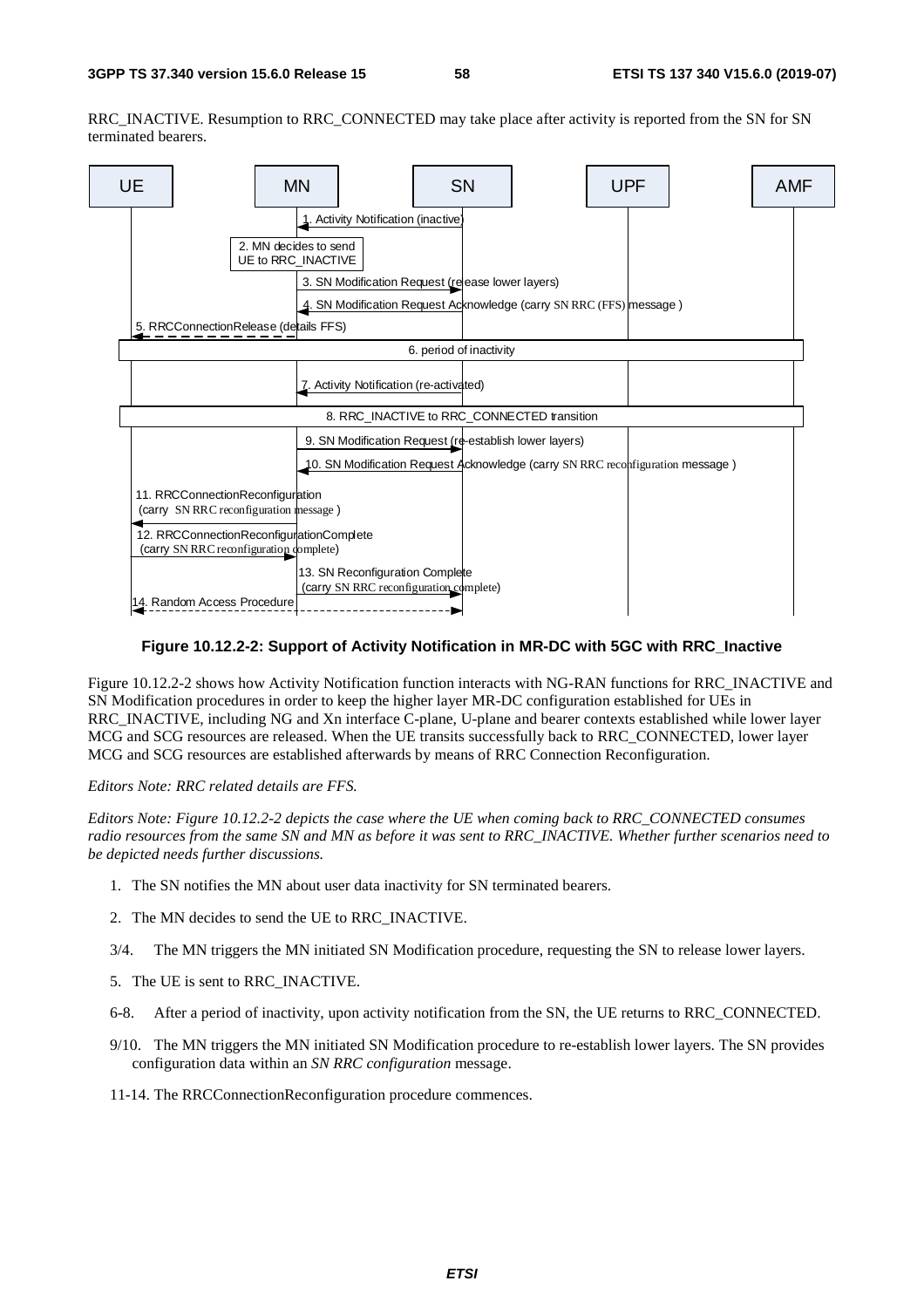RRC_INACTIVE. Resumption to RRC_CONNECTED may take place after activity is reported from the SN for SN terminated bearers.

**Figure 10.12.2-2: Support of Activity Notification in MR-DC with 5GC with RRC_Inactive**

Figure 10.12.2-2 shows how Activity Notification function interacts with NG-RAN functions for RRC_INACTIVE and SN Modification procedures in order to keep the higher layer MR-DC configuration established for UEs in RRC_INACTIVE, including NG and Xn interface C-plane, U-plane and bearer contexts established while lower layer MCG and SCG resources are released. When the UE transits successfully back to RRC_CONNECTED, lower layer MCG and SCG resources are established afterwards by means of RRC Connection Reconfiguration.

*Editors Note: RRC related details are FFS.*

*Editors Note: Figure 10.12.2-2 depicts the case where the UE when coming back to RRC_CONNECTED consumes radio resources from the same SN and MN as before it was sent to RRC_INACTIVE. Whether further scenarios need to be depicted needs further discussions.*

1. The SN notifies the MN about user data inactivity for SN terminated bearers.

2. The MN decides to send the UE to RRC_INACTIVE.

3/4. The MN triggers the MN initiated SN Modification procedure, requesting the SN to release lower layers.

5. The UE is sent to RRC_INACTIVE.

6-8. After a period of inactivity, upon activity notification from the SN, the UE returns to RRC_CONNECTED.

9/10. The MN triggers the MN initiated SN Modification procedure to re-establish lower layers. The SN provides configuration data within an *SN RRC configuration* message.

11-14. The RRCConnectionReconfiguration procedure commences.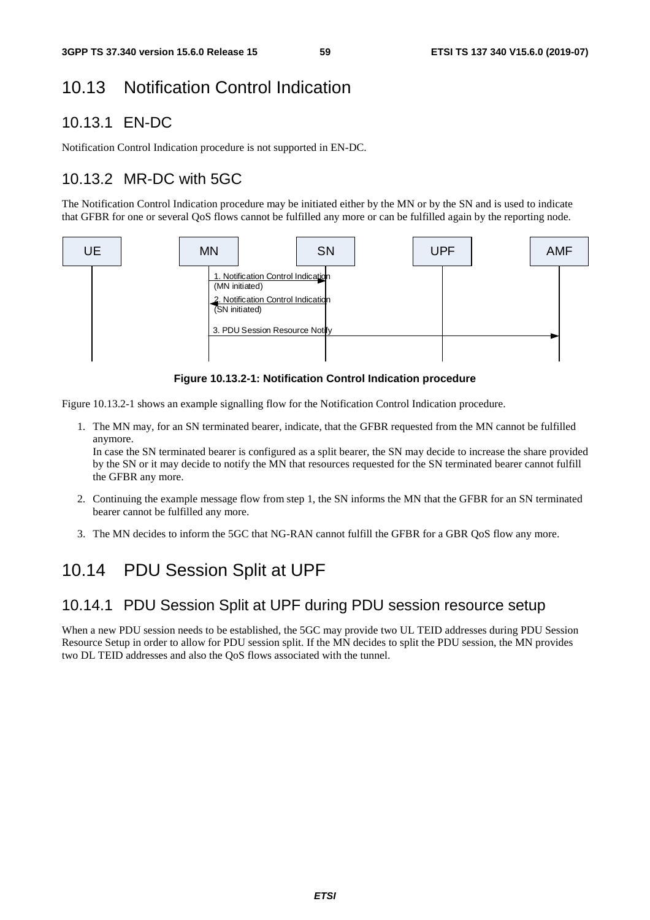# 10.13 Notification Control Indication

## 10.13.1 EN-DC

Notification Control Indication procedure is not supported in EN-DC.

## 10.13.2 MR-DC with 5GC

The Notification Control Indication procedure may be initiated either by the MN or by the SN and is used to indicate that GFBR for one or several QoS flows cannot be fulfilled any more or can be fulfilled again by the reporting node.

**Figure 10.13.2-1: Notification Control Indication procedure**

Figure 10.13.2-1 shows an example signalling flow for the Notification Control Indication procedure.

1. The MN may, for an SN terminated bearer, indicate, that the GFBR requested from the MN cannot be fulfilled anymore.
   In case the SN terminated bearer is configured as a split bearer, the SN may decide to increase the share provided by the SN or it may decide to notify the MN that resources requested for the SN terminated bearer cannot fulfill the GFBR any more.
2. Continuing the example message flow from step 1, the SN informs the MN that the GFBR for an SN terminated bearer cannot be fulfilled any more.
3. The MN decides to inform the 5GC that NG-RAN cannot fulfill the GFBR for a GBR QoS flow any more.

# 10.14 PDU Session Split at UPF

## 10.14.1 PDU Session Split at UPF during PDU session resource setup

When a new PDU session needs to be established, the 5GC may provide two UL TEID addresses during PDU Session Resource Setup in order to allow for PDU session split. If the MN decides to split the PDU session, the MN provides two DL TEID addresses and also the QoS flows associated with the tunnel.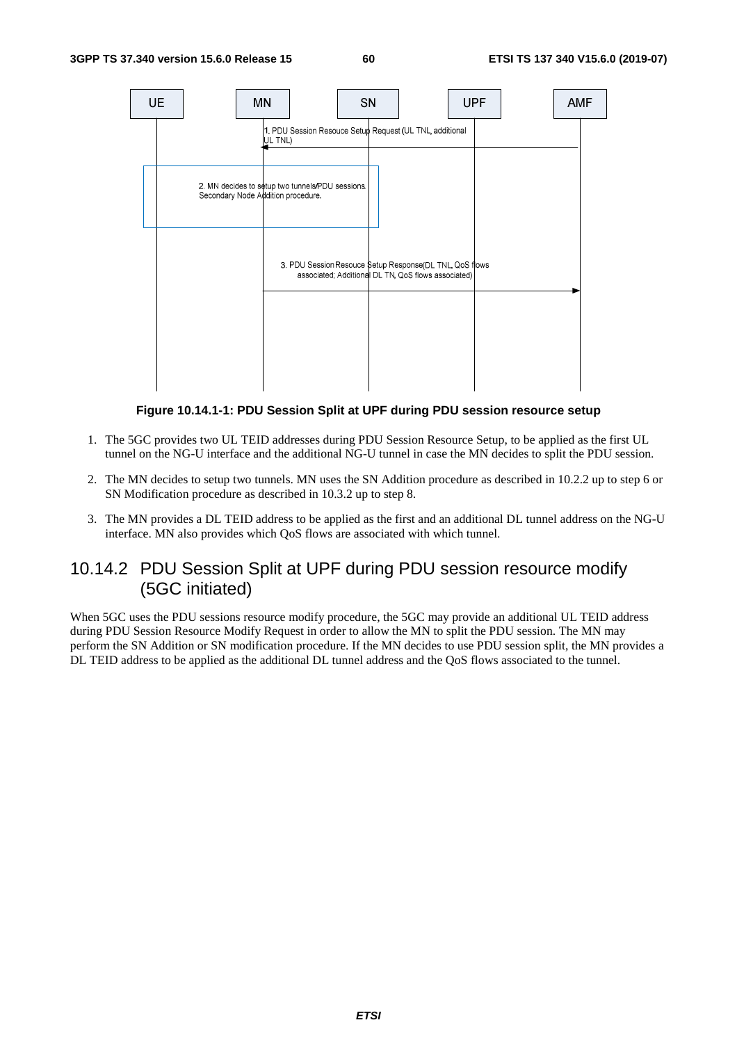**Figure 10.14.1-1: PDU Session Split at UPF during PDU session resource setup**

1. The 5GC provides two UL TEID addresses during PDU Session Resource Setup, to be applied as the first UL tunnel on the NG-U interface and the additional NG-U tunnel in case the MN decides to split the PDU session.

2. The MN decides to setup two tunnels. MN uses the SN Addition procedure as described in 10.2.2 up to step 6 or SN Modification procedure as described in 10.3.2 up to step 8.

3. The MN provides a DL TEID address to be applied as the first and an additional DL tunnel address on the NG-U interface. MN also provides which QoS flows are associated with which tunnel.

## 10.14.2 PDU Session Split at UPF during PDU session resource modify (5GC initiated)

When 5GC uses the PDU sessions resource modify procedure, the 5GC may provide an additional UL TEID address during PDU Session Resource Modify Request in order to allow the MN to split the PDU session. The MN may perform the SN Addition or SN modification procedure. If the MN decides to use PDU session split, the MN provides a DL TEID address to be applied as the additional DL tunnel address and the QoS flows associated to the tunnel.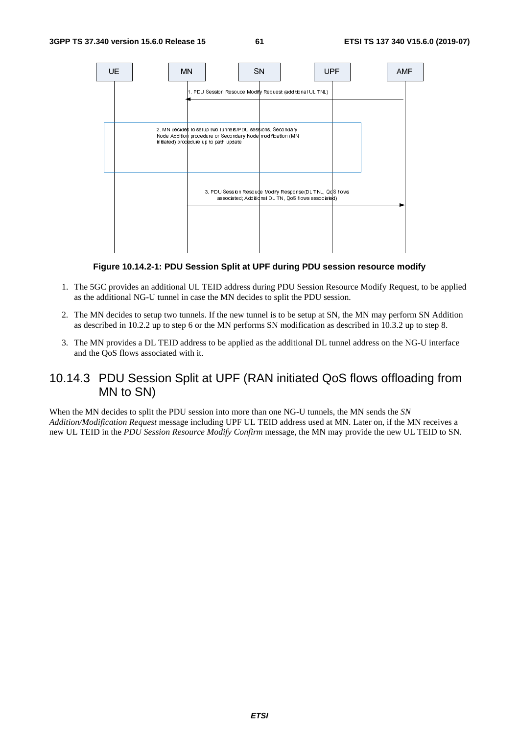**Figure 10.14.2-1: PDU Session Split at UPF during PDU session resource modify**

1. The 5GC provides an additional UL TEID address during PDU Session Resource Modify Request, to be applied as the additional NG-U tunnel in case the MN decides to split the PDU session.
2. The MN decides to setup two tunnels. If the new tunnel is to be setup at SN, the MN may perform SN Addition as described in 10.2.2 up to step 6 or the MN performs SN modification as described in 10.3.2 up to step 8.
3. The MN provides a DL TEID address to be applied as the additional DL tunnel address on the NG-U interface and the QoS flows associated with it.

### 10.14.3 PDU Session Split at UPF (RAN initiated QoS flows offloading from MN to SN)

When the MN decides to split the PDU session into more than one NG-U tunnels, the MN sends the *SN Addition/Modification Request* message including UPF UL TEID address used at MN. Later on, if the MN receives a new UL TEID in the *PDU Session Resource Modify Confirm* message, the MN may provide the new UL TEID to SN.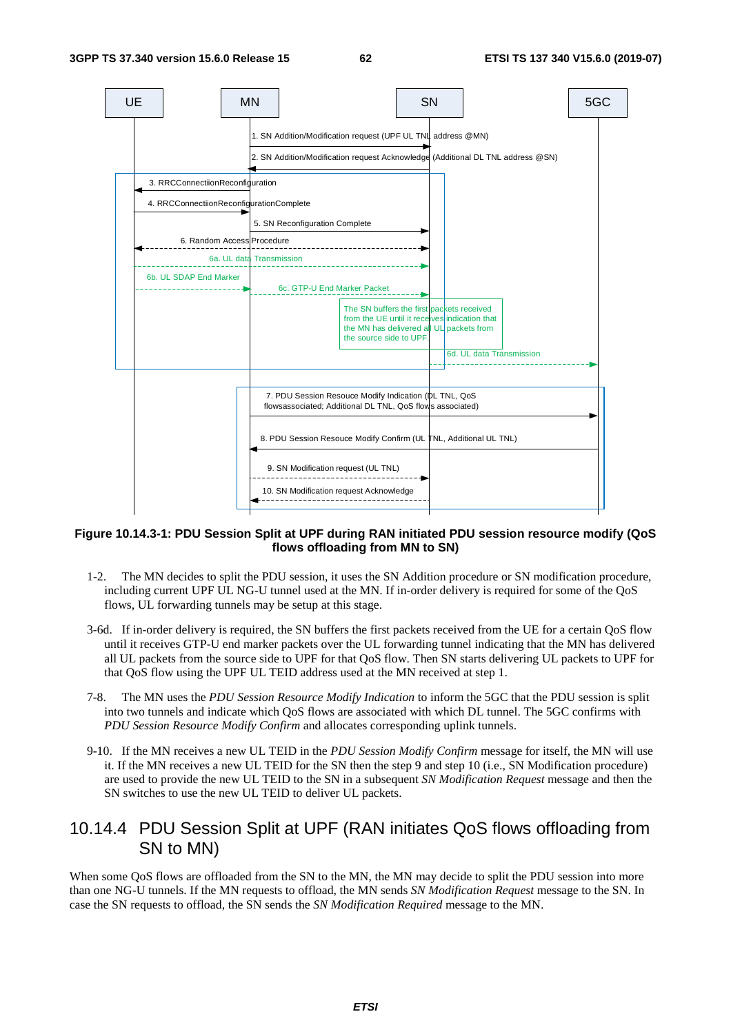**Figure 10.14.3-1: PDU Session Split at UPF during RAN initiated PDU session resource modify (QoS flows offloading from MN to SN)**

1-2. The MN decides to split the PDU session, it uses the SN Addition procedure or SN modification procedure, including current UPF UL NG-U tunnel used at the MN. If in-order delivery is required for some of the QoS flows, UL forwarding tunnels may be setup at this stage.

3-6d. If in-order delivery is required, the SN buffers the first packets received from the UE for a certain QoS flow until it receives GTP-U end marker packets over the UL forwarding tunnel indicating that the MN has delivered all UL packets from the source side to UPF for that QoS flow. Then SN starts delivering UL packets to UPF for that QoS flow using the UPF UL TEID address used at the MN received at step 1.

7-8. The MN uses the *PDU Session Resource Modify Indication* to inform the 5GC that the PDU session is split into two tunnels and indicate which QoS flows are associated with which DL tunnel. The 5GC confirms with *PDU Session Resource Modify Confirm* and allocates corresponding uplink tunnels.

9-10. If the MN receives a new UL TEID in the *PDU Session Modify Confirm* message for itself, the MN will use it. If the MN receives a new UL TEID for the SN then the step 9 and step 10 (i.e., SN Modification procedure) are used to provide the new UL TEID to the SN in a subsequent *SN Modification Request* message and then the SN switches to use the new UL TEID to deliver UL packets.

### 10.14.4 PDU Session Split at UPF (RAN initiates QoS flows offloading from SN to MN)

When some QoS flows are offloaded from the SN to the MN, the MN may decide to split the PDU session into more than one NG-U tunnels. If the MN requests to offload, the MN sends *SN Modification Request* message to the SN. In case the SN requests to offload, the SN sends the *SN Modification Required* message to the MN.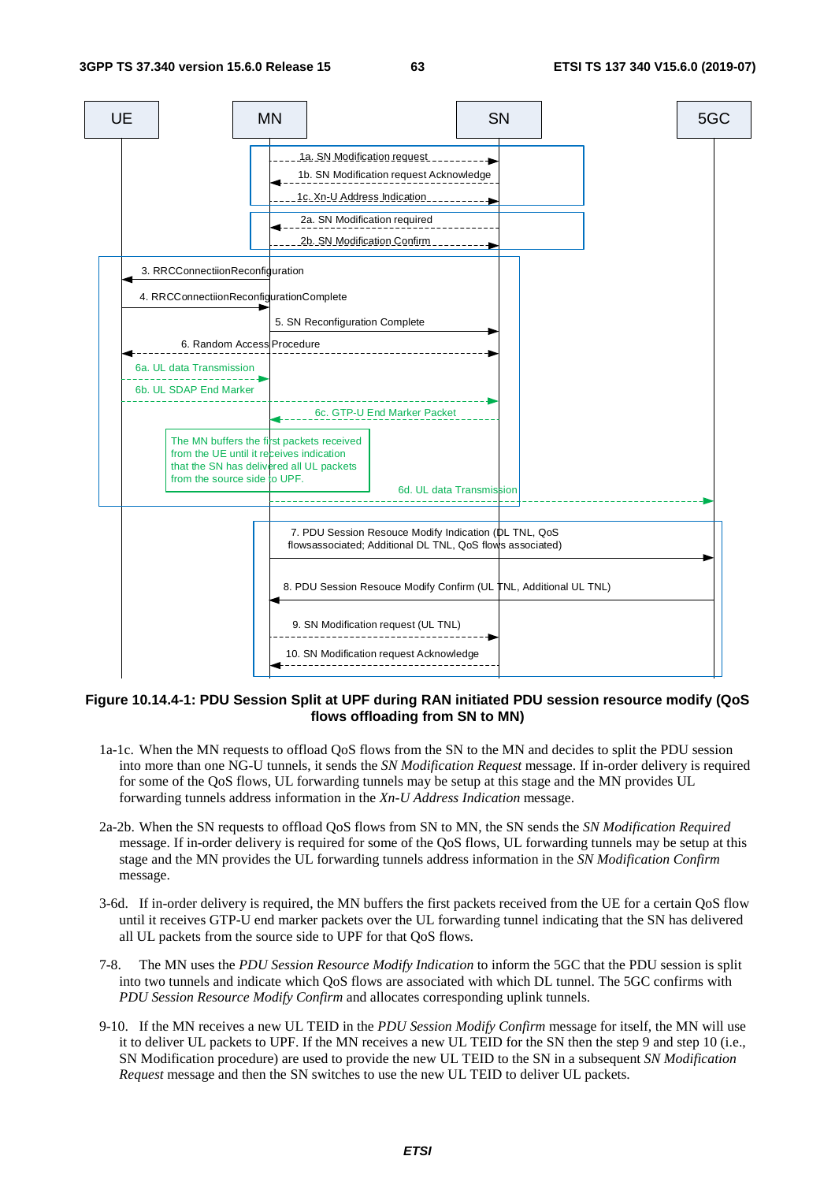**Figure 10.14.4-1: PDU Session Split at UPF during RAN initiated PDU session resource modify (QoS flows offloading from SN to MN)**

1a-1c. When the MN requests to offload QoS flows from the SN to the MN and decides to split the PDU session into more than one NG-U tunnels, it sends the *SN Modification Request* message. If in-order delivery is required for some of the QoS flows, UL forwarding tunnels may be setup at this stage and the MN provides UL forwarding tunnels address information in the *Xn-U Address Indication* message.

2a-2b. When the SN requests to offload QoS flows from SN to MN, the SN sends the *SN Modification Required* message. If in-order delivery is required for some of the QoS flows, UL forwarding tunnels may be setup at this stage and the MN provides the UL forwarding tunnels address information in the *SN Modification Confirm* message.

3-6d. If in-order delivery is required, the MN buffers the first packets received from the UE for a certain QoS flow until it receives GTP-U end marker packets over the UL forwarding tunnel indicating that the SN has delivered all UL packets from the source side to UPF for that QoS flows.

7-8. The MN uses the *PDU Session Resource Modify Indication* to inform the 5GC that the PDU session is split into two tunnels and indicate which QoS flows are associated with which DL tunnel. The 5GC confirms with *PDU Session Resource Modify Confirm* and allocates corresponding uplink tunnels.

9-10. If the MN receives a new UL TEID in the *PDU Session Modify Confirm* message for itself, the MN will use it to deliver UL packets to UPF. If the MN receives a new UL TEID for the SN then the step 9 and step 10 (i.e., SN Modification procedure) are used to provide the new UL TEID to the SN in a subsequent *SN Modification Request* message and then the SN switches to use the new UL TEID to deliver UL packets.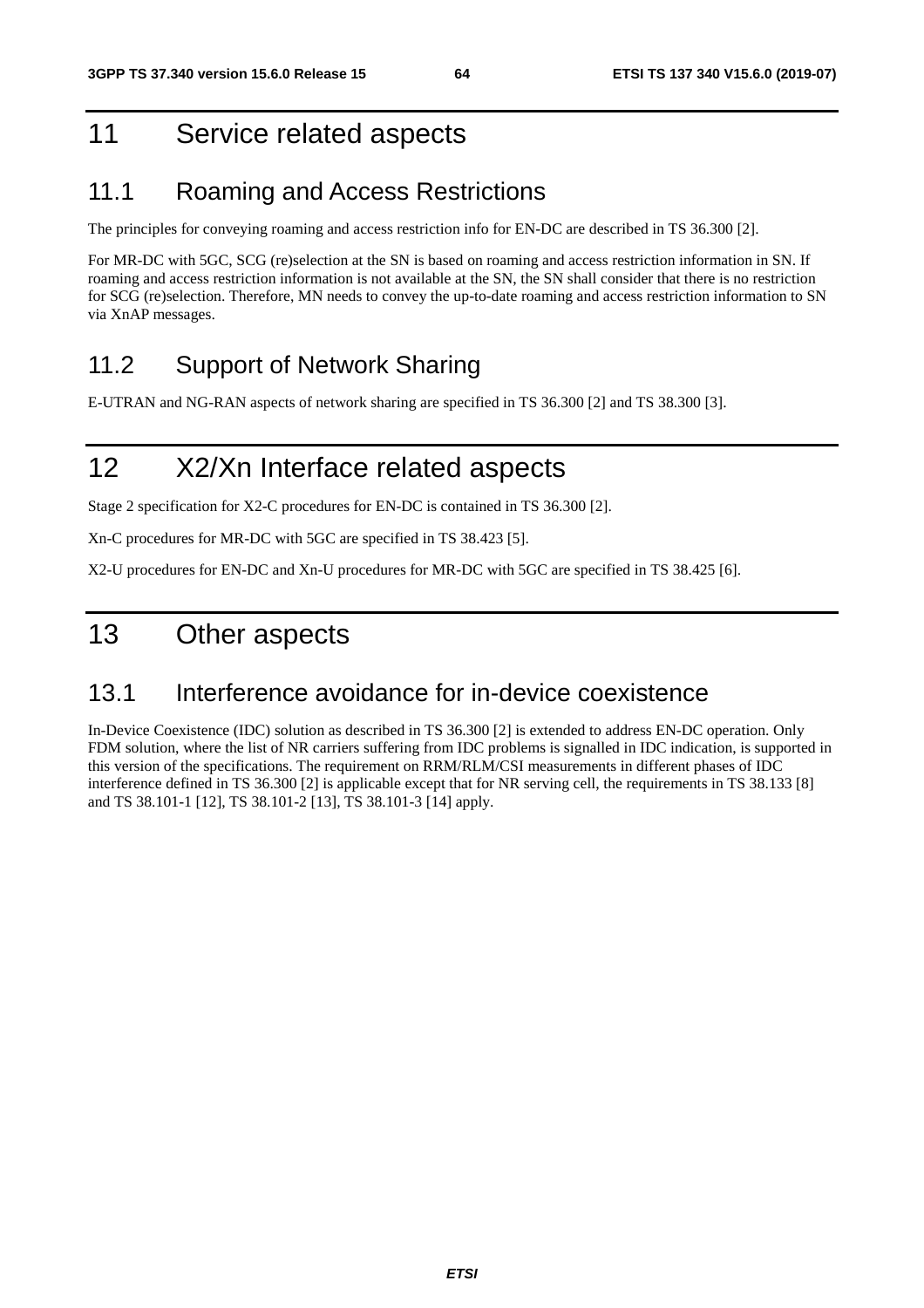# 11 Service related aspects

## 11.1 Roaming and Access Restrictions

The principles for conveying roaming and access restriction info for EN-DC are described in TS 36.300 [2].

For MR-DC with 5GC, SCG (re)selection at the SN is based on roaming and access restriction information in SN. If roaming and access restriction information is not available at the SN, the SN shall consider that there is no restriction for SCG (re)selection. Therefore, MN needs to convey the up-to-date roaming and access restriction information to SN via XnAP messages.

## 11.2 Support of Network Sharing

E-UTRAN and NG-RAN aspects of network sharing are specified in TS 36.300 [2] and TS 38.300 [3].

# 12 X2/Xn Interface related aspects

Stage 2 specification for X2-C procedures for EN-DC is contained in TS 36.300 [2].

Xn-C procedures for MR-DC with 5GC are specified in TS 38.423 [5].

X2-U procedures for EN-DC and Xn-U procedures for MR-DC with 5GC are specified in TS 38.425 [6].

# 13 Other aspects

## 13.1 Interference avoidance for in-device coexistence

In-Device Coexistence (IDC) solution as described in TS 36.300 [2] is extended to address EN-DC operation. Only FDM solution, where the list of NR carriers suffering from IDC problems is signalled in IDC indication, is supported in this version of the specifications. The requirement on RRM/RLM/CSI measurements in different phases of IDC interference defined in TS 36.300 [2] is applicable except that for NR serving cell, the requirements in TS 38.133 [8] and TS 38.101-1 [12], TS 38.101-2 [13], TS 38.101-3 [14] apply.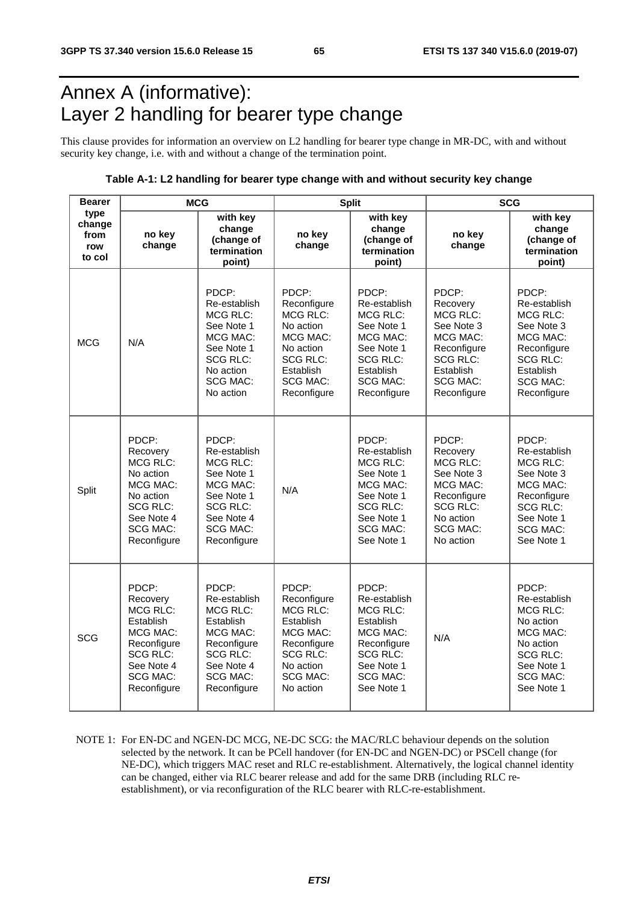# Annex A (informative): Layer 2 handling for bearer type change

This clause provides for information an overview on L2 handling for bearer type change in MR-DC, with and without security key change, i.e. with and without a change of the termination point.

**Table A-1: L2 handling for bearer type change with and without security key change**

| Bearer type change from row to col | MCG | | Split | | SCG | |
|---|---|---|---|---|---|---|
| | no key change | with key change (change of termination point) | no key change | with key change (change of termination point) | no key change | with key change (change of termination point) |
| MCG | N/A | PDCP: Re-establish MCG RLC: See Note 1 MCG MAC: See Note 1 SCG RLC: No action SCG MAC: No action | PDCP: Reconfigure MCG RLC: No action MCG MAC: No action SCG RLC: Establish SCG MAC: Reconfigure | PDCP: Re-establish MCG RLC: See Note 1 MCG MAC: See Note 1 SCG RLC: Establish SCG MAC: Reconfigure | PDCP: Recovery MCG RLC: See Note 3 MCG MAC: Reconfigure SCG RLC: Establish SCG MAC: Reconfigure | PDCP: Re-establish MCG RLC: See Note 3 MCG MAC: Reconfigure SCG RLC: Establish SCG MAC: Reconfigure |
| Split | PDCP: Recovery MCG RLC: No action MCG MAC: No action SCG RLC: See Note 4 SCG MAC: Reconfigure | PDCP: Re-establish MCG RLC: See Note 1 MCG MAC: See Note 1 SCG RLC: See Note 4 SCG MAC: Reconfigure | N/A | PDCP: Re-establish MCG RLC: See Note 1 MCG MAC: See Note 1 SCG RLC: See Note 1 SCG MAC: See Note 1 | PDCP: Recovery MCG RLC: See Note 3 MCG MAC: Reconfigure SCG RLC: No action SCG MAC: No action | PDCP: Re-establish MCG RLC: See Note 3 MCG MAC: Reconfigure SCG RLC: See Note 1 SCG MAC: See Note 1 |
| SCG | PDCP: Recovery MCG RLC: Establish MCG MAC: Reconfigure SCG RLC: See Note 4 SCG MAC: Reconfigure | PDCP: Re-establish MCG RLC: Establish MCG MAC: Reconfigure SCG RLC: See Note 4 SCG MAC: Reconfigure | PDCP: Reconfigure MCG RLC: Establish MCG MAC: Reconfigure SCG RLC: No action SCG MAC: No action | PDCP: Re-establish MCG RLC: Establish MCG MAC: Reconfigure SCG RLC: See Note 1 SCG MAC: See Note 1 | N/A | PDCP: Re-establish MCG RLC: No action MCG MAC: No action SCG RLC: See Note 1 SCG MAC: See Note 1 |

NOTE 1: For EN-DC and NGEN-DC MCG, NE-DC SCG: the MAC/RLC behaviour depends on the solution selected by the network. It can be PCell handover (for EN-DC and NGEN-DC) or PSCell change (for NE-DC), which triggers MAC reset and RLC re-establishment. Alternatively, the logical channel identity can be changed, either via RLC bearer release and add for the same DRB (including RLC re-establishment), or via reconfiguration of the RLC bearer with RLC-re-establishment.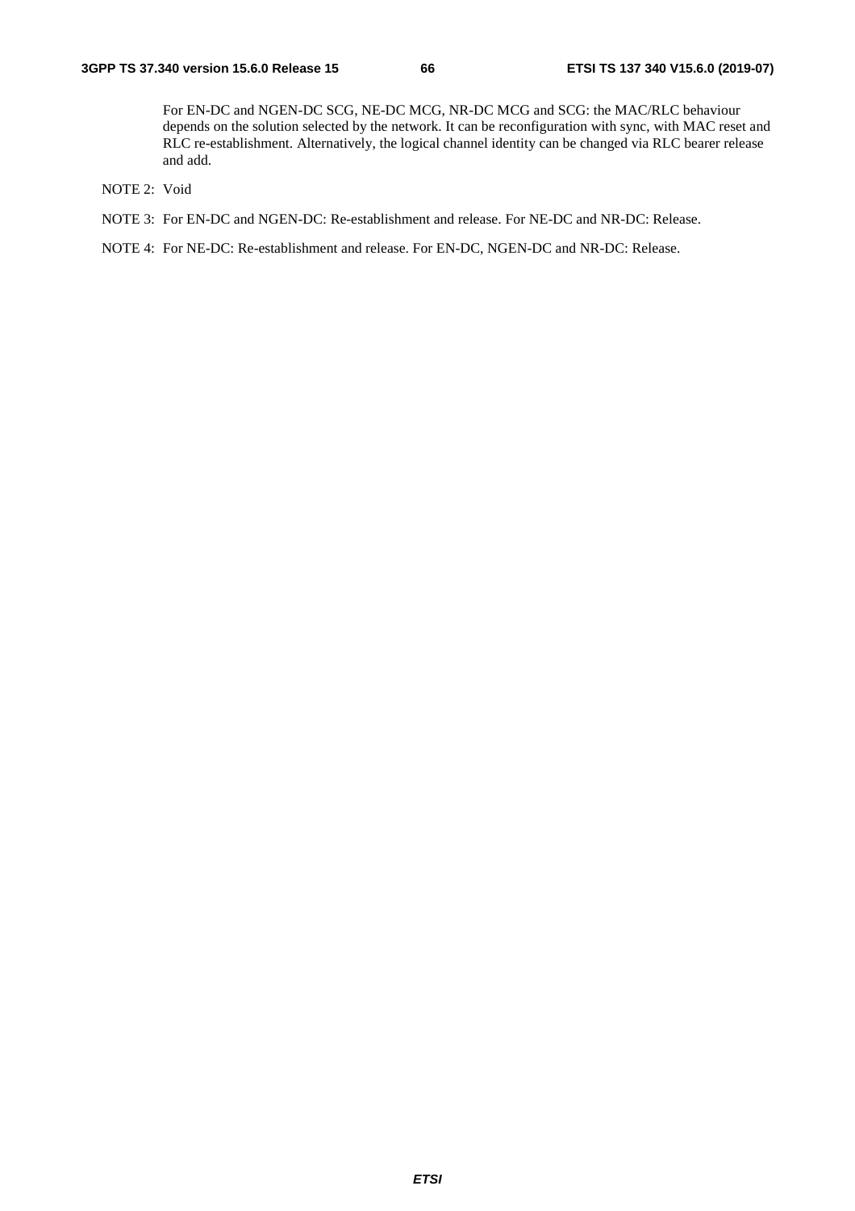For EN-DC and NGEN-DC SCG, NE-DC MCG, NR-DC MCG and SCG: the MAC/RLC behaviour depends on the solution selected by the network. It can be reconfiguration with sync, with MAC reset and RLC re-establishment. Alternatively, the logical channel identity can be changed via RLC bearer release and add.

NOTE 2: Void

NOTE 3: For EN-DC and NGEN-DC: Re-establishment and release. For NE-DC and NR-DC: Release.

NOTE 4: For NE-DC: Re-establishment and release. For EN-DC, NGEN-DC and NR-DC: Release.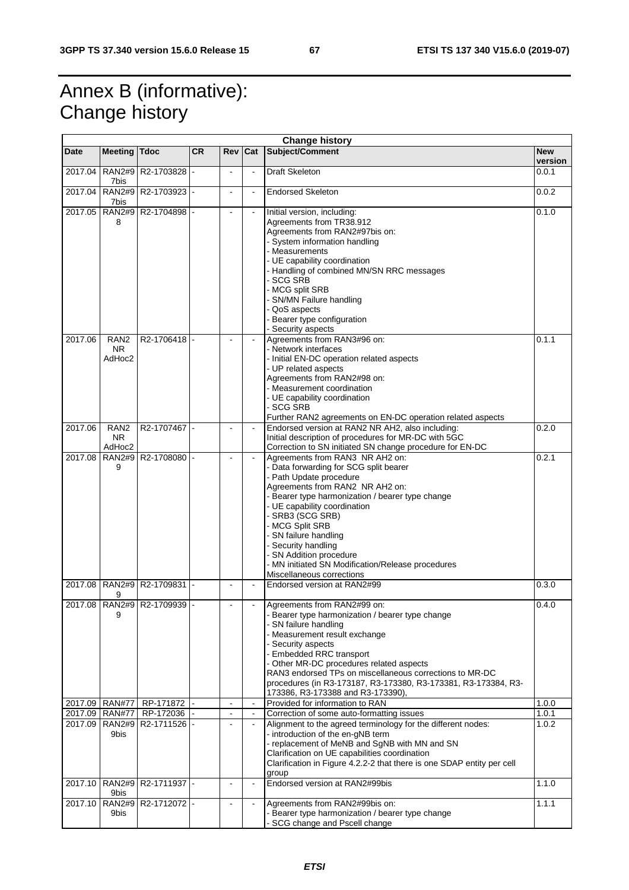# Annex B (informative): Change history

| Change history | | | | | | | |
|---|---|---|---|---|---|---|---|
| **Date** | **Meeting** | **Tdoc** | **CR** | **Rev** | **Cat** | **Subject/Comment** | **New version** |
| 2017.04 | RAN2#97bis | R2-1703828 | - | - | - | Draft Skeleton | 0.0.1 |
| 2017.04 | RAN2#97bis | R2-1703923 | - | - | - | Endorsed Skeleton | 0.0.2 |
| 2017.05 | RAN2#98 | R2-1704898 | - | - | - | Initial version, including:<br>Agreements from TR38.912<br>Agreements from RAN2#97bis on:<br>- System information handling<br>- Measurements<br>- UE capability coordination<br>- Handling of combined MN/SN RRC messages<br>- SCG SRB<br>- MCG split SRB<br>- SN/MN Failure handling<br>- QoS aspects<br>- Bearer type configuration<br>- Security aspects | 0.1.0 |
| 2017.06 | RAN2 NR AdHoc2 | R2-1706418 | - | - | - | Agreements from RAN3#96 on:<br>- Network interfaces<br>- Initial EN-DC operation related aspects<br>- UP related aspects<br>Agreements from RAN2#98 on:<br>- Measurement coordination<br>- UE capability coordination<br>- SCG SRB<br>Further RAN2 agreements on EN-DC operation related aspects | 0.1.1 |
| 2017.06 | RAN2 NR AdHoc2 | R2-1707467 | - | - | - | Endorsed version at RAN2 NR AH2, also including:<br>Initial description of procedures for MR-DC with 5GC<br>Correction to SN initiated SN change procedure for EN-DC | 0.2.0 |
| 2017.08 | RAN2#99 | R2-1708080 | - | - | - | Agreements from RAN3 NR AH2 on:<br>- Data forwarding for SCG split bearer<br>- Path Update procedure<br>Agreements from RAN2 NR AH2 on:<br>- Bearer type harmonization / bearer type change<br>- UE capability coordination<br>- SRB3 (SCG SRB)<br>- MCG Split SRB<br>- SN failure handling<br>- Security handling<br>- SN Addition procedure<br>- MN initiated SN Modification/Release procedures<br>Miscellaneous corrections | 0.2.1 |
| 2017.08 | RAN2#99 | R2-1709831 | - | - | - | Endorsed version at RAN2#99 | 0.3.0 |
| 2017.08 | RAN2#99 | R2-1709939 | - | - | - | Agreements from RAN2#99 on:<br>- Bearer type harmonization / bearer type change<br>- SN failure handling<br>- Measurement result exchange<br>- Security aspects<br>- Embedded RRC transport<br>- Other MR-DC procedures related aspects<br>RAN3 endorsed TPs on miscellaneous corrections to MR-DC procedures (in R3-173187, R3-173380, R3-173381, R3-173384, R3-173386, R3-173388 and R3-173390), | 0.4.0 |
| 2017.09 | RAN#77 | RP-171872 | - | - | - | Provided for information to RAN | 1.0.0 |
| 2017.09 | RAN#77 | RP-172036 | - | - | - | Correction of some auto-formatting issues | 1.0.1 |
| 2017.09 | RAN2#99bis | R2-1711526 | - | - | - | Alignment to the agreed terminology for the different nodes:<br>- introduction of the en-gNB term<br>- replacement of MeNB and SgNB with MN and SN<br>Clarification on UE capabilities coordination<br>Clarification in Figure 4.2.2-2 that there is one SDAP entity per cell group | 1.0.2 |
| 2017.10 | RAN2#99bis | R2-1711937 | - | - | - | Endorsed version at RAN2#99bis | 1.1.0 |
| 2017.10 | RAN2#99bis | R2-1712072 | - | - | - | Agreements from RAN2#99bis on:<br>- Bearer type harmonization / bearer type change<br>- SCG change and Pscell change | 1.1.1 |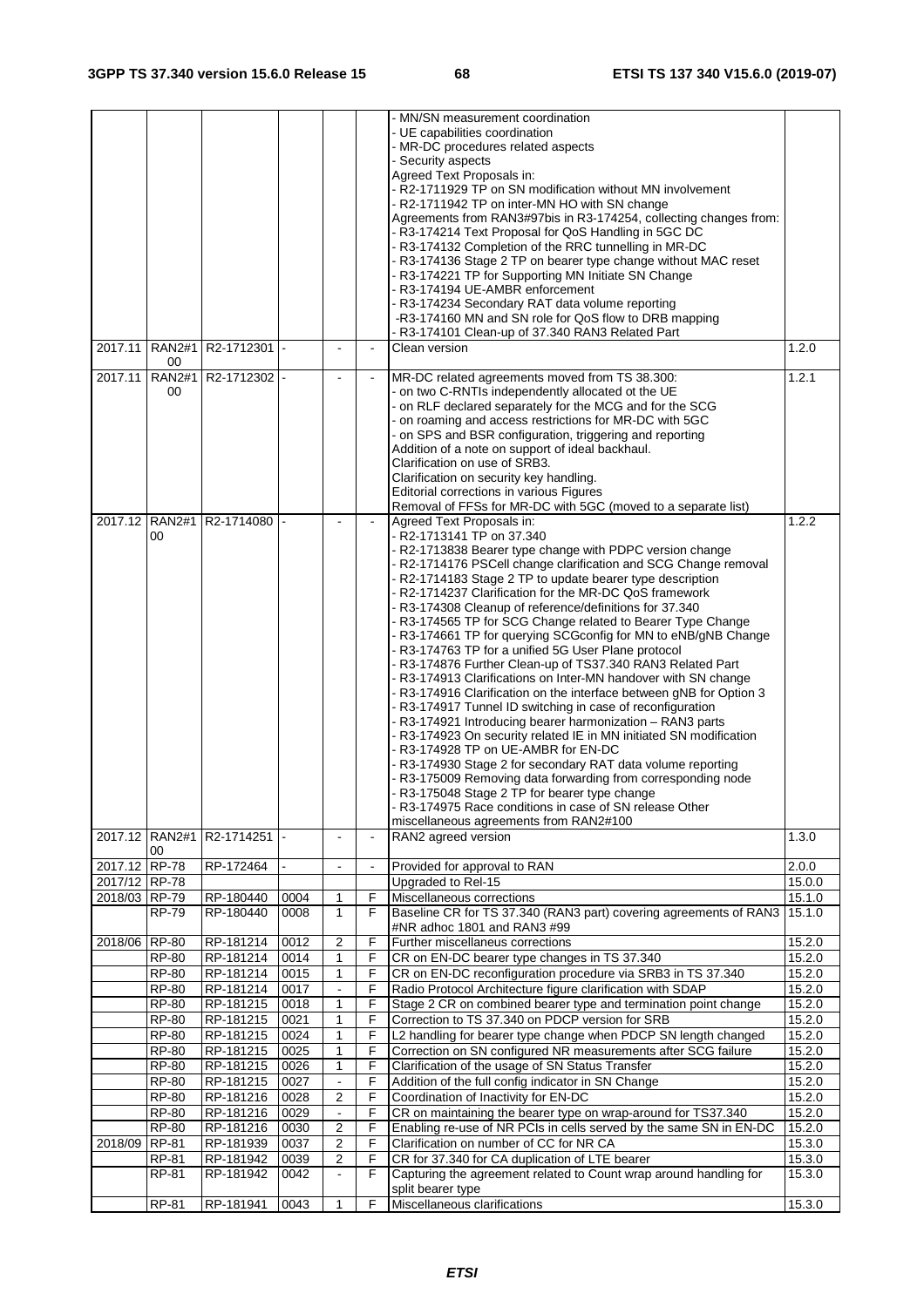|  |  |  |  |  |  | - MN/SN measurement coordination<br>- UE capabilities coordination<br>- MR-DC procedures related aspects<br>- Security aspects<br>Agreed Text Proposals in:<br>- R2-1711929 TP on SN modification without MN involvement<br>- R2-1711942 TP on inter-MN HO with SN change<br>Agreements from RAN3#97bis in R3-174254, collecting changes from:<br>- R3-174214 Text Proposal for QoS Handling in 5GC DC<br>- R3-174132 Completion of the RRC tunnelling in MR-DC<br>- R3-174136 Stage 2 TP on bearer type change without MAC reset<br>- R3-174221 TP for Supporting MN Initiate SN Change<br>- R3-174194 UE-AMBR enforcement<br>- R3-174234 Secondary RAT data volume reporting<br>-R3-174160 MN and SN role for QoS flow to DRB mapping<br>- R3-174101 Clean-up of 37.340 RAN3 Related Part |  |
|---|---|---|---|---|---|---|---|
| 2017.11 | RAN2#100 | R2-1712301 | - | - | - | Clean version | 1.2.0 |
| 2017.11 | RAN2#100 | R2-1712302 | - | - | - | MR-DC related agreements moved from TS 38.300:<br>- on two C-RNTIs independently allocated ot the UE<br>- on RLF declared separately for the MCG and for the SCG<br>- on roaming and access restrictions for MR-DC with 5GC<br>- on SPS and BSR configuration, triggering and reporting<br>Addition of a note on support of ideal backhaul.<br>Clarification on use of SRB3.<br>Clarification on security key handling.<br>Editorial corrections in various Figures<br>Removal of FFSs for MR-DC with 5GC (moved to a separate list) | 1.2.1 |
| 2017.12 | RAN2#100 | R2-1714080 | - | - | - | Agreed Text Proposals in:<br>- R2-1713141 TP on 37.340<br>- R2-1713838 Bearer type change with PDPC version change<br>- R2-1714176 PSCell change clarification and SCG Change removal<br>- R2-1714183 Stage 2 TP to update bearer type description<br>- R2-1714237 Clarification for the MR-DC QoS framework<br>- R3-174308 Cleanup of reference/definitions for 37.340<br>- R3-174565 TP for SCG Change related to Bearer Type Change<br>- R3-174661 TP for querying SCGconfig for MN to eNB/gNB Change<br>- R3-174763 TP for a unified 5G User Plane protocol<br>- R3-174876 Further Clean-up of TS37.340 RAN3 Related Part<br>- R3-174913 Clarifications on Inter-MN handover with SN change<br>- R3-174916 Clarification on the interface between gNB for Option 3<br>- R3-174917 Tunnel ID switching in case of reconfiguration<br>- R3-174921 Introducing bearer harmonization – RAN3 parts<br>- R3-174923 On security related IE in MN initiated SN modification<br>- R3-174928 TP on UE-AMBR for EN-DC<br>- R3-174930 Stage 2 for secondary RAT data volume reporting<br>- R3-175009 Removing data forwarding from corresponding node<br>- R3-175048 Stage 2 TP for bearer type change<br>- R3-174975 Race conditions in case of SN release Other miscellaneous agreements from RAN2#100 | 1.2.2 |
| 2017.12 | RAN2#100 | R2-1714251 | - | - | - | RAN2 agreed version | 1.3.0 |
| 2017.12 | RP-78 | RP-172464 | - | - | - | Provided for approval to RAN | 2.0.0 |
| 2017/12 | RP-78 |  |  |  |  | Upgraded to Rel-15 | 15.0.0 |
| 2018/03 | RP-79 | RP-180440 | 0004 | 1 | F | Miscellaneous corrections | 15.1.0 |
|  | RP-79 | RP-180440 | 0008 | 1 | F | Baseline CR for TS 37.340 (RAN3 part) covering agreements of RAN3 #NR adhoc 1801 and RAN3 #99 | 15.1.0 |
| 2018/06 | RP-80 | RP-181214 | 0012 | 2 | F | Further miscellaneus corrections | 15.2.0 |
|  | RP-80 | RP-181214 | 0014 | 1 | F | CR on EN-DC bearer type changes in TS 37.340 | 15.2.0 |
|  | RP-80 | RP-181214 | 0015 | 1 | F | CR on EN-DC reconfiguration procedure via SRB3 in TS 37.340 | 15.2.0 |
|  | RP-80 | RP-181214 | 0017 | - | F | Radio Protocol Architecture figure clarification with SDAP | 15.2.0 |
|  | RP-80 | RP-181215 | 0018 | 1 | F | Stage 2 CR on combined bearer type and termination point change | 15.2.0 |
|  | RP-80 | RP-181215 | 0021 | 1 | F | Correction to TS 37.340 on PDCP version for SRB | 15.2.0 |
|  | RP-80 | RP-181215 | 0024 | 1 | F | L2 handling for bearer type change when PDCP SN length changed | 15.2.0 |
|  | RP-80 | RP-181215 | 0025 | 1 | F | Correction on SN configured NR measurements after SCG failure | 15.2.0 |
|  | RP-80 | RP-181215 | 0026 | 1 | F | Clarification of the usage of SN Status Transfer | 15.2.0 |
|  | RP-80 | RP-181215 | 0027 | - | F | Addition of the full config indicator in SN Change | 15.2.0 |
|  | RP-80 | RP-181216 | 0028 | 2 | F | Coordination of Inactivity for EN-DC | 15.2.0 |
|  | RP-80 | RP-181216 | 0029 | - | F | CR on maintaining the bearer type on wrap-around for TS37.340 | 15.2.0 |
|  | RP-80 | RP-181216 | 0030 | 2 | F | Enabling re-use of NR PCIs in cells served by the same SN in EN-DC | 15.2.0 |
| 2018/09 | RP-81 | RP-181939 | 0037 | 2 | F | Clarification on number of CC for NR CA | 15.3.0 |
|  | RP-81 | RP-181942 | 0039 | 2 | F | CR for 37.340 for CA duplication of LTE bearer | 15.3.0 |
|  | RP-81 | RP-181942 | 0042 | - | F | Capturing the agreement related to Count wrap around handling for split bearer type | 15.3.0 |
|  | RP-81 | RP-181941 | 0043 | 1 | F | Miscellaneous clarifications | 15.3.0 |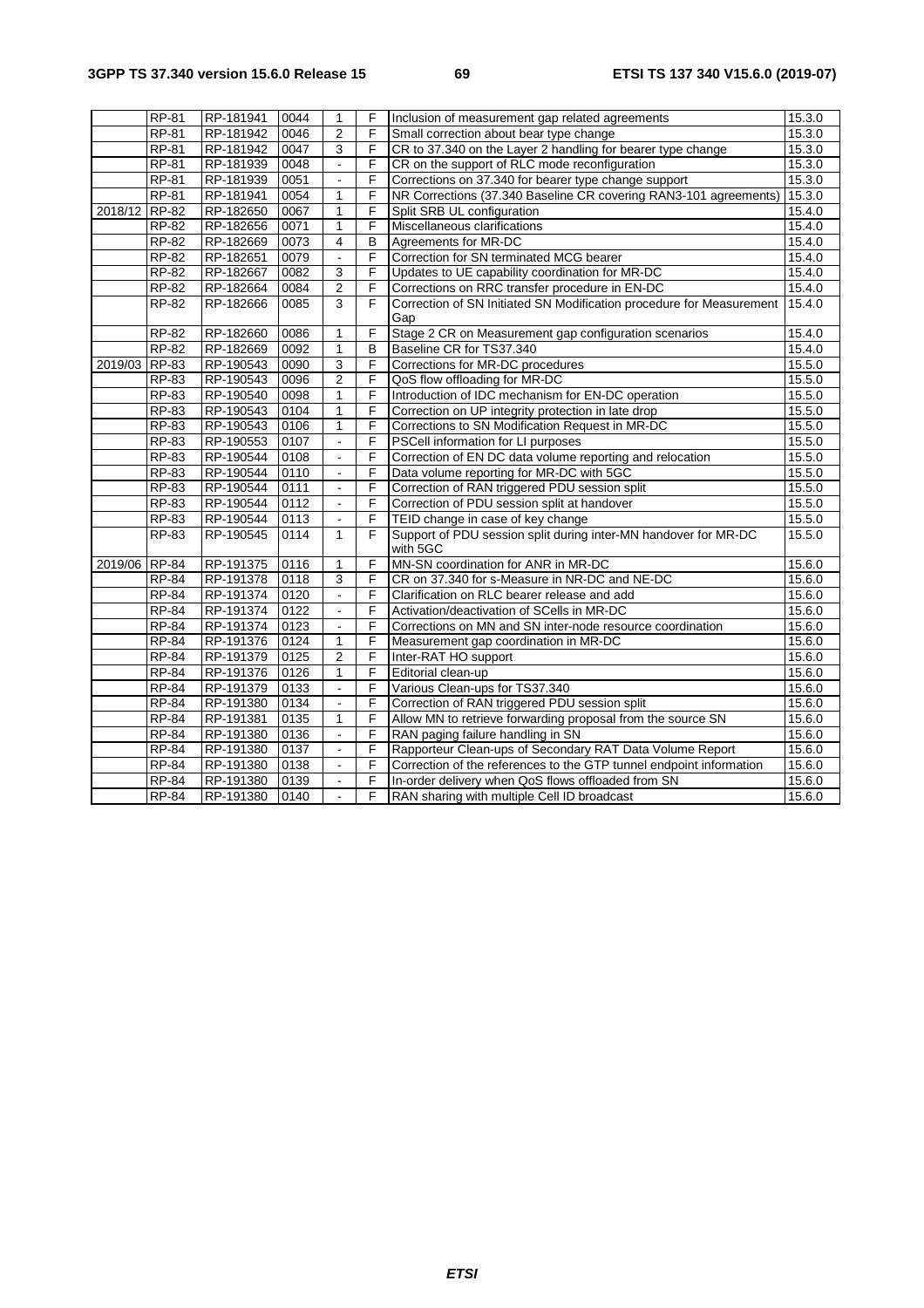| | | | | | | | |
|---|---|---|---|---|---|---|---|
| | RP-81 | RP-181941 | 0044 | 1 | F | Inclusion of measurement gap related agreements | 15.3.0 |
| | RP-81 | RP-181942 | 0046 | 2 | F | Small correction about bear type change | 15.3.0 |
| | RP-81 | RP-181942 | 0047 | 3 | F | CR to 37.340 on the Layer 2 handling for bearer type change | 15.3.0 |
| | RP-81 | RP-181939 | 0048 | - | F | CR on the support of RLC mode reconfiguration | 15.3.0 |
| | RP-81 | RP-181939 | 0051 | - | F | Corrections on 37.340 for bearer type change support | 15.3.0 |
| | RP-81 | RP-181941 | 0054 | 1 | F | NR Corrections (37.340 Baseline CR covering RAN3-101 agreements) | 15.3.0 |
| 2018/12 | RP-82 | RP-182650 | 0067 | 1 | F | Split SRB UL configuration | 15.4.0 |
| | RP-82 | RP-182656 | 0071 | 1 | F | Miscellaneous clarifications | 15.4.0 |
| | RP-82 | RP-182669 | 0073 | 4 | B | Agreements for MR-DC | 15.4.0 |
| | RP-82 | RP-182651 | 0079 | - | F | Correction for SN terminated MCG bearer | 15.4.0 |
| | RP-82 | RP-182667 | 0082 | 3 | F | Updates to UE capability coordination for MR-DC | 15.4.0 |
| | RP-82 | RP-182664 | 0084 | 2 | F | Corrections on RRC transfer procedure in EN-DC | 15.4.0 |
| | RP-82 | RP-182666 | 0085 | 3 | F | Correction of SN Initiated SN Modification procedure for Measurement Gap | 15.4.0 |
| | RP-82 | RP-182660 | 0086 | 1 | F | Stage 2 CR on Measurement gap configuration scenarios | 15.4.0 |
| | RP-82 | RP-182669 | 0092 | 1 | B | Baseline CR for TS37.340 | 15.4.0 |
| 2019/03 | RP-83 | RP-190543 | 0090 | 3 | F | Corrections for MR-DC procedures | 15.5.0 |
| | RP-83 | RP-190543 | 0096 | 2 | F | QoS flow offloading for MR-DC | 15.5.0 |
| | RP-83 | RP-190540 | 0098 | 1 | F | Introduction of IDC mechanism for EN-DC operation | 15.5.0 |
| | RP-83 | RP-190543 | 0104 | 1 | F | Correction on UP integrity protection in late drop | 15.5.0 |
| | RP-83 | RP-190543 | 0106 | 1 | F | Corrections to SN Modification Request in MR-DC | 15.5.0 |
| | RP-83 | RP-190553 | 0107 | - | F | PSCell information for LI purposes | 15.5.0 |
| | RP-83 | RP-190544 | 0108 | - | F | Correction of EN DC data volume reporting and relocation | 15.5.0 |
| | RP-83 | RP-190544 | 0110 | - | F | Data volume reporting for MR-DC with 5GC | 15.5.0 |
| | RP-83 | RP-190544 | 0111 | - | F | Correction of RAN triggered PDU session split | 15.5.0 |
| | RP-83 | RP-190544 | 0112 | - | F | Correction of PDU session split at handover | 15.5.0 |
| | RP-83 | RP-190544 | 0113 | - | F | TEID change in case of key change | 15.5.0 |
| | RP-83 | RP-190545 | 0114 | 1 | F | Support of PDU session split during inter-MN handover for MR-DC with 5GC | 15.5.0 |
| 2019/06 | RP-84 | RP-191375 | 0116 | 1 | F | MN-SN coordination for ANR in MR-DC | 15.6.0 |
| | RP-84 | RP-191378 | 0118 | 3 | F | CR on 37.340 for s-Measure in NR-DC and NE-DC | 15.6.0 |
| | RP-84 | RP-191374 | 0120 | - | F | Clarification on RLC bearer release and add | 15.6.0 |
| | RP-84 | RP-191374 | 0122 | - | F | Activation/deactivation of SCells in MR-DC | 15.6.0 |
| | RP-84 | RP-191374 | 0123 | - | F | Corrections on MN and SN inter-node resource coordination | 15.6.0 |
| | RP-84 | RP-191376 | 0124 | 1 | F | Measurement gap coordination in MR-DC | 15.6.0 |
| | RP-84 | RP-191379 | 0125 | 2 | F | Inter-RAT HO support | 15.6.0 |
| | RP-84 | RP-191376 | 0126 | 1 | F | Editorial clean-up | 15.6.0 |
| | RP-84 | RP-191379 | 0133 | - | F | Various Clean-ups for TS37.340 | 15.6.0 |
| | RP-84 | RP-191380 | 0134 | - | F | Correction of RAN triggered PDU session split | 15.6.0 |
| | RP-84 | RP-191381 | 0135 | 1 | F | Allow MN to retrieve forwarding proposal from the source SN | 15.6.0 |
| | RP-84 | RP-191380 | 0136 | - | F | RAN paging failure handling in SN | 15.6.0 |
| | RP-84 | RP-191380 | 0137 | - | F | Rapporteur Clean-ups of Secondary RAT Data Volume Report | 15.6.0 |
| | RP-84 | RP-191380 | 0138 | - | F | Correction of the references to the GTP tunnel endpoint information | 15.6.0 |
| | RP-84 | RP-191380 | 0139 | - | F | In-order delivery when QoS flows offloaded from SN | 15.6.0 |
| | RP-84 | RP-191380 | 0140 | - | F | RAN sharing with multiple Cell ID broadcast | 15.6.0 |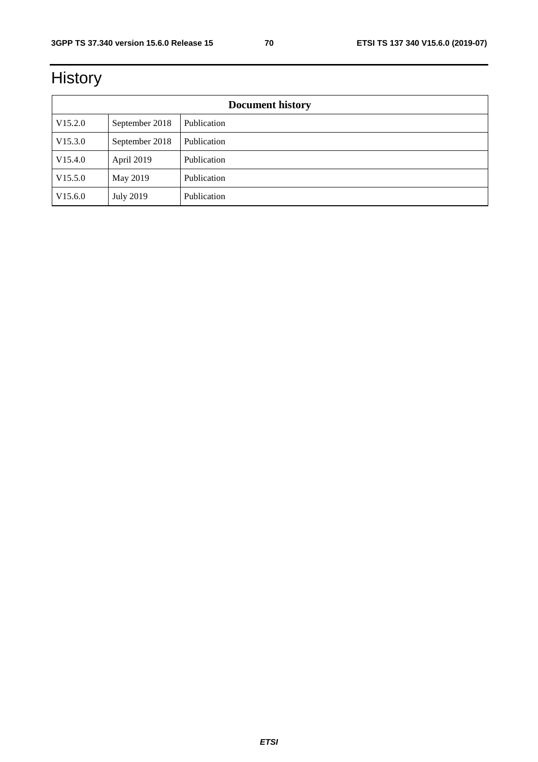# History

| Document history | | |
|---|---|---|
| V15.2.0 | September 2018 | Publication |
| V15.3.0 | September 2018 | Publication |
| V15.4.0 | April 2019 | Publication |
| V15.5.0 | May 2019 | Publication |
| V15.6.0 | July 2019 | Publication |